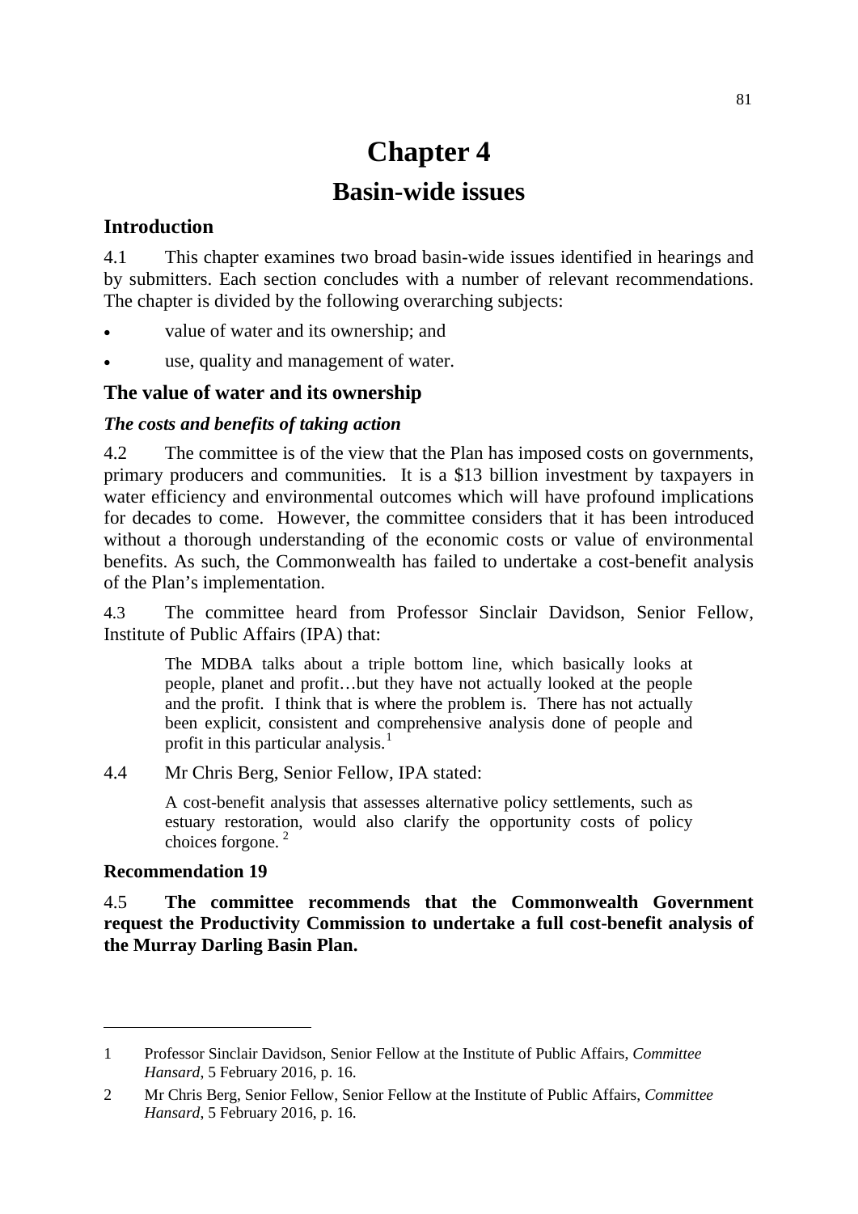# Chapter 4

# Basin-wide issues

## Introduction

4.1 This chapter examines two broad basin-wide issues identified in hearings and by submitters. Each section concludes with a number of relevant recommendations. The chapter is divided by the following overarching subjects:

- value of water and its ownership; and
- use, quality and management of water.

## The value of water and its ownership

### *The costs and benefits of taking action*

4.2 The committee is of the view that the Plan has imposed costs on governments, primary producers and communities. It is a $13 billion investment by taxpayers in water efficiency and environmental outcomes which will have profound implications for decades to come. However, the committee considers that it has been introduced without a thorough understanding of the economic costs or value of environmental benefits. As such, the Commonwealth has failed to undertake a cost-benefit analysis of the Plan's implementation.

4.3 The committee heard from Professor Sinclair Davidson, Senior Fellow, Institute of Public Affairs (IPA) that:

> The MDBA talks about a triple bottom line, which basically looks at people, planet and profit…but they have not actually looked at the people and the profit. I think that is where the problem is. There has not actually been explicit, consistent and comprehensive analysis done of people and profit in this particular analysis.[1]

4.4 Mr Chris Berg, Senior Fellow, IPA stated:

> A cost-benefit analysis that assesses alternative policy settlements, such as estuary restoration, would also clarify the opportunity costs of policy choices forgone.[2]

**Recommendation 19**

4.5 **The committee recommends that the Commonwealth Government request the Productivity Commission to undertake a full cost-benefit analysis of the Murray Darling Basin Plan.**

---

1 Professor Sinclair Davidson, Senior Fellow at the Institute of Public Affairs, *Committee Hansard*, 5 February 2016, p. 16.

2 Mr Chris Berg, Senior Fellow, Senior Fellow at the Institute of Public Affairs, *Committee Hansard*, 5 February 2016, p. 16.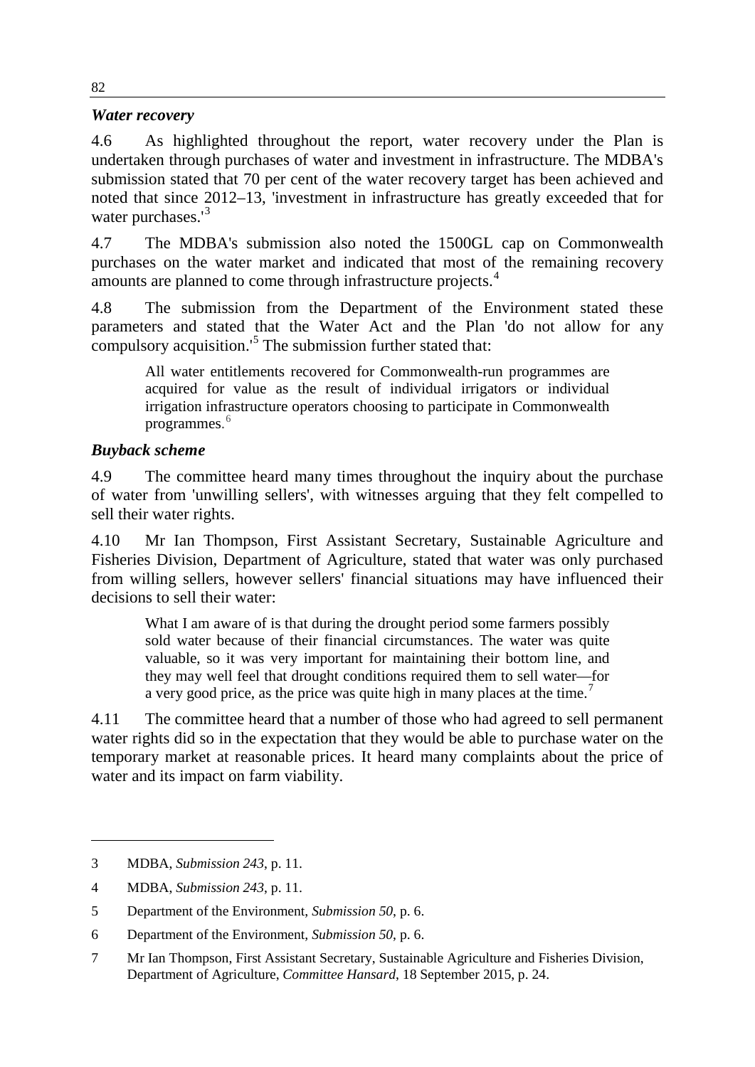### *Water recovery*

4.6 As highlighted throughout the report, water recovery under the Plan is undertaken through purchases of water and investment in infrastructure. The MDBA's submission stated that 70 per cent of the water recovery target has been achieved and noted that since 2012–13, 'investment in infrastructure has greatly exceeded that for water purchases.'[3]

4.7 The MDBA's submission also noted the 1500GL cap on Commonwealth purchases on the water market and indicated that most of the remaining recovery amounts are planned to come through infrastructure projects.[4]

4.8 The submission from the Department of the Environment stated these parameters and stated that the Water Act and the Plan 'do not allow for any compulsory acquisition.'[5] The submission further stated that:

> All water entitlements recovered for Commonwealth-run programmes are acquired for value as the result of individual irrigators or individual irrigation infrastructure operators choosing to participate in Commonwealth programmes.[6]

### *Buyback scheme*

4.9 The committee heard many times throughout the inquiry about the purchase of water from 'unwilling sellers', with witnesses arguing that they felt compelled to sell their water rights.

4.10 Mr Ian Thompson, First Assistant Secretary, Sustainable Agriculture and Fisheries Division, Department of Agriculture, stated that water was only purchased from willing sellers, however sellers' financial situations may have influenced their decisions to sell their water:

> What I am aware of is that during the drought period some farmers possibly sold water because of their financial circumstances. The water was quite valuable, so it was very important for maintaining their bottom line, and they may well feel that drought conditions required them to sell water—for a very good price, as the price was quite high in many places at the time.[7]

4.11 The committee heard that a number of those who had agreed to sell permanent water rights did so in the expectation that they would be able to purchase water on the temporary market at reasonable prices. It heard many complaints about the price of water and its impact on farm viability.

---

3 MDBA, *Submission 243*, p. 11.

4 MDBA, *Submission 243*, p. 11.

5 Department of the Environment, *Submission 50*, p. 6.

6 Department of the Environment, *Submission 50*, p. 6.

7 Mr Ian Thompson, First Assistant Secretary, Sustainable Agriculture and Fisheries Division, Department of Agriculture, *Committee Hansard*, 18 September 2015, p. 24.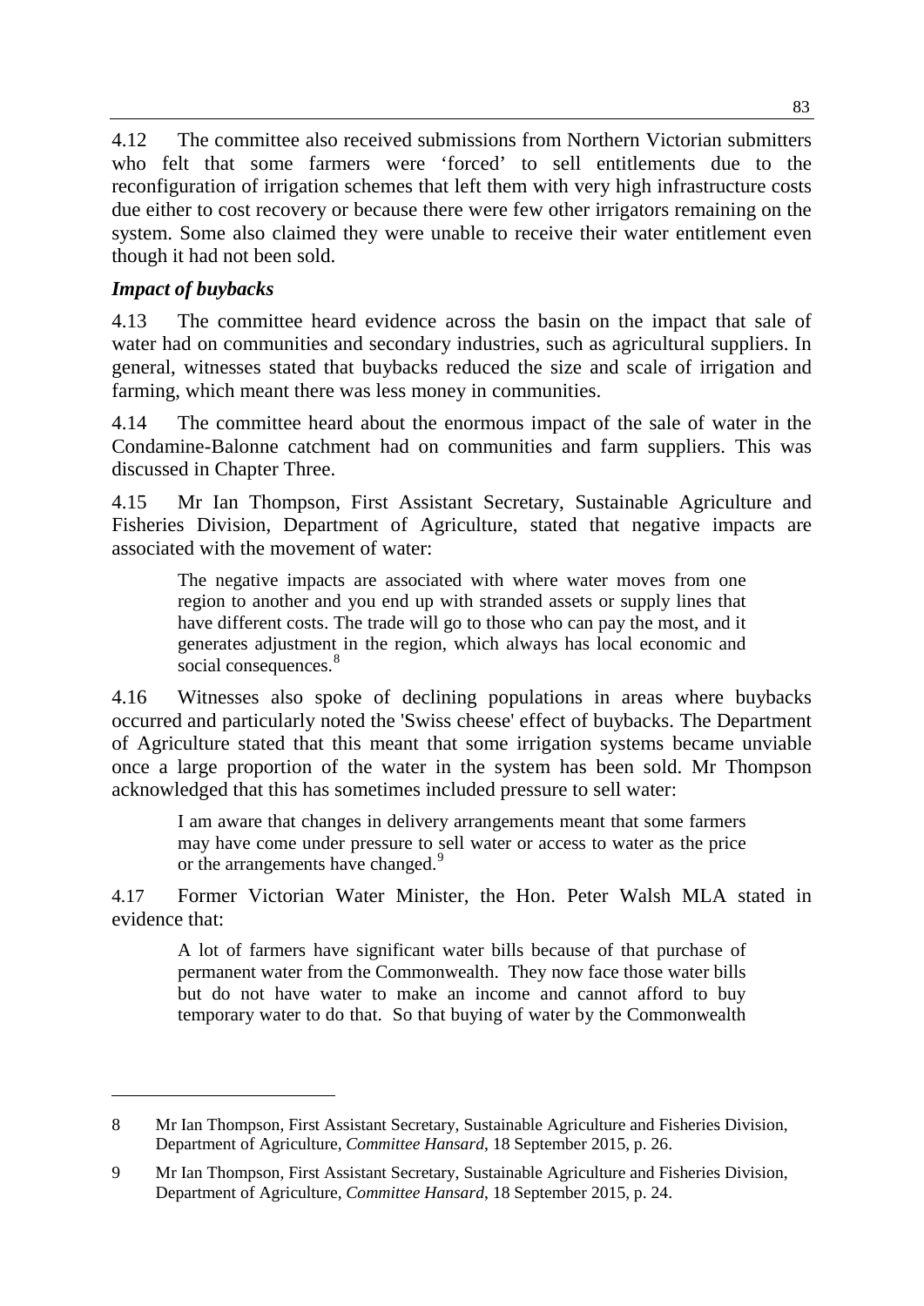4.12 The committee also received submissions from Northern Victorian submitters who felt that some farmers were 'forced' to sell entitlements due to the reconfiguration of irrigation schemes that left them with very high infrastructure costs due either to cost recovery or because there were few other irrigators remaining on the system. Some also claimed they were unable to receive their water entitlement even though it had not been sold.

### *Impact of buybacks*

4.13 The committee heard evidence across the basin on the impact that sale of water had on communities and secondary industries, such as agricultural suppliers. In general, witnesses stated that buybacks reduced the size and scale of irrigation and farming, which meant there was less money in communities.

4.14 The committee heard about the enormous impact of the sale of water in the Condamine-Balonne catchment had on communities and farm suppliers. This was discussed in Chapter Three.

4.15 Mr Ian Thompson, First Assistant Secretary, Sustainable Agriculture and Fisheries Division, Department of Agriculture, stated that negative impacts are associated with the movement of water:

> The negative impacts are associated with where water moves from one region to another and you end up with stranded assets or supply lines that have different costs. The trade will go to those who can pay the most, and it generates adjustment in the region, which always has local economic and social consequences.[8]

4.16 Witnesses also spoke of declining populations in areas where buybacks occurred and particularly noted the 'Swiss cheese' effect of buybacks. The Department of Agriculture stated that this meant that some irrigation systems became unviable once a large proportion of the water in the system has been sold. Mr Thompson acknowledged that this has sometimes included pressure to sell water:

> I am aware that changes in delivery arrangements meant that some farmers may have come under pressure to sell water or access to water as the price or the arrangements have changed.[9]

4.17 Former Victorian Water Minister, the Hon. Peter Walsh MLA stated in evidence that:

> A lot of farmers have significant water bills because of that purchase of permanent water from the Commonwealth. They now face those water bills but do not have water to make an income and cannot afford to buy temporary water to do that. So that buying of water by the Commonwealth

---

8 Mr Ian Thompson, First Assistant Secretary, Sustainable Agriculture and Fisheries Division, Department of Agriculture, *Committee Hansard*, 18 September 2015, p. 26.

9 Mr Ian Thompson, First Assistant Secretary, Sustainable Agriculture and Fisheries Division, Department of Agriculture, *Committee Hansard*, 18 September 2015, p. 24.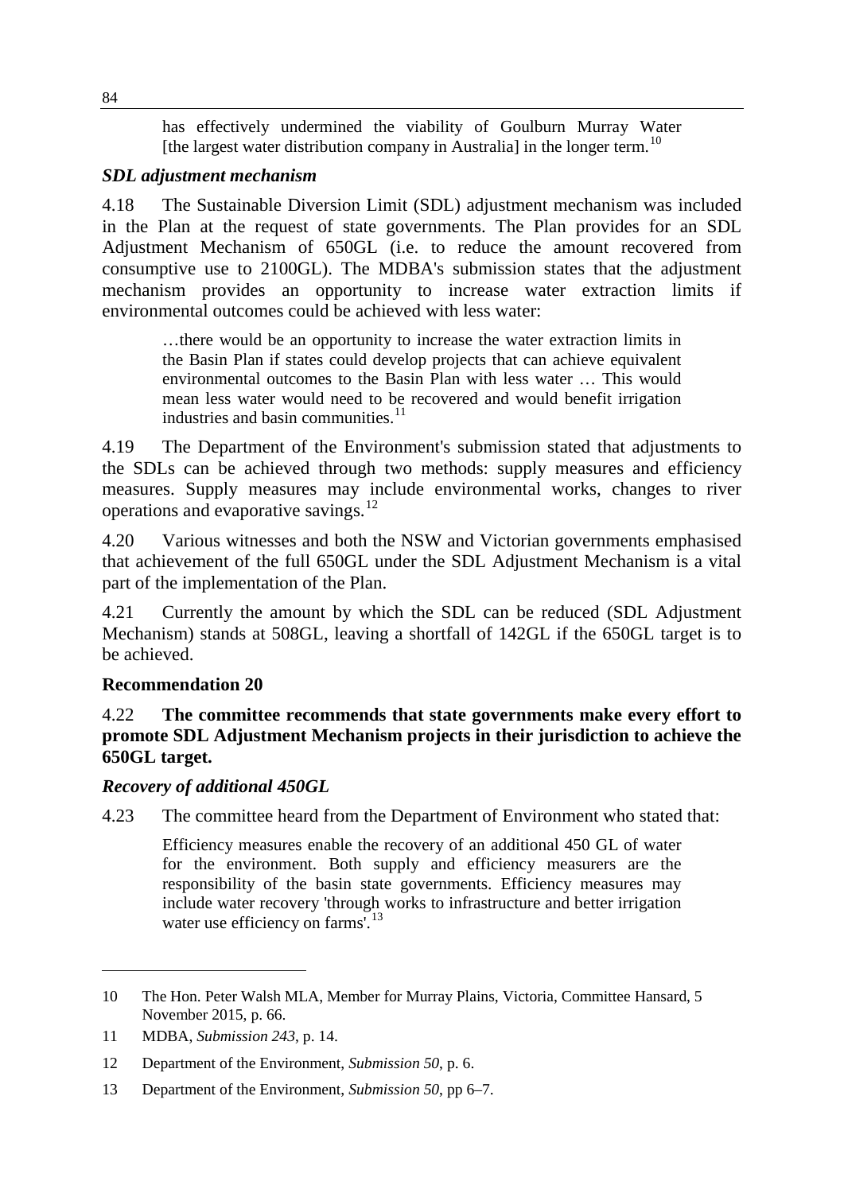> has effectively undermined the viability of Goulburn Murray Water [the largest water distribution company in Australia] in the longer term.[10]

### *SDL adjustment mechanism*

4.18 The Sustainable Diversion Limit (SDL) adjustment mechanism was included in the Plan at the request of state governments. The Plan provides for an SDL Adjustment Mechanism of 650GL (i.e. to reduce the amount recovered from consumptive use to 2100GL). The MDBA's submission states that the adjustment mechanism provides an opportunity to increase water extraction limits if environmental outcomes could be achieved with less water:

> …there would be an opportunity to increase the water extraction limits in the Basin Plan if states could develop projects that can achieve equivalent environmental outcomes to the Basin Plan with less water … This would mean less water would need to be recovered and would benefit irrigation industries and basin communities.[11]

4.19 The Department of the Environment's submission stated that adjustments to the SDLs can be achieved through two methods: supply measures and efficiency measures. Supply measures may include environmental works, changes to river operations and evaporative savings.[12]

4.20 Various witnesses and both the NSW and Victorian governments emphasised that achievement of the full 650GL under the SDL Adjustment Mechanism is a vital part of the implementation of the Plan.

4.21 Currently the amount by which the SDL can be reduced (SDL Adjustment Mechanism) stands at 508GL, leaving a shortfall of 142GL if the 650GL target is to be achieved.

### Recommendation 20

4.22 **The committee recommends that state governments make every effort to promote SDL Adjustment Mechanism projects in their jurisdiction to achieve the 650GL target.**

### *Recovery of additional 450GL*

4.23 The committee heard from the Department of Environment who stated that:

> Efficiency measures enable the recovery of an additional 450 GL of water for the environment. Both supply and efficiency measurers are the responsibility of the basin state governments. Efficiency measures may include water recovery 'through works to infrastructure and better irrigation water use efficiency on farms'.[13]

---

10 The Hon. Peter Walsh MLA, Member for Murray Plains, Victoria, Committee Hansard, 5 November 2015, p. 66.

11 MDBA, *Submission 243*, p. 14.

12 Department of the Environment, *Submission 50*, p. 6.

13 Department of the Environment, *Submission 50*, pp 6–7.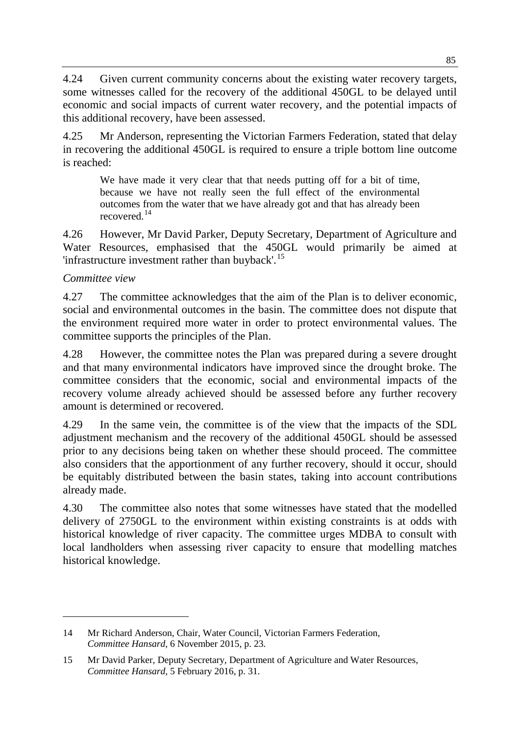4.24 Given current community concerns about the existing water recovery targets, some witnesses called for the recovery of the additional 450GL to be delayed until economic and social impacts of current water recovery, and the potential impacts of this additional recovery, have been assessed.

4.25 Mr Anderson, representing the Victorian Farmers Federation, stated that delay in recovering the additional 450GL is required to ensure a triple bottom line outcome is reached:

> We have made it very clear that that needs putting off for a bit of time, because we have not really seen the full effect of the environmental outcomes from the water that we have already got and that has already been recovered.[14]

4.26 However, Mr David Parker, Deputy Secretary, Department of Agriculture and Water Resources, emphasised that the 450GL would primarily be aimed at 'infrastructure investment rather than buyback'.[15]

*Committee view*

4.27 The committee acknowledges that the aim of the Plan is to deliver economic, social and environmental outcomes in the basin. The committee does not dispute that the environment required more water in order to protect environmental values. The committee supports the principles of the Plan.

4.28 However, the committee notes the Plan was prepared during a severe drought and that many environmental indicators have improved since the drought broke. The committee considers that the economic, social and environmental impacts of the recovery volume already achieved should be assessed before any further recovery amount is determined or recovered.

4.29 In the same vein, the committee is of the view that the impacts of the SDL adjustment mechanism and the recovery of the additional 450GL should be assessed prior to any decisions being taken on whether these should proceed. The committee also considers that the apportionment of any further recovery, should it occur, should be equitably distributed between the basin states, taking into account contributions already made.

4.30 The committee also notes that some witnesses have stated that the modelled delivery of 2750GL to the environment within existing constraints is at odds with historical knowledge of river capacity. The committee urges MDBA to consult with local landholders when assessing river capacity to ensure that modelling matches historical knowledge.

---

14 Mr Richard Anderson, Chair, Water Council, Victorian Farmers Federation, *Committee Hansard*, 6 November 2015, p. 23.

15 Mr David Parker, Deputy Secretary, Department of Agriculture and Water Resources, *Committee Hansard*, 5 February 2016, p. 31.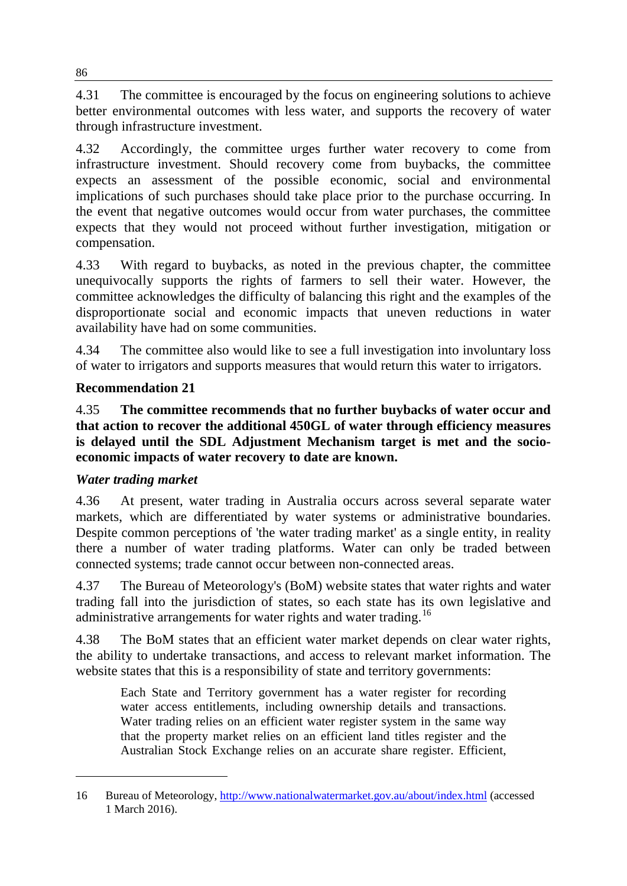4.31 The committee is encouraged by the focus on engineering solutions to achieve better environmental outcomes with less water, and supports the recovery of water through infrastructure investment.

4.32 Accordingly, the committee urges further water recovery to come from infrastructure investment. Should recovery come from buybacks, the committee expects an assessment of the possible economic, social and environmental implications of such purchases should take place prior to the purchase occurring. In the event that negative outcomes would occur from water purchases, the committee expects that they would not proceed without further investigation, mitigation or compensation.

4.33 With regard to buybacks, as noted in the previous chapter, the committee unequivocally supports the rights of farmers to sell their water. However, the committee acknowledges the difficulty of balancing this right and the examples of the disproportionate social and economic impacts that uneven reductions in water availability have had on some communities.

4.34 The committee also would like to see a full investigation into involuntary loss of water to irrigators and supports measures that would return this water to irrigators.

**Recommendation 21**

4.35 **The committee recommends that no further buybacks of water occur and that action to recover the additional 450GL of water through efficiency measures is delayed until the SDL Adjustment Mechanism target is met and the socio-economic impacts of water recovery to date are known.**

***Water trading market***

4.36 At present, water trading in Australia occurs across several separate water markets, which are differentiated by water systems or administrative boundaries. Despite common perceptions of 'the water trading market' as a single entity, in reality there a number of water trading platforms. Water can only be traded between connected systems; trade cannot occur between non-connected areas.

4.37 The Bureau of Meteorology's (BoM) website states that water rights and water trading fall into the jurisdiction of states, so each state has its own legislative and administrative arrangements for water rights and water trading.[16]

4.38 The BoM states that an efficient water market depends on clear water rights, the ability to undertake transactions, and access to relevant market information. The website states that this is a responsibility of state and territory governments:

> Each State and Territory government has a water register for recording water access entitlements, including ownership details and transactions. Water trading relies on an efficient water register system in the same way that the property market relies on an efficient land titles register and the Australian Stock Exchange relies on an accurate share register. Efficient,

---

16 Bureau of Meteorology, http://www.nationalwatermarket.gov.au/about/index.html (accessed 1 March 2016).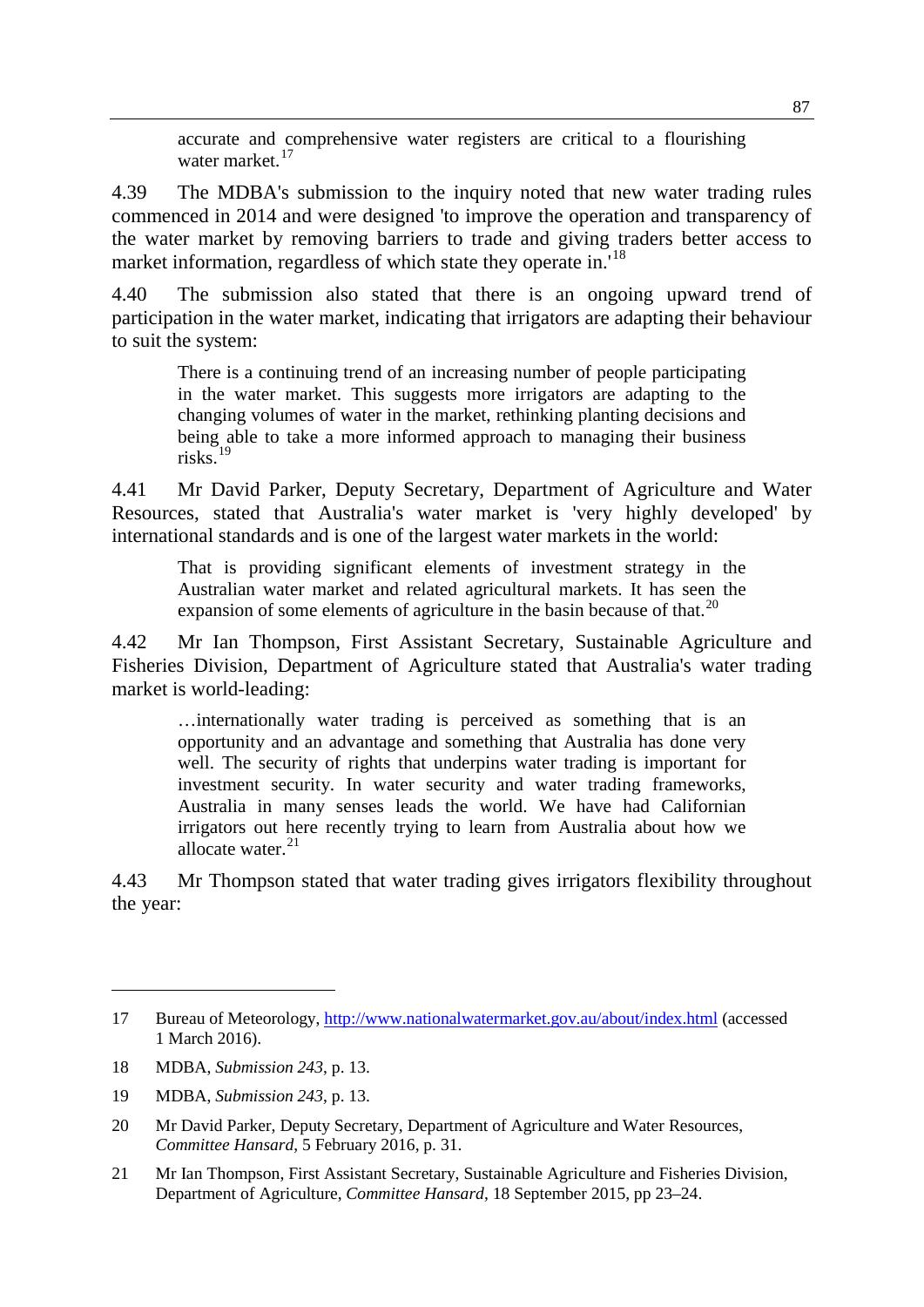> accurate and comprehensive water registers are critical to a flourishing water market.[17]

4.39 The MDBA's submission to the inquiry noted that new water trading rules commenced in 2014 and were designed 'to improve the operation and transparency of the water market by removing barriers to trade and giving traders better access to market information, regardless of which state they operate in.'[18]

4.40 The submission also stated that there is an ongoing upward trend of participation in the water market, indicating that irrigators are adapting their behaviour to suit the system:

> There is a continuing trend of an increasing number of people participating in the water market. This suggests more irrigators are adapting to the changing volumes of water in the market, rethinking planting decisions and being able to take a more informed approach to managing their business risks.[19]

4.41 Mr David Parker, Deputy Secretary, Department of Agriculture and Water Resources, stated that Australia's water market is 'very highly developed' by international standards and is one of the largest water markets in the world:

> That is providing significant elements of investment strategy in the Australian water market and related agricultural markets. It has seen the expansion of some elements of agriculture in the basin because of that.[20]

4.42 Mr Ian Thompson, First Assistant Secretary, Sustainable Agriculture and Fisheries Division, Department of Agriculture stated that Australia's water trading market is world-leading:

> …internationally water trading is perceived as something that is an opportunity and an advantage and something that Australia has done very well. The security of rights that underpins water trading is important for investment security. In water security and water trading frameworks, Australia in many senses leads the world. We have had Californian irrigators out here recently trying to learn from Australia about how we allocate water.[21]

4.43 Mr Thompson stated that water trading gives irrigators flexibility throughout the year:

---

17 Bureau of Meteorology, http://www.nationalwatermarket.gov.au/about/index.html (accessed 1 March 2016).

18 MDBA, *Submission 243*, p. 13.

19 MDBA, *Submission 243*, p. 13.

20 Mr David Parker, Deputy Secretary, Department of Agriculture and Water Resources, *Committee Hansard*, 5 February 2016, p. 31.

21 Mr Ian Thompson, First Assistant Secretary, Sustainable Agriculture and Fisheries Division, Department of Agriculture, *Committee Hansard*, 18 September 2015, pp 23–24.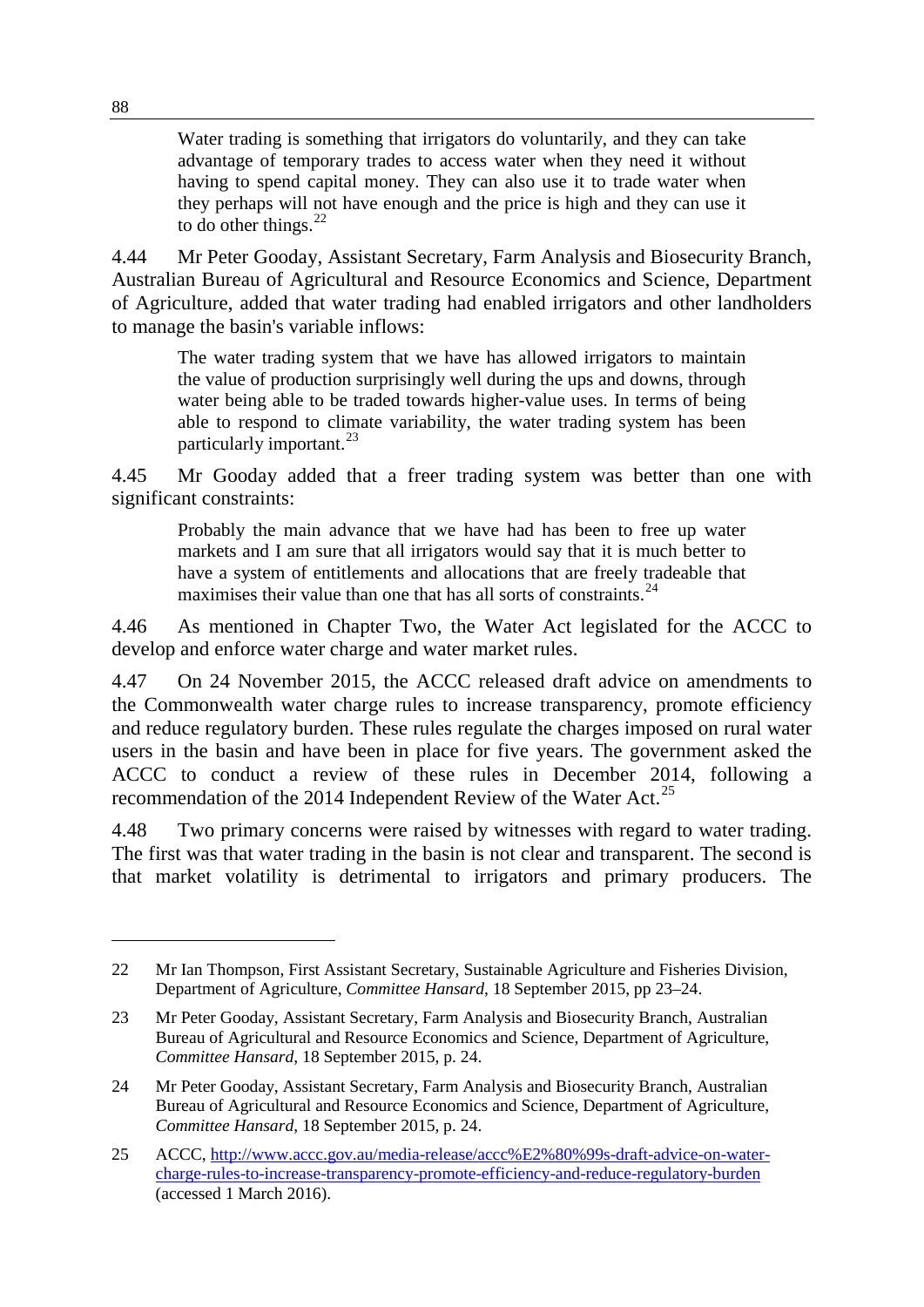> Water trading is something that irrigators do voluntarily, and they can take advantage of temporary trades to access water when they need it without having to spend capital money. They can also use it to trade water when they perhaps will not have enough and the price is high and they can use it to do other things.[22]

4.44 Mr Peter Gooday, Assistant Secretary, Farm Analysis and Biosecurity Branch, Australian Bureau of Agricultural and Resource Economics and Science, Department of Agriculture, added that water trading had enabled irrigators and other landholders to manage the basin's variable inflows:

> The water trading system that we have has allowed irrigators to maintain the value of production surprisingly well during the ups and downs, through water being able to be traded towards higher-value uses. In terms of being able to respond to climate variability, the water trading system has been particularly important.[23]

4.45 Mr Gooday added that a freer trading system was better than one with significant constraints:

> Probably the main advance that we have had has been to free up water markets and I am sure that all irrigators would say that it is much better to have a system of entitlements and allocations that are freely tradeable that maximises their value than one that has all sorts of constraints.[24]

4.46 As mentioned in Chapter Two, the Water Act legislated for the ACCC to develop and enforce water charge and water market rules.

4.47 On 24 November 2015, the ACCC released draft advice on amendments to the Commonwealth water charge rules to increase transparency, promote efficiency and reduce regulatory burden. These rules regulate the charges imposed on rural water users in the basin and have been in place for five years. The government asked the ACCC to conduct a review of these rules in December 2014, following a recommendation of the 2014 Independent Review of the Water Act.[25]

4.48 Two primary concerns were raised by witnesses with regard to water trading. The first was that water trading in the basin is not clear and transparent. The second is that market volatility is detrimental to irrigators and primary producers. The

---

22 Mr Ian Thompson, First Assistant Secretary, Sustainable Agriculture and Fisheries Division, Department of Agriculture, *Committee Hansard*, 18 September 2015, pp 23–24.

23 Mr Peter Gooday, Assistant Secretary, Farm Analysis and Biosecurity Branch, Australian Bureau of Agricultural and Resource Economics and Science, Department of Agriculture, *Committee Hansard*, 18 September 2015, p. 24.

24 Mr Peter Gooday, Assistant Secretary, Farm Analysis and Biosecurity Branch, Australian Bureau of Agricultural and Resource Economics and Science, Department of Agriculture, *Committee Hansard*, 18 September 2015, p. 24.

25 ACCC, http://www.accc.gov.au/media-release/accc%E2%80%99s-draft-advice-on-water-charge-rules-to-increase-transparency-promote-efficiency-and-reduce-regulatory-burden (accessed 1 March 2016).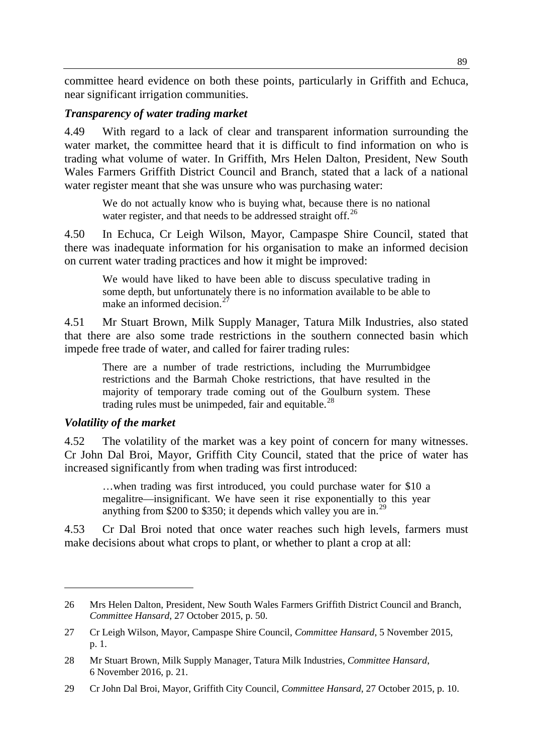committee heard evidence on both these points, particularly in Griffith and Echuca, near significant irrigation communities.

### *Transparency of water trading market*

4.49 With regard to a lack of clear and transparent information surrounding the water market, the committee heard that it is difficult to find information on who is trading what volume of water. In Griffith, Mrs Helen Dalton, President, New South Wales Farmers Griffith District Council and Branch, stated that a lack of a national water register meant that she was unsure who was purchasing water:

> We do not actually know who is buying what, because there is no national water register, and that needs to be addressed straight off.[26]

4.50 In Echuca, Cr Leigh Wilson, Mayor, Campaspe Shire Council, stated that there was inadequate information for his organisation to make an informed decision on current water trading practices and how it might be improved:

> We would have liked to have been able to discuss speculative trading in some depth, but unfortunately there is no information available to be able to make an informed decision.[27]

4.51 Mr Stuart Brown, Milk Supply Manager, Tatura Milk Industries, also stated that there are also some trade restrictions in the southern connected basin which impede free trade of water, and called for fairer trading rules:

> There are a number of trade restrictions, including the Murrumbidgee restrictions and the Barmah Choke restrictions, that have resulted in the majority of temporary trade coming out of the Goulburn system. These trading rules must be unimpeded, fair and equitable.[28]

### *Volatility of the market*

4.52 The volatility of the market was a key point of concern for many witnesses. Cr John Dal Broi, Mayor, Griffith City Council, stated that the price of water has increased significantly from when trading was first introduced:

> …when trading was first introduced, you could purchase water for $10 a megalitre—insignificant. We have seen it rise exponentially to this year anything from $200 to $350; it depends which valley you are in.[29]

4.53 Cr Dal Broi noted that once water reaches such high levels, farmers must make decisions about what crops to plant, or whether to plant a crop at all:

---

26 Mrs Helen Dalton, President, New South Wales Farmers Griffith District Council and Branch, *Committee Hansard*, 27 October 2015, p. 50.

27 Cr Leigh Wilson, Mayor, Campaspe Shire Council, *Committee Hansard*, 5 November 2015, p. 1.

28 Mr Stuart Brown, Milk Supply Manager, Tatura Milk Industries, *Committee Hansard*, 6 November 2016, p. 21.

29 Cr John Dal Broi, Mayor, Griffith City Council, *Committee Hansard*, 27 October 2015, p. 10.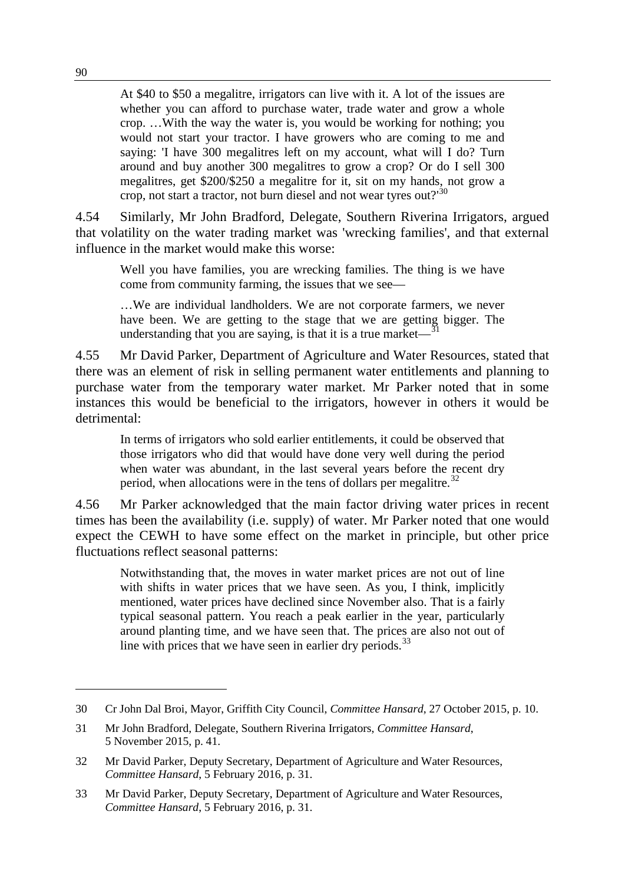> At $40 to $50 a megalitre, irrigators can live with it. A lot of the issues are whether you can afford to purchase water, trade water and grow a whole crop. …With the way the water is, you would be working for nothing; you would not start your tractor. I have growers who are coming to me and saying: 'I have 300 megalitres left on my account, what will I do? Turn around and buy another 300 megalitres to grow a crop? Or do I sell 300 megalitres, get $200/$250 a megalitre for it, sit on my hands, not grow a crop, not start a tractor, not burn diesel and not wear tyres out?'[30]

4.54 Similarly, Mr John Bradford, Delegate, Southern Riverina Irrigators, argued that volatility on the water trading market was 'wrecking families', and that external influence in the market would make this worse:

> Well you have families, you are wrecking families. The thing is we have come from community farming, the issues that we see—
>
> …We are individual landholders. We are not corporate farmers, we never have been. We are getting to the stage that we are getting bigger. The understanding that you are saying, is that it is a true market—[31]

4.55 Mr David Parker, Department of Agriculture and Water Resources, stated that there was an element of risk in selling permanent water entitlements and planning to purchase water from the temporary water market. Mr Parker noted that in some instances this would be beneficial to the irrigators, however in others it would be detrimental:

> In terms of irrigators who sold earlier entitlements, it could be observed that those irrigators who did that would have done very well during the period when water was abundant, in the last several years before the recent dry period, when allocations were in the tens of dollars per megalitre.[32]

4.56 Mr Parker acknowledged that the main factor driving water prices in recent times has been the availability (i.e. supply) of water. Mr Parker noted that one would expect the CEWH to have some effect on the market in principle, but other price fluctuations reflect seasonal patterns:

> Notwithstanding that, the moves in water market prices are not out of line with shifts in water prices that we have seen. As you, I think, implicitly mentioned, water prices have declined since November also. That is a fairly typical seasonal pattern. You reach a peak earlier in the year, particularly around planting time, and we have seen that. The prices are also not out of line with prices that we have seen in earlier dry periods.[33]

---

30 Cr John Dal Broi, Mayor, Griffith City Council, *Committee Hansard*, 27 October 2015, p. 10.

31 Mr John Bradford, Delegate, Southern Riverina Irrigators, *Committee Hansard*, 5 November 2015, p. 41.

32 Mr David Parker, Deputy Secretary, Department of Agriculture and Water Resources, *Committee Hansard*, 5 February 2016, p. 31.

33 Mr David Parker, Deputy Secretary, Department of Agriculture and Water Resources, *Committee Hansard*, 5 February 2016, p. 31.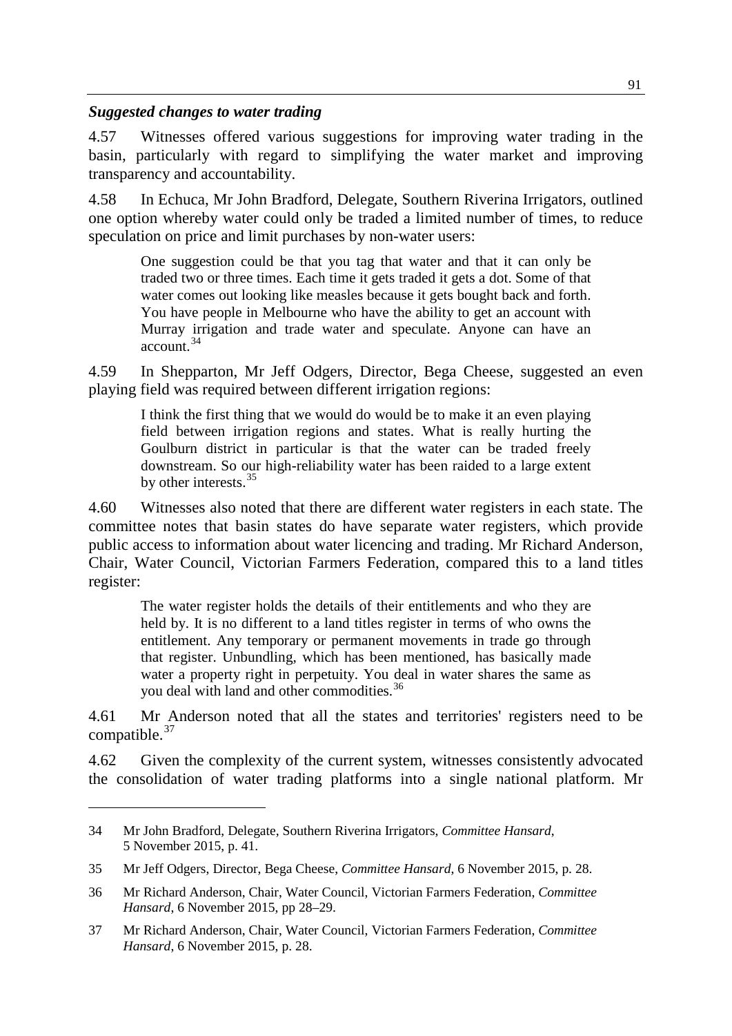### *Suggested changes to water trading*

4.57 Witnesses offered various suggestions for improving water trading in the basin, particularly with regard to simplifying the water market and improving transparency and accountability.

4.58 In Echuca, Mr John Bradford, Delegate, Southern Riverina Irrigators, outlined one option whereby water could only be traded a limited number of times, to reduce speculation on price and limit purchases by non-water users:

> One suggestion could be that you tag that water and that it can only be traded two or three times. Each time it gets traded it gets a dot. Some of that water comes out looking like measles because it gets bought back and forth. You have people in Melbourne who have the ability to get an account with Murray irrigation and trade water and speculate. Anyone can have an account.[34]

4.59 In Shepparton, Mr Jeff Odgers, Director, Bega Cheese, suggested an even playing field was required between different irrigation regions:

> I think the first thing that we would do would be to make it an even playing field between irrigation regions and states. What is really hurting the Goulburn district in particular is that the water can be traded freely downstream. So our high-reliability water has been raided to a large extent by other interests.[35]

4.60 Witnesses also noted that there are different water registers in each state. The committee notes that basin states do have separate water registers, which provide public access to information about water licencing and trading. Mr Richard Anderson, Chair, Water Council, Victorian Farmers Federation, compared this to a land titles register:

> The water register holds the details of their entitlements and who they are held by. It is no different to a land titles register in terms of who owns the entitlement. Any temporary or permanent movements in trade go through that register. Unbundling, which has been mentioned, has basically made water a property right in perpetuity. You deal in water shares the same as you deal with land and other commodities.[36]

4.61 Mr Anderson noted that all the states and territories' registers need to be compatible.[37]

4.62 Given the complexity of the current system, witnesses consistently advocated the consolidation of water trading platforms into a single national platform. Mr

---

34 Mr John Bradford, Delegate, Southern Riverina Irrigators, *Committee Hansard*, 5 November 2015, p. 41.

35 Mr Jeff Odgers, Director, Bega Cheese, *Committee Hansard*, 6 November 2015, p. 28.

36 Mr Richard Anderson, Chair, Water Council, Victorian Farmers Federation, *Committee Hansard*, 6 November 2015, pp 28–29.

37 Mr Richard Anderson, Chair, Water Council, Victorian Farmers Federation, *Committee Hansard*, 6 November 2015, p. 28.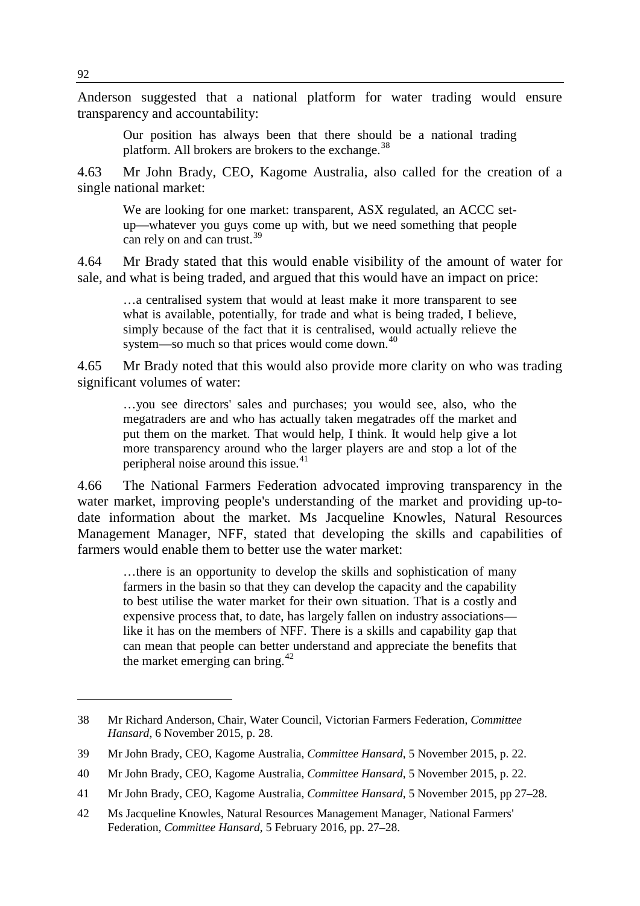Anderson suggested that a national platform for water trading would ensure transparency and accountability:

> Our position has always been that there should be a national trading platform. All brokers are brokers to the exchange.[38]

4.63 Mr John Brady, CEO, Kagome Australia, also called for the creation of a single national market:

> We are looking for one market: transparent, ASX regulated, an ACCC set-up—whatever you guys come up with, but we need something that people can rely on and can trust.[39]

4.64 Mr Brady stated that this would enable visibility of the amount of water for sale, and what is being traded, and argued that this would have an impact on price:

> …a centralised system that would at least make it more transparent to see what is available, potentially, for trade and what is being traded, I believe, simply because of the fact that it is centralised, would actually relieve the system—so much so that prices would come down.[40]

4.65 Mr Brady noted that this would also provide more clarity on who was trading significant volumes of water:

> …you see directors' sales and purchases; you would see, also, who the megatraders are and who has actually taken megatrades off the market and put them on the market. That would help, I think. It would help give a lot more transparency around who the larger players are and stop a lot of the peripheral noise around this issue.[41]

4.66 The National Farmers Federation advocated improving transparency in the water market, improving people's understanding of the market and providing up-to-date information about the market. Ms Jacqueline Knowles, Natural Resources Management Manager, NFF, stated that developing the skills and capabilities of farmers would enable them to better use the water market:

> …there is an opportunity to develop the skills and sophistication of many farmers in the basin so that they can develop the capacity and the capability to best utilise the water market for their own situation. That is a costly and expensive process that, to date, has largely fallen on industry associations—like it has on the members of NFF. There is a skills and capability gap that can mean that people can better understand and appreciate the benefits that the market emerging can bring.[42]

---

38 Mr Richard Anderson, Chair, Water Council, Victorian Farmers Federation, *Committee Hansard*, 6 November 2015, p. 28.

39 Mr John Brady, CEO, Kagome Australia, *Committee Hansard*, 5 November 2015, p. 22.

40 Mr John Brady, CEO, Kagome Australia, *Committee Hansard*, 5 November 2015, p. 22.

41 Mr John Brady, CEO, Kagome Australia, *Committee Hansard*, 5 November 2015, pp 27–28.

42 Ms Jacqueline Knowles, Natural Resources Management Manager, National Farmers' Federation, *Committee Hansard*, 5 February 2016, pp. 27–28.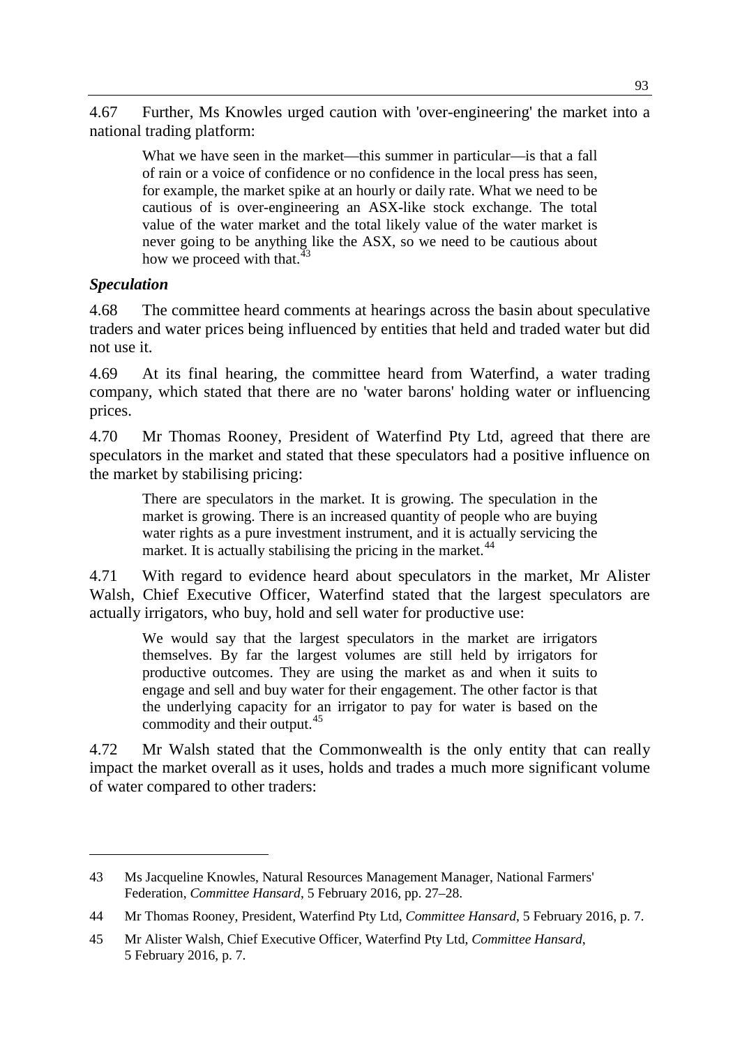4.67 Further, Ms Knowles urged caution with 'over-engineering' the market into a national trading platform:

> What we have seen in the market—this summer in particular—is that a fall of rain or a voice of confidence or no confidence in the local press has seen, for example, the market spike at an hourly or daily rate. What we need to be cautious of is over-engineering an ASX-like stock exchange. The total value of the water market and the total likely value of the water market is never going to be anything like the ASX, so we need to be cautious about how we proceed with that.[43]

### *Speculation*

4.68 The committee heard comments at hearings across the basin about speculative traders and water prices being influenced by entities that held and traded water but did not use it.

4.69 At its final hearing, the committee heard from Waterfind, a water trading company, which stated that there are no 'water barons' holding water or influencing prices.

4.70 Mr Thomas Rooney, President of Waterfind Pty Ltd, agreed that there are speculators in the market and stated that these speculators had a positive influence on the market by stabilising pricing:

> There are speculators in the market. It is growing. The speculation in the market is growing. There is an increased quantity of people who are buying water rights as a pure investment instrument, and it is actually servicing the market. It is actually stabilising the pricing in the market.[44]

4.71 With regard to evidence heard about speculators in the market, Mr Alister Walsh, Chief Executive Officer, Waterfind stated that the largest speculators are actually irrigators, who buy, hold and sell water for productive use:

> We would say that the largest speculators in the market are irrigators themselves. By far the largest volumes are still held by irrigators for productive outcomes. They are using the market as and when it suits to engage and sell and buy water for their engagement. The other factor is that the underlying capacity for an irrigator to pay for water is based on the commodity and their output.[45]

4.72 Mr Walsh stated that the Commonwealth is the only entity that can really impact the market overall as it uses, holds and trades a much more significant volume of water compared to other traders:

---

43 Ms Jacqueline Knowles, Natural Resources Management Manager, National Farmers' Federation, *Committee Hansard*, 5 February 2016, pp. 27–28.

44 Mr Thomas Rooney, President, Waterfind Pty Ltd, *Committee Hansard*, 5 February 2016, p. 7.

45 Mr Alister Walsh, Chief Executive Officer, Waterfind Pty Ltd, *Committee Hansard*, 5 February 2016, p. 7.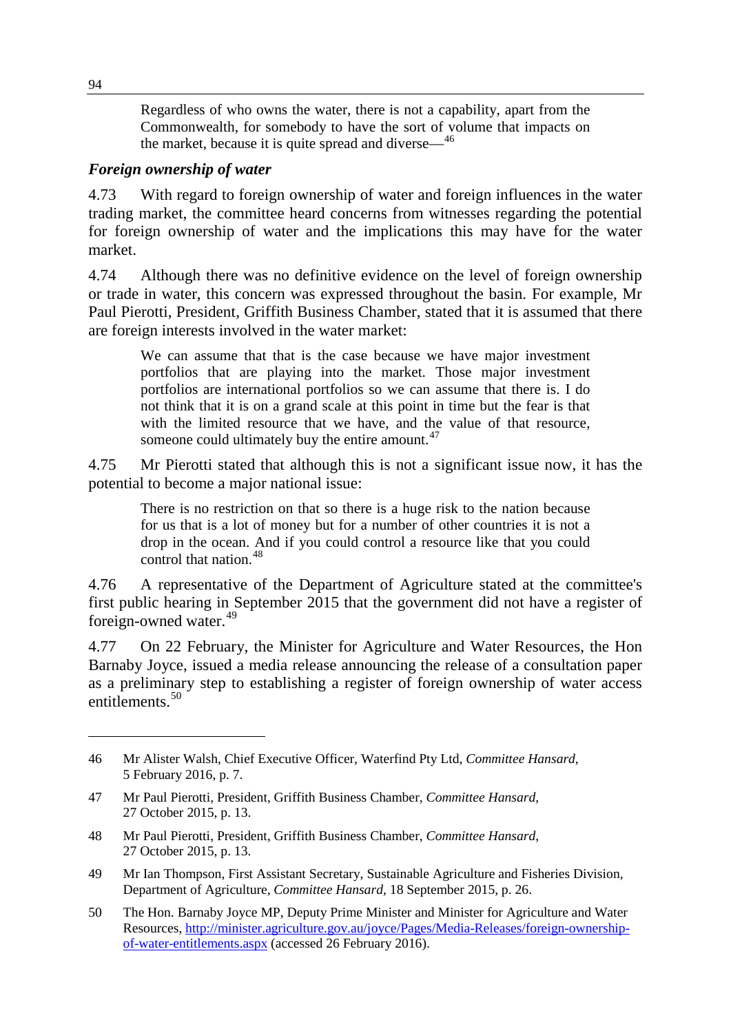> Regardless of who owns the water, there is not a capability, apart from the Commonwealth, for somebody to have the sort of volume that impacts on the market, because it is quite spread and diverse—[46]

### *Foreign ownership of water*

4.73 With regard to foreign ownership of water and foreign influences in the water trading market, the committee heard concerns from witnesses regarding the potential for foreign ownership of water and the implications this may have for the water market.

4.74 Although there was no definitive evidence on the level of foreign ownership or trade in water, this concern was expressed throughout the basin. For example, Mr Paul Pierotti, President, Griffith Business Chamber, stated that it is assumed that there are foreign interests involved in the water market:

> We can assume that that is the case because we have major investment portfolios that are playing into the market. Those major investment portfolios are international portfolios so we can assume that there is. I do not think that it is on a grand scale at this point in time but the fear is that with the limited resource that we have, and the value of that resource, someone could ultimately buy the entire amount.[47]

4.75 Mr Pierotti stated that although this is not a significant issue now, it has the potential to become a major national issue:

> There is no restriction on that so there is a huge risk to the nation because for us that is a lot of money but for a number of other countries it is not a drop in the ocean. And if you could control a resource like that you could control that nation.[48]

4.76 A representative of the Department of Agriculture stated at the committee's first public hearing in September 2015 that the government did not have a register of foreign-owned water.[49]

4.77 On 22 February, the Minister for Agriculture and Water Resources, the Hon Barnaby Joyce, issued a media release announcing the release of a consultation paper as a preliminary step to establishing a register of foreign ownership of water access entitlements.[50]

---

46 Mr Alister Walsh, Chief Executive Officer, Waterfind Pty Ltd, *Committee Hansard*, 5 February 2016, p. 7.

47 Mr Paul Pierotti, President, Griffith Business Chamber, *Committee Hansard*, 27 October 2015, p. 13.

48 Mr Paul Pierotti, President, Griffith Business Chamber, *Committee Hansard*, 27 October 2015, p. 13.

49 Mr Ian Thompson, First Assistant Secretary, Sustainable Agriculture and Fisheries Division, Department of Agriculture, *Committee Hansard*, 18 September 2015, p. 26.

50 The Hon. Barnaby Joyce MP, Deputy Prime Minister and Minister for Agriculture and Water Resources, http://minister.agriculture.gov.au/joyce/Pages/Media-Releases/foreign-ownership-of-water-entitlements.aspx (accessed 26 February 2016).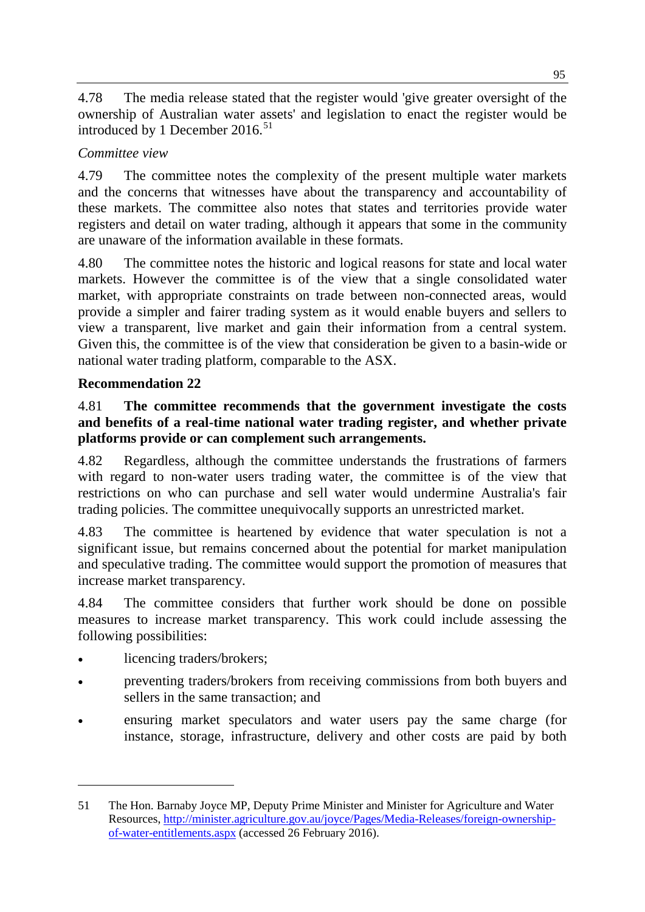4.78 The media release stated that the register would 'give greater oversight of the ownership of Australian water assets' and legislation to enact the register would be introduced by 1 December 2016.[51]

*Committee view*

4.79 The committee notes the complexity of the present multiple water markets and the concerns that witnesses have about the transparency and accountability of these markets. The committee also notes that states and territories provide water registers and detail on water trading, although it appears that some in the community are unaware of the information available in these formats.

4.80 The committee notes the historic and logical reasons for state and local water markets. However the committee is of the view that a single consolidated water market, with appropriate constraints on trade between non-connected areas, would provide a simpler and fairer trading system as it would enable buyers and sellers to view a transparent, live market and gain their information from a central system. Given this, the committee is of the view that consideration be given to a basin-wide or national water trading platform, comparable to the ASX.

**Recommendation 22**

4.81 **The committee recommends that the government investigate the costs and benefits of a real-time national water trading register, and whether private platforms provide or can complement such arrangements.**

4.82 Regardless, although the committee understands the frustrations of farmers with regard to non-water users trading water, the committee is of the view that restrictions on who can purchase and sell water would undermine Australia's fair trading policies. The committee unequivocally supports an unrestricted market.

4.83 The committee is heartened by evidence that water speculation is not a significant issue, but remains concerned about the potential for market manipulation and speculative trading. The committee would support the promotion of measures that increase market transparency.

4.84 The committee considers that further work should be done on possible measures to increase market transparency. This work could include assessing the following possibilities:

- licencing traders/brokers;
- preventing traders/brokers from receiving commissions from both buyers and sellers in the same transaction; and
- ensuring market speculators and water users pay the same charge (for instance, storage, infrastructure, delivery and other costs are paid by both

---

51 The Hon. Barnaby Joyce MP, Deputy Prime Minister and Minister for Agriculture and Water Resources, http://minister.agriculture.gov.au/joyce/Pages/Media-Releases/foreign-ownership-of-water-entitlements.aspx (accessed 26 February 2016).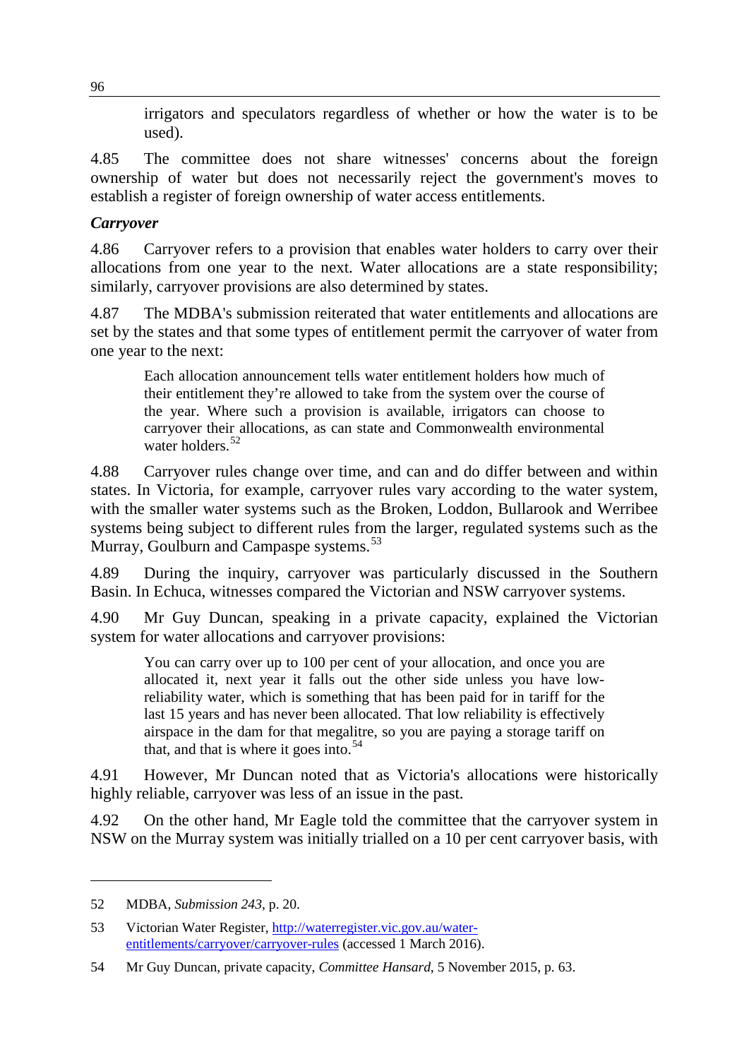irrigators and speculators regardless of whether or how the water is to be used).

4.85 The committee does not share witnesses' concerns about the foreign ownership of water but does not necessarily reject the government's moves to establish a register of foreign ownership of water access entitlements.

### *Carryover*

4.86 Carryover refers to a provision that enables water holders to carry over their allocations from one year to the next. Water allocations are a state responsibility; similarly, carryover provisions are also determined by states.

4.87 The MDBA's submission reiterated that water entitlements and allocations are set by the states and that some types of entitlement permit the carryover of water from one year to the next:

> Each allocation announcement tells water entitlement holders how much of their entitlement they're allowed to take from the system over the course of the year. Where such a provision is available, irrigators can choose to carryover their allocations, as can state and Commonwealth environmental water holders.[52]

4.88 Carryover rules change over time, and can and do differ between and within states. In Victoria, for example, carryover rules vary according to the water system, with the smaller water systems such as the Broken, Loddon, Bullarook and Werribee systems being subject to different rules from the larger, regulated systems such as the Murray, Goulburn and Campaspe systems.[53]

4.89 During the inquiry, carryover was particularly discussed in the Southern Basin. In Echuca, witnesses compared the Victorian and NSW carryover systems.

4.90 Mr Guy Duncan, speaking in a private capacity, explained the Victorian system for water allocations and carryover provisions:

> You can carry over up to 100 per cent of your allocation, and once you are allocated it, next year it falls out the other side unless you have low-reliability water, which is something that has been paid for in tariff for the last 15 years and has never been allocated. That low reliability is effectively airspace in the dam for that megalitre, so you are paying a storage tariff on that, and that is where it goes into.[54]

4.91 However, Mr Duncan noted that as Victoria's allocations were historically highly reliable, carryover was less of an issue in the past.

4.92 On the other hand, Mr Eagle told the committee that the carryover system in NSW on the Murray system was initially trialled on a 10 per cent carryover basis, with

---

52 MDBA, *Submission 243*, p. 20.

53 Victorian Water Register, http://waterregister.vic.gov.au/water-entitlements/carryover/carryover-rules (accessed 1 March 2016).

54 Mr Guy Duncan, private capacity, *Committee Hansard*, 5 November 2015, p. 63.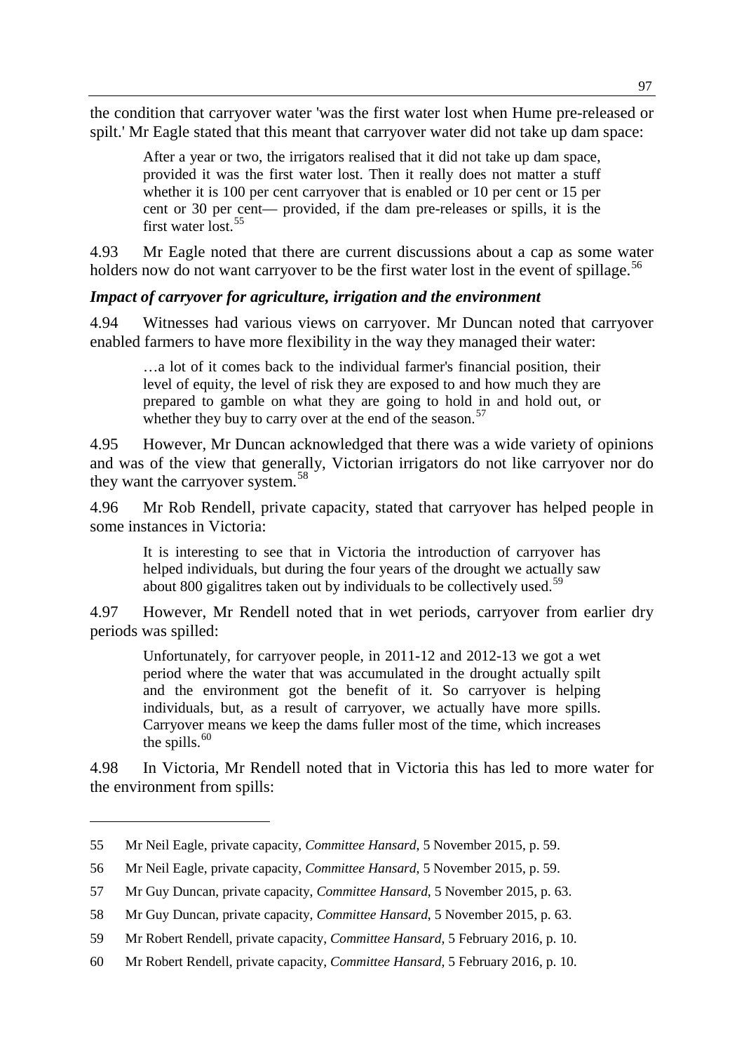the condition that carryover water 'was the first water lost when Hume pre-released or spilt.' Mr Eagle stated that this meant that carryover water did not take up dam space:

> After a year or two, the irrigators realised that it did not take up dam space, provided it was the first water lost. Then it really does not matter a stuff whether it is 100 per cent carryover that is enabled or 10 per cent or 15 per cent or 30 per cent— provided, if the dam pre-releases or spills, it is the first water lost.[55]

4.93 Mr Eagle noted that there are current discussions about a cap as some water holders now do not want carryover to be the first water lost in the event of spillage.[56]

### *Impact of carryover for agriculture, irrigation and the environment*

4.94 Witnesses had various views on carryover. Mr Duncan noted that carryover enabled farmers to have more flexibility in the way they managed their water:

> …a lot of it comes back to the individual farmer's financial position, their level of equity, the level of risk they are exposed to and how much they are prepared to gamble on what they are going to hold in and hold out, or whether they buy to carry over at the end of the season.[57]

4.95 However, Mr Duncan acknowledged that there was a wide variety of opinions and was of the view that generally, Victorian irrigators do not like carryover nor do they want the carryover system.[58]

4.96 Mr Rob Rendell, private capacity, stated that carryover has helped people in some instances in Victoria:

> It is interesting to see that in Victoria the introduction of carryover has helped individuals, but during the four years of the drought we actually saw about 800 gigalitres taken out by individuals to be collectively used.[59]

4.97 However, Mr Rendell noted that in wet periods, carryover from earlier dry periods was spilled:

> Unfortunately, for carryover people, in 2011-12 and 2012-13 we got a wet period where the water that was accumulated in the drought actually spilt and the environment got the benefit of it. So carryover is helping individuals, but, as a result of carryover, we actually have more spills. Carryover means we keep the dams fuller most of the time, which increases the spills.[60]

4.98 In Victoria, Mr Rendell noted that in Victoria this has led to more water for the environment from spills:

---

55 Mr Neil Eagle, private capacity, *Committee Hansard*, 5 November 2015, p. 59.

56 Mr Neil Eagle, private capacity, *Committee Hansard*, 5 November 2015, p. 59.

57 Mr Guy Duncan, private capacity, *Committee Hansard*, 5 November 2015, p. 63.

58 Mr Guy Duncan, private capacity, *Committee Hansard*, 5 November 2015, p. 63.

59 Mr Robert Rendell, private capacity, *Committee Hansard*, 5 February 2016, p. 10.

60 Mr Robert Rendell, private capacity, *Committee Hansard*, 5 February 2016, p. 10.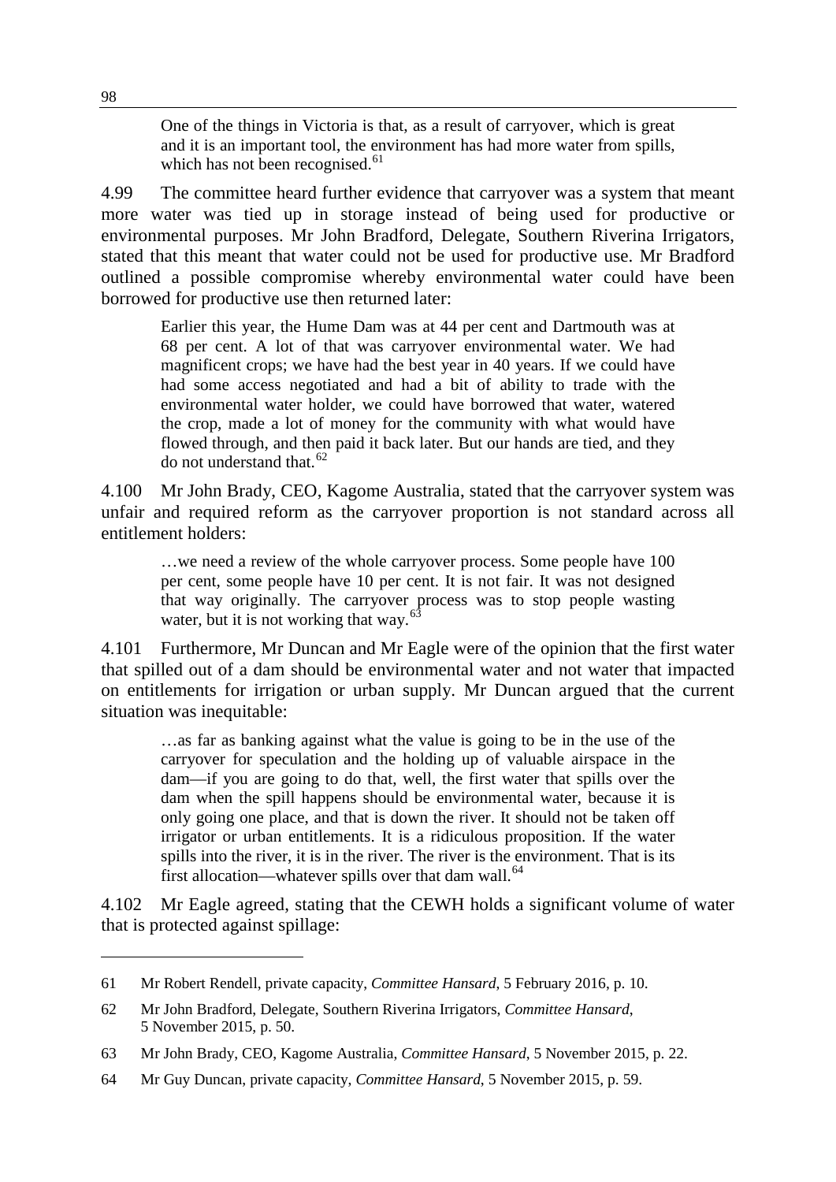> One of the things in Victoria is that, as a result of carryover, which is great and it is an important tool, the environment has had more water from spills, which has not been recognised.[61]

4.99 The committee heard further evidence that carryover was a system that meant more water was tied up in storage instead of being used for productive or environmental purposes. Mr John Bradford, Delegate, Southern Riverina Irrigators, stated that this meant that water could not be used for productive use. Mr Bradford outlined a possible compromise whereby environmental water could have been borrowed for productive use then returned later:

> Earlier this year, the Hume Dam was at 44 per cent and Dartmouth was at 68 per cent. A lot of that was carryover environmental water. We had magnificent crops; we have had the best year in 40 years. If we could have had some access negotiated and had a bit of ability to trade with the environmental water holder, we could have borrowed that water, watered the crop, made a lot of money for the community with what would have flowed through, and then paid it back later. But our hands are tied, and they do not understand that.[62]

4.100 Mr John Brady, CEO, Kagome Australia, stated that the carryover system was unfair and required reform as the carryover proportion is not standard across all entitlement holders:

> …we need a review of the whole carryover process. Some people have 100 per cent, some people have 10 per cent. It is not fair. It was not designed that way originally. The carryover process was to stop people wasting water, but it is not working that way.[63]

4.101 Furthermore, Mr Duncan and Mr Eagle were of the opinion that the first water that spilled out of a dam should be environmental water and not water that impacted on entitlements for irrigation or urban supply. Mr Duncan argued that the current situation was inequitable:

> …as far as banking against what the value is going to be in the use of the carryover for speculation and the holding up of valuable airspace in the dam—if you are going to do that, well, the first water that spills over the dam when the spill happens should be environmental water, because it is only going one place, and that is down the river. It should not be taken off irrigator or urban entitlements. It is a ridiculous proposition. If the water spills into the river, it is in the river. The river is the environment. That is its first allocation—whatever spills over that dam wall.[64]

4.102 Mr Eagle agreed, stating that the CEWH holds a significant volume of water that is protected against spillage:

---

61 Mr Robert Rendell, private capacity, *Committee Hansard*, 5 February 2016, p. 10.

62 Mr John Bradford, Delegate, Southern Riverina Irrigators, *Committee Hansard*, 5 November 2015, p. 50.

63 Mr John Brady, CEO, Kagome Australia, *Committee Hansard*, 5 November 2015, p. 22.

64 Mr Guy Duncan, private capacity, *Committee Hansard*, 5 November 2015, p. 59.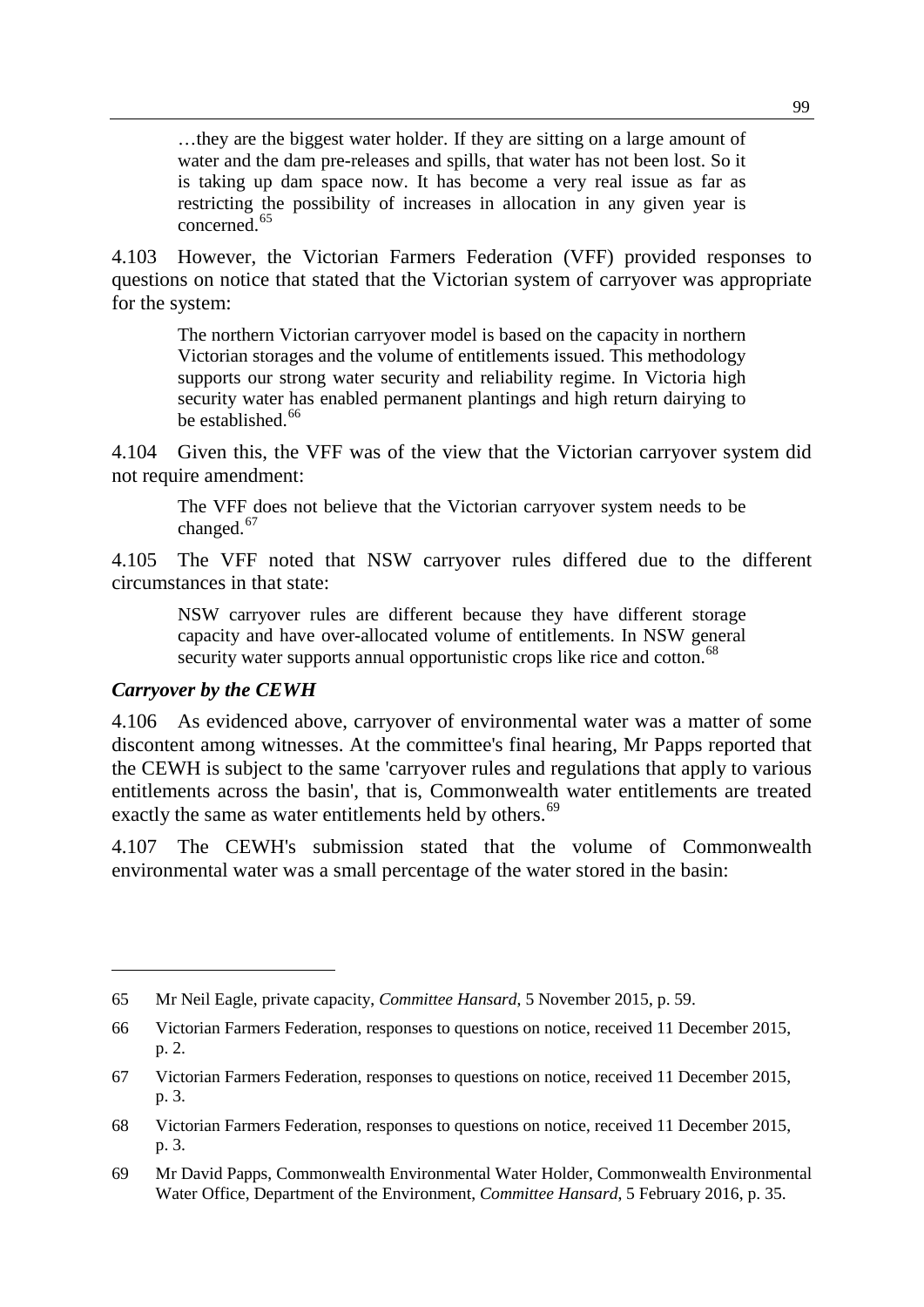> …they are the biggest water holder. If they are sitting on a large amount of water and the dam pre-releases and spills, that water has not been lost. So it is taking up dam space now. It has become a very real issue as far as restricting the possibility of increases in allocation in any given year is concerned.[65]

4.103 However, the Victorian Farmers Federation (VFF) provided responses to questions on notice that stated that the Victorian system of carryover was appropriate for the system:

> The northern Victorian carryover model is based on the capacity in northern Victorian storages and the volume of entitlements issued. This methodology supports our strong water security and reliability regime. In Victoria high security water has enabled permanent plantings and high return dairying to be established.[66]

4.104 Given this, the VFF was of the view that the Victorian carryover system did not require amendment:

> The VFF does not believe that the Victorian carryover system needs to be changed.[67]

4.105 The VFF noted that NSW carryover rules differed due to the different circumstances in that state:

> NSW carryover rules are different because they have different storage capacity and have over-allocated volume of entitlements. In NSW general security water supports annual opportunistic crops like rice and cotton.[68]

### *Carryover by the CEWH*

4.106 As evidenced above, carryover of environmental water was a matter of some discontent among witnesses. At the committee's final hearing, Mr Papps reported that the CEWH is subject to the same 'carryover rules and regulations that apply to various entitlements across the basin', that is, Commonwealth water entitlements are treated exactly the same as water entitlements held by others.[69]

4.107 The CEWH's submission stated that the volume of Commonwealth environmental water was a small percentage of the water stored in the basin:

---

65 Mr Neil Eagle, private capacity, *Committee Hansard*, 5 November 2015, p. 59.

66 Victorian Farmers Federation, responses to questions on notice, received 11 December 2015, p. 2.

67 Victorian Farmers Federation, responses to questions on notice, received 11 December 2015, p. 3.

68 Victorian Farmers Federation, responses to questions on notice, received 11 December 2015, p. 3.

69 Mr David Papps, Commonwealth Environmental Water Holder, Commonwealth Environmental Water Office, Department of the Environment, *Committee Hansard*, 5 February 2016, p. 35.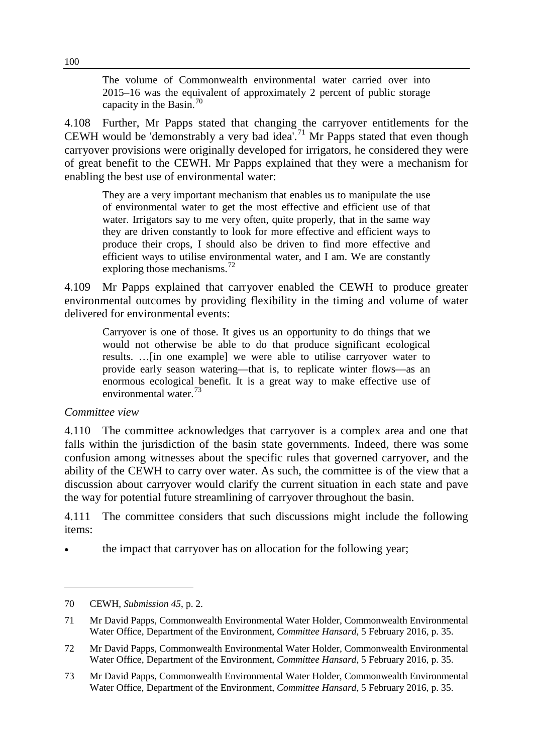> The volume of Commonwealth environmental water carried over into 2015–16 was the equivalent of approximately 2 percent of public storage capacity in the Basin.[70]

4.108 Further, Mr Papps stated that changing the carryover entitlements for the CEWH would be 'demonstrably a very bad idea'.[71] Mr Papps stated that even though carryover provisions were originally developed for irrigators, he considered they were of great benefit to the CEWH. Mr Papps explained that they were a mechanism for enabling the best use of environmental water:

> They are a very important mechanism that enables us to manipulate the use of environmental water to get the most effective and efficient use of that water. Irrigators say to me very often, quite properly, that in the same way they are driven constantly to look for more effective and efficient ways to produce their crops, I should also be driven to find more effective and efficient ways to utilise environmental water, and I am. We are constantly exploring those mechanisms.[72]

4.109 Mr Papps explained that carryover enabled the CEWH to produce greater environmental outcomes by providing flexibility in the timing and volume of water delivered for environmental events:

> Carryover is one of those. It gives us an opportunity to do things that we would not otherwise be able to do that produce significant ecological results. …[in one example] we were able to utilise carryover water to provide early season watering—that is, to replicate winter flows—as an enormous ecological benefit. It is a great way to make effective use of environmental water.[73]

*Committee view*

4.110 The committee acknowledges that carryover is a complex area and one that falls within the jurisdiction of the basin state governments. Indeed, there was some confusion among witnesses about the specific rules that governed carryover, and the ability of the CEWH to carry over water. As such, the committee is of the view that a discussion about carryover would clarify the current situation in each state and pave the way for potential future streamlining of carryover throughout the basin.

4.111 The committee considers that such discussions might include the following items:

- the impact that carryover has on allocation for the following year;

---

70 CEWH, *Submission 45*, p. 2.

71 Mr David Papps, Commonwealth Environmental Water Holder, Commonwealth Environmental Water Office, Department of the Environment, *Committee Hansard*, 5 February 2016, p. 35.

72 Mr David Papps, Commonwealth Environmental Water Holder, Commonwealth Environmental Water Office, Department of the Environment, *Committee Hansard*, 5 February 2016, p. 35.

73 Mr David Papps, Commonwealth Environmental Water Holder, Commonwealth Environmental Water Office, Department of the Environment, *Committee Hansard*, 5 February 2016, p. 35.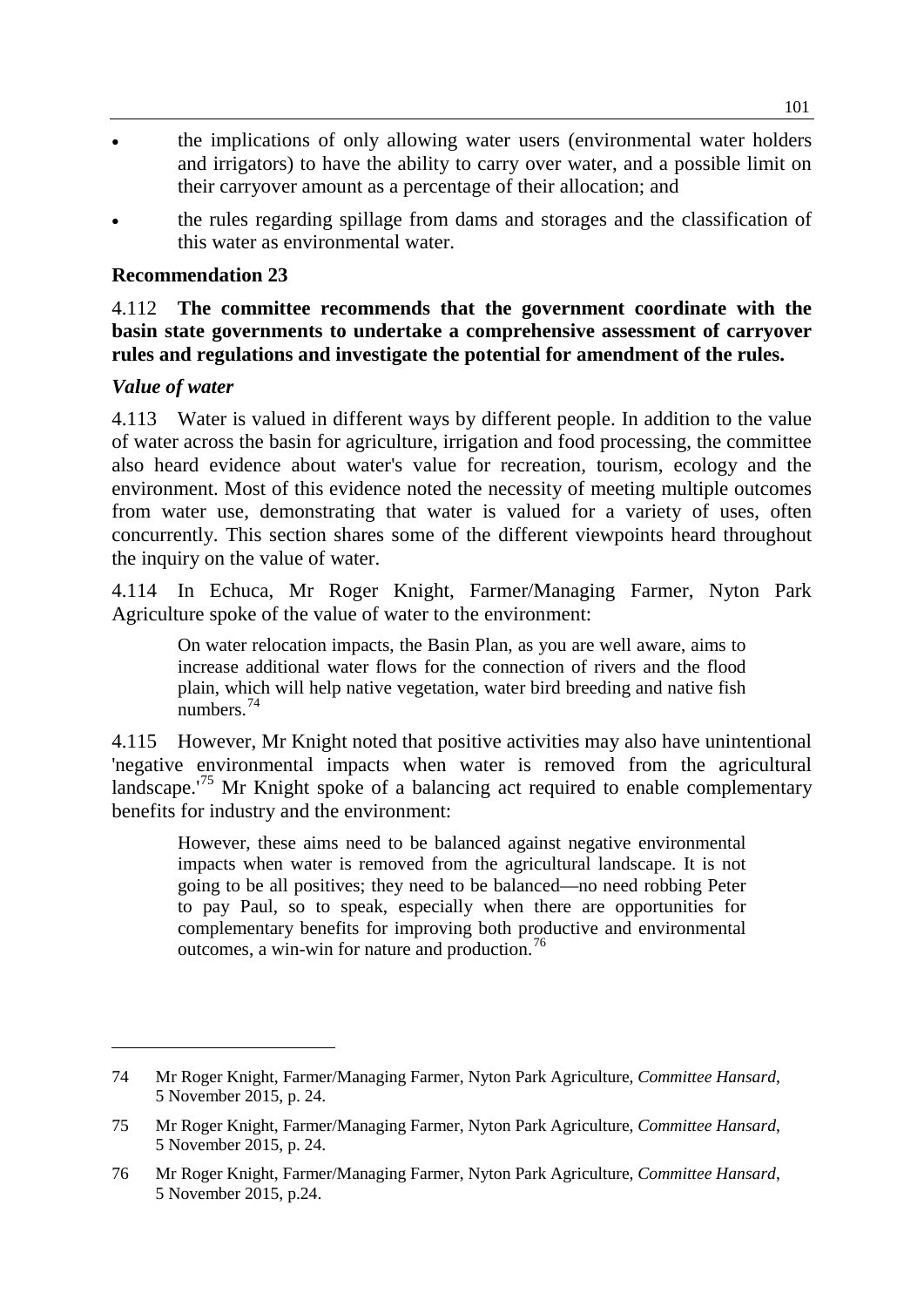- the implications of only allowing water users (environmental water holders and irrigators) to have the ability to carry over water, and a possible limit on their carryover amount as a percentage of their allocation; and
- the rules regarding spillage from dams and storages and the classification of this water as environmental water.

**Recommendation 23**

4.112 **The committee recommends that the government coordinate with the basin state governments to undertake a comprehensive assessment of carryover rules and regulations and investigate the potential for amendment of the rules.**

### *Value of water*

4.113 Water is valued in different ways by different people. In addition to the value of water across the basin for agriculture, irrigation and food processing, the committee also heard evidence about water's value for recreation, tourism, ecology and the environment. Most of this evidence noted the necessity of meeting multiple outcomes from water use, demonstrating that water is valued for a variety of uses, often concurrently. This section shares some of the different viewpoints heard throughout the inquiry on the value of water.

4.114 In Echuca, Mr Roger Knight, Farmer/Managing Farmer, Nyton Park Agriculture spoke of the value of water to the environment:

> On water relocation impacts, the Basin Plan, as you are well aware, aims to increase additional water flows for the connection of rivers and the flood plain, which will help native vegetation, water bird breeding and native fish numbers.[74]

4.115 However, Mr Knight noted that positive activities may also have unintentional 'negative environmental impacts when water is removed from the agricultural landscape.'[75] Mr Knight spoke of a balancing act required to enable complementary benefits for industry and the environment:

> However, these aims need to be balanced against negative environmental impacts when water is removed from the agricultural landscape. It is not going to be all positives; they need to be balanced—no need robbing Peter to pay Paul, so to speak, especially when there are opportunities for complementary benefits for improving both productive and environmental outcomes, a win-win for nature and production.[76]

---

74 Mr Roger Knight, Farmer/Managing Farmer, Nyton Park Agriculture, *Committee Hansard*, 5 November 2015, p. 24.

75 Mr Roger Knight, Farmer/Managing Farmer, Nyton Park Agriculture, *Committee Hansard*, 5 November 2015, p. 24.

76 Mr Roger Knight, Farmer/Managing Farmer, Nyton Park Agriculture, *Committee Hansard*, 5 November 2015, p.24.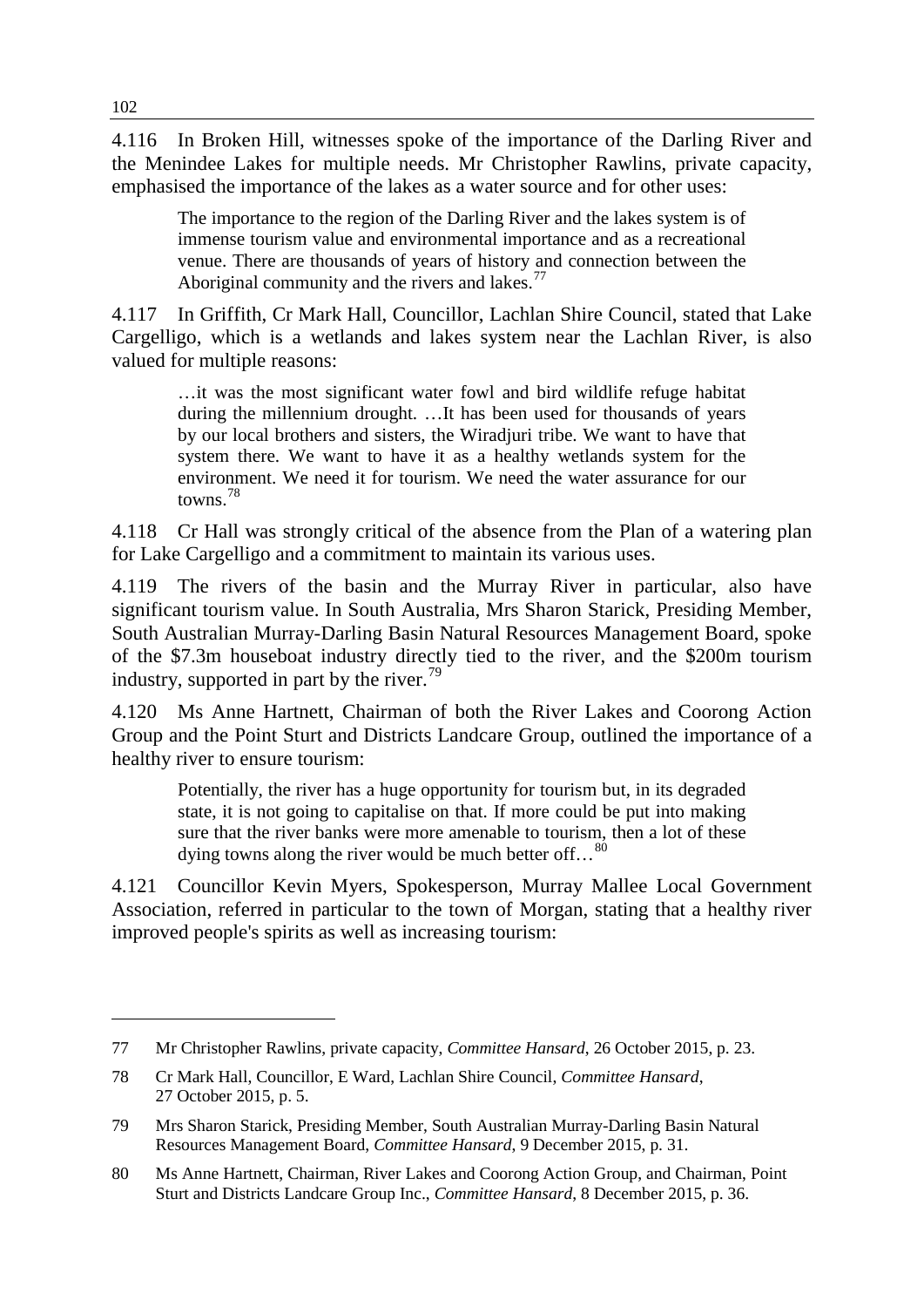4.116 In Broken Hill, witnesses spoke of the importance of the Darling River and the Menindee Lakes for multiple needs. Mr Christopher Rawlins, private capacity, emphasised the importance of the lakes as a water source and for other uses:

> The importance to the region of the Darling River and the lakes system is of immense tourism value and environmental importance and as a recreational venue. There are thousands of years of history and connection between the Aboriginal community and the rivers and lakes.[77]

4.117 In Griffith, Cr Mark Hall, Councillor, Lachlan Shire Council, stated that Lake Cargelligo, which is a wetlands and lakes system near the Lachlan River, is also valued for multiple reasons:

> …it was the most significant water fowl and bird wildlife refuge habitat during the millennium drought. …It has been used for thousands of years by our local brothers and sisters, the Wiradjuri tribe. We want to have that system there. We want to have it as a healthy wetlands system for the environment. We need it for tourism. We need the water assurance for our towns.[78]

4.118 Cr Hall was strongly critical of the absence from the Plan of a watering plan for Lake Cargelligo and a commitment to maintain its various uses.

4.119 The rivers of the basin and the Murray River in particular, also have significant tourism value. In South Australia, Mrs Sharon Starick, Presiding Member, South Australian Murray-Darling Basin Natural Resources Management Board, spoke of the $7.3m houseboat industry directly tied to the river, and the $200m tourism industry, supported in part by the river.[79]

4.120 Ms Anne Hartnett, Chairman of both the River Lakes and Coorong Action Group and the Point Sturt and Districts Landcare Group, outlined the importance of a healthy river to ensure tourism:

> Potentially, the river has a huge opportunity for tourism but, in its degraded state, it is not going to capitalise on that. If more could be put into making sure that the river banks were more amenable to tourism, then a lot of these dying towns along the river would be much better off…[80]

4.121 Councillor Kevin Myers, Spokesperson, Murray Mallee Local Government Association, referred in particular to the town of Morgan, stating that a healthy river improved people's spirits as well as increasing tourism:

---

77 Mr Christopher Rawlins, private capacity, *Committee Hansard*, 26 October 2015, p. 23.

78 Cr Mark Hall, Councillor, E Ward, Lachlan Shire Council, *Committee Hansard*, 27 October 2015, p. 5.

79 Mrs Sharon Starick, Presiding Member, South Australian Murray-Darling Basin Natural Resources Management Board, *Committee Hansard*, 9 December 2015, p. 31.

80 Ms Anne Hartnett, Chairman, River Lakes and Coorong Action Group, and Chairman, Point Sturt and Districts Landcare Group Inc., *Committee Hansard*, 8 December 2015, p. 36.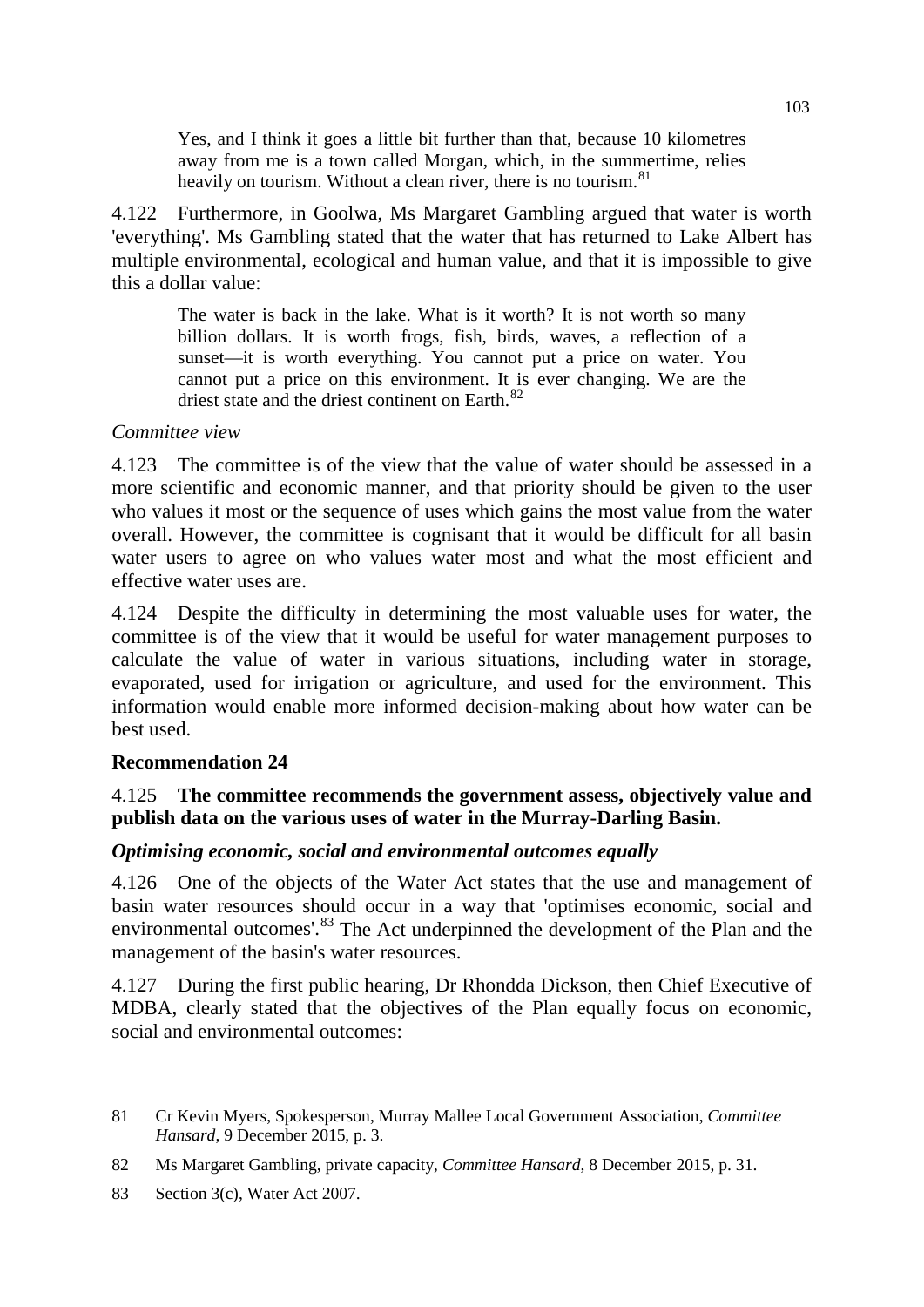> Yes, and I think it goes a little bit further than that, because 10 kilometres away from me is a town called Morgan, which, in the summertime, relies heavily on tourism. Without a clean river, there is no tourism.[81]

4.122 Furthermore, in Goolwa, Ms Margaret Gambling argued that water is worth 'everything'. Ms Gambling stated that the water that has returned to Lake Albert has multiple environmental, ecological and human value, and that it is impossible to give this a dollar value:

> The water is back in the lake. What is it worth? It is not worth so many billion dollars. It is worth frogs, fish, birds, waves, a reflection of a sunset—it is worth everything. You cannot put a price on water. You cannot put a price on this environment. It is ever changing. We are the driest state and the driest continent on Earth.[82]

*Committee view*

4.123 The committee is of the view that the value of water should be assessed in a more scientific and economic manner, and that priority should be given to the user who values it most or the sequence of uses which gains the most value from the water overall. However, the committee is cognisant that it would be difficult for all basin water users to agree on who values water most and what the most efficient and effective water uses are.

4.124 Despite the difficulty in determining the most valuable uses for water, the committee is of the view that it would be useful for water management purposes to calculate the value of water in various situations, including water in storage, evaporated, used for irrigation or agriculture, and used for the environment. This information would enable more informed decision-making about how water can be best used.

**Recommendation 24**

4.125 **The committee recommends the government assess, objectively value and publish data on the various uses of water in the Murray-Darling Basin.**

***Optimising economic, social and environmental outcomes equally***

4.126 One of the objects of the Water Act states that the use and management of basin water resources should occur in a way that 'optimises economic, social and environmental outcomes'.[83] The Act underpinned the development of the Plan and the management of the basin's water resources.

4.127 During the first public hearing, Dr Rhondda Dickson, then Chief Executive of MDBA, clearly stated that the objectives of the Plan equally focus on economic, social and environmental outcomes:

---

81 Cr Kevin Myers, Spokesperson, Murray Mallee Local Government Association, *Committee Hansard*, 9 December 2015, p. 3.

82 Ms Margaret Gambling, private capacity, *Committee Hansard*, 8 December 2015, p. 31.

83 Section 3(c), Water Act 2007.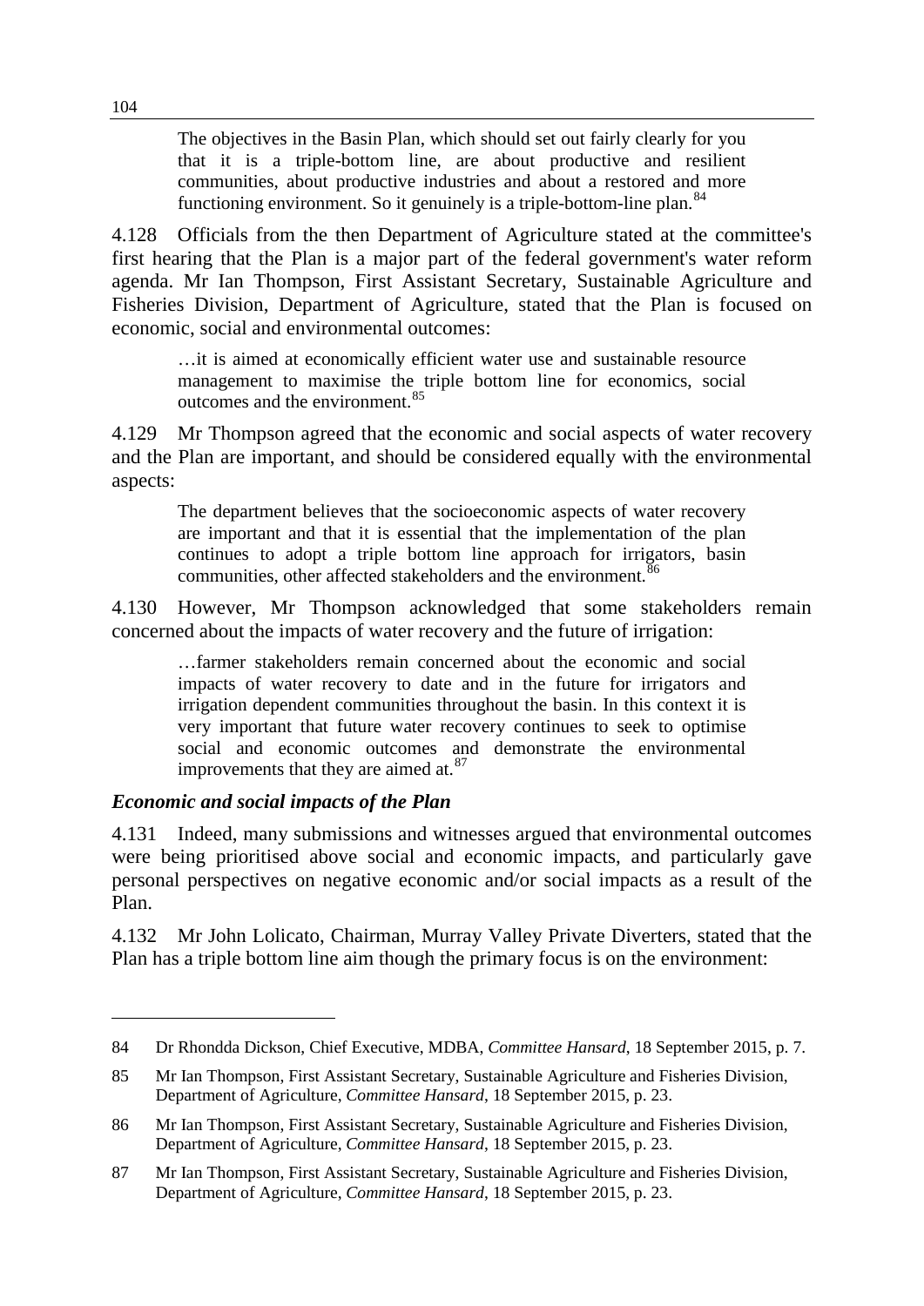> The objectives in the Basin Plan, which should set out fairly clearly for you that it is a triple-bottom line, are about productive and resilient communities, about productive industries and about a restored and more functioning environment. So it genuinely is a triple-bottom-line plan.[84]

4.128 Officials from the then Department of Agriculture stated at the committee's first hearing that the Plan is a major part of the federal government's water reform agenda. Mr Ian Thompson, First Assistant Secretary, Sustainable Agriculture and Fisheries Division, Department of Agriculture, stated that the Plan is focused on economic, social and environmental outcomes:

> …it is aimed at economically efficient water use and sustainable resource management to maximise the triple bottom line for economics, social outcomes and the environment.[85]

4.129 Mr Thompson agreed that the economic and social aspects of water recovery and the Plan are important, and should be considered equally with the environmental aspects:

> The department believes that the socioeconomic aspects of water recovery are important and that it is essential that the implementation of the plan continues to adopt a triple bottom line approach for irrigators, basin communities, other affected stakeholders and the environment.[86]

4.130 However, Mr Thompson acknowledged that some stakeholders remain concerned about the impacts of water recovery and the future of irrigation:

> …farmer stakeholders remain concerned about the economic and social impacts of water recovery to date and in the future for irrigators and irrigation dependent communities throughout the basin. In this context it is very important that future water recovery continues to seek to optimise social and economic outcomes and demonstrate the environmental improvements that they are aimed at.[87]

### *Economic and social impacts of the Plan*

4.131 Indeed, many submissions and witnesses argued that environmental outcomes were being prioritised above social and economic impacts, and particularly gave personal perspectives on negative economic and/or social impacts as a result of the Plan.

4.132 Mr John Lolicato, Chairman, Murray Valley Private Diverters, stated that the Plan has a triple bottom line aim though the primary focus is on the environment:

---

84 Dr Rhondda Dickson, Chief Executive, MDBA, *Committee Hansard*, 18 September 2015, p. 7.

85 Mr Ian Thompson, First Assistant Secretary, Sustainable Agriculture and Fisheries Division, Department of Agriculture, *Committee Hansard*, 18 September 2015, p. 23.

86 Mr Ian Thompson, First Assistant Secretary, Sustainable Agriculture and Fisheries Division, Department of Agriculture, *Committee Hansard*, 18 September 2015, p. 23.

87 Mr Ian Thompson, First Assistant Secretary, Sustainable Agriculture and Fisheries Division, Department of Agriculture, *Committee Hansard*, 18 September 2015, p. 23.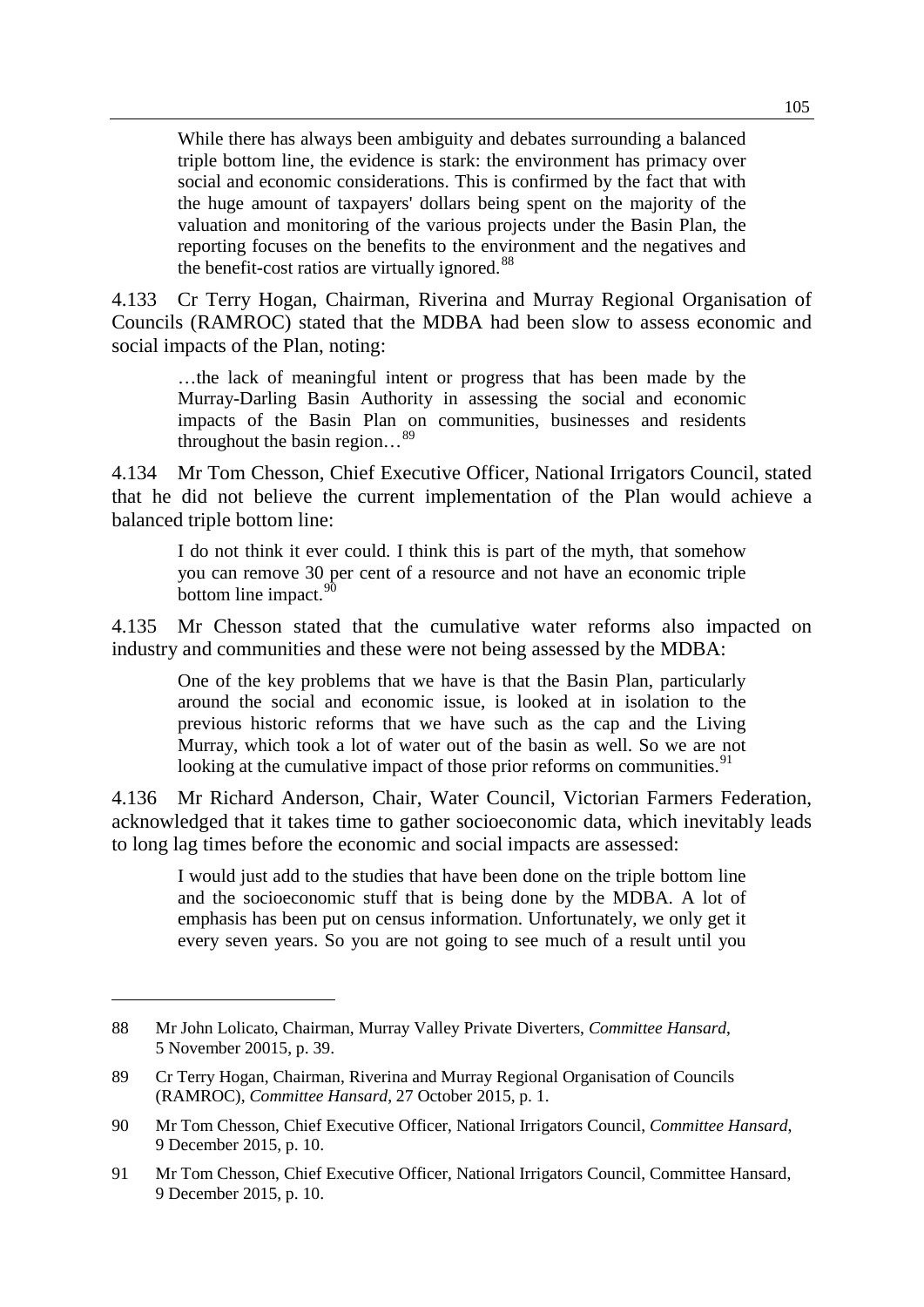> While there has always been ambiguity and debates surrounding a balanced triple bottom line, the evidence is stark: the environment has primacy over social and economic considerations. This is confirmed by the fact that with the huge amount of taxpayers' dollars being spent on the majority of the valuation and monitoring of the various projects under the Basin Plan, the reporting focuses on the benefits to the environment and the negatives and the benefit-cost ratios are virtually ignored.[88]

4.133 Cr Terry Hogan, Chairman, Riverina and Murray Regional Organisation of Councils (RAMROC) stated that the MDBA had been slow to assess economic and social impacts of the Plan, noting:

> …the lack of meaningful intent or progress that has been made by the Murray-Darling Basin Authority in assessing the social and economic impacts of the Basin Plan on communities, businesses and residents throughout the basin region…[89]

4.134 Mr Tom Chesson, Chief Executive Officer, National Irrigators Council, stated that he did not believe the current implementation of the Plan would achieve a balanced triple bottom line:

> I do not think it ever could. I think this is part of the myth, that somehow you can remove 30 per cent of a resource and not have an economic triple bottom line impact.[90]

4.135 Mr Chesson stated that the cumulative water reforms also impacted on industry and communities and these were not being assessed by the MDBA:

> One of the key problems that we have is that the Basin Plan, particularly around the social and economic issue, is looked at in isolation to the previous historic reforms that we have such as the cap and the Living Murray, which took a lot of water out of the basin as well. So we are not looking at the cumulative impact of those prior reforms on communities.[91]

4.136 Mr Richard Anderson, Chair, Water Council, Victorian Farmers Federation, acknowledged that it takes time to gather socioeconomic data, which inevitably leads to long lag times before the economic and social impacts are assessed:

> I would just add to the studies that have been done on the triple bottom line and the socioeconomic stuff that is being done by the MDBA. A lot of emphasis has been put on census information. Unfortunately, we only get it every seven years. So you are not going to see much of a result until you

---

88 Mr John Lolicato, Chairman, Murray Valley Private Diverters, *Committee Hansard*, 5 November 20015, p. 39.

89 Cr Terry Hogan, Chairman, Riverina and Murray Regional Organisation of Councils (RAMROC), *Committee Hansard*, 27 October 2015, p. 1.

90 Mr Tom Chesson, Chief Executive Officer, National Irrigators Council, *Committee Hansard*, 9 December 2015, p. 10.

91 Mr Tom Chesson, Chief Executive Officer, National Irrigators Council, Committee Hansard, 9 December 2015, p. 10.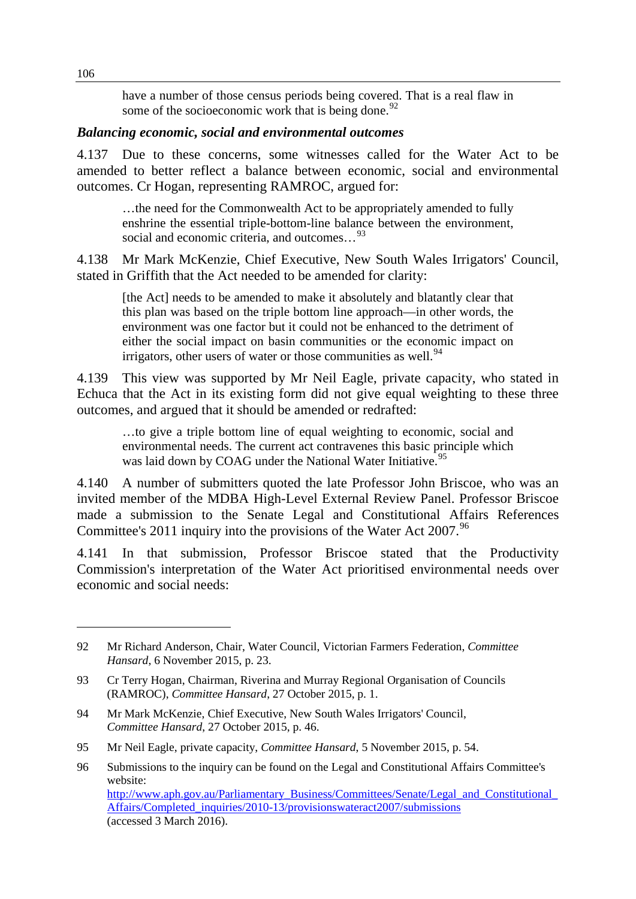> have a number of those census periods being covered. That is a real flaw in some of the socioeconomic work that is being done.[92]

### *Balancing economic, social and environmental outcomes*

4.137 Due to these concerns, some witnesses called for the Water Act to be amended to better reflect a balance between economic, social and environmental outcomes. Cr Hogan, representing RAMROC, argued for:

> …the need for the Commonwealth Act to be appropriately amended to fully enshrine the essential triple-bottom-line balance between the environment, social and economic criteria, and outcomes…[93]

4.138 Mr Mark McKenzie, Chief Executive, New South Wales Irrigators' Council, stated in Griffith that the Act needed to be amended for clarity:

> [the Act] needs to be amended to make it absolutely and blatantly clear that this plan was based on the triple bottom line approach—in other words, the environment was one factor but it could not be enhanced to the detriment of either the social impact on basin communities or the economic impact on irrigators, other users of water or those communities as well.[94]

4.139 This view was supported by Mr Neil Eagle, private capacity, who stated in Echuca that the Act in its existing form did not give equal weighting to these three outcomes, and argued that it should be amended or redrafted:

> …to give a triple bottom line of equal weighting to economic, social and environmental needs. The current act contravenes this basic principle which was laid down by COAG under the National Water Initiative.[95]

4.140 A number of submitters quoted the late Professor John Briscoe, who was an invited member of the MDBA High-Level External Review Panel. Professor Briscoe made a submission to the Senate Legal and Constitutional Affairs References Committee's 2011 inquiry into the provisions of the Water Act 2007.[96]

4.141 In that submission, Professor Briscoe stated that the Productivity Commission's interpretation of the Water Act prioritised environmental needs over economic and social needs:

---

92 Mr Richard Anderson, Chair, Water Council, Victorian Farmers Federation, *Committee Hansard*, 6 November 2015, p. 23.

93 Cr Terry Hogan, Chairman, Riverina and Murray Regional Organisation of Councils (RAMROC), *Committee Hansard*, 27 October 2015, p. 1.

94 Mr Mark McKenzie, Chief Executive, New South Wales Irrigators' Council, *Committee Hansard*, 27 October 2015, p. 46.

95 Mr Neil Eagle, private capacity, *Committee Hansard*, 5 November 2015, p. 54.

96 Submissions to the inquiry can be found on the Legal and Constitutional Affairs Committee's website: http://www.aph.gov.au/Parliamentary_Business/Committees/Senate/Legal_and_Constitutional_Affairs/Completed_inquiries/2010-13/provisionswateract2007/submissions (accessed 3 March 2016).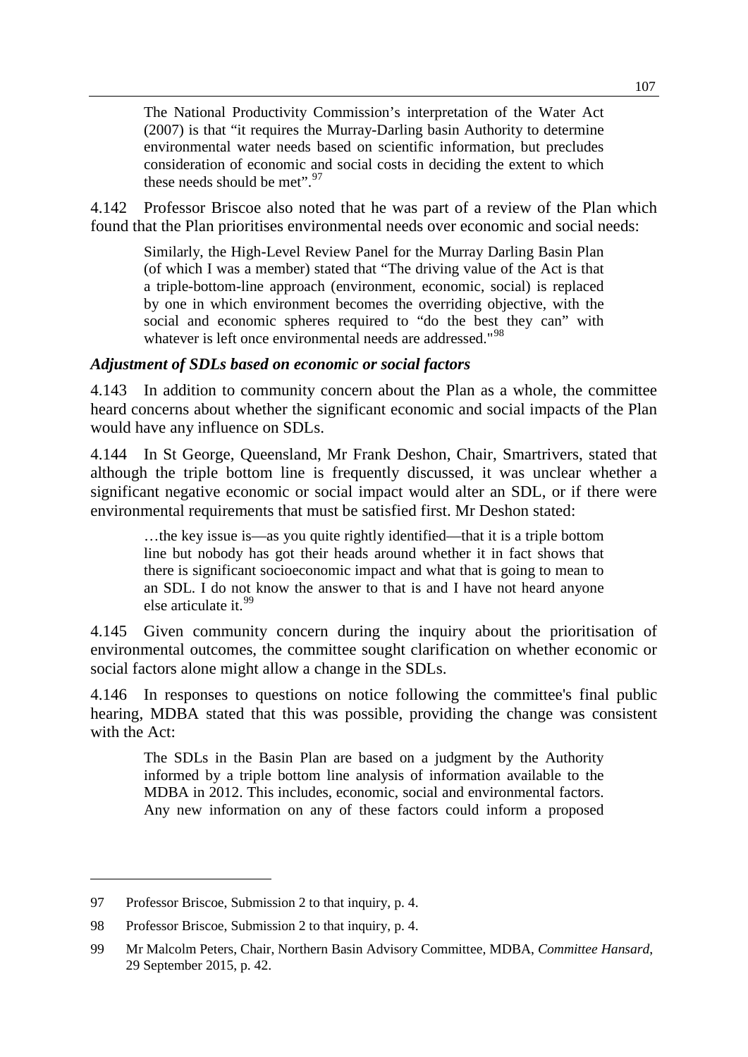> The National Productivity Commission's interpretation of the Water Act (2007) is that "it requires the Murray-Darling basin Authority to determine environmental water needs based on scientific information, but precludes consideration of economic and social costs in deciding the extent to which these needs should be met".[97]

4.142 Professor Briscoe also noted that he was part of a review of the Plan which found that the Plan prioritises environmental needs over economic and social needs:

> Similarly, the High-Level Review Panel for the Murray Darling Basin Plan (of which I was a member) stated that "The driving value of the Act is that a triple-bottom-line approach (environment, economic, social) is replaced by one in which environment becomes the overriding objective, with the social and economic spheres required to "do the best they can" with whatever is left once environmental needs are addressed."[98]

### *Adjustment of SDLs based on economic or social factors*

4.143 In addition to community concern about the Plan as a whole, the committee heard concerns about whether the significant economic and social impacts of the Plan would have any influence on SDLs.

4.144 In St George, Queensland, Mr Frank Deshon, Chair, Smartrivers, stated that although the triple bottom line is frequently discussed, it was unclear whether a significant negative economic or social impact would alter an SDL, or if there were environmental requirements that must be satisfied first. Mr Deshon stated:

> …the key issue is—as you quite rightly identified—that it is a triple bottom line but nobody has got their heads around whether it in fact shows that there is significant socioeconomic impact and what that is going to mean to an SDL. I do not know the answer to that is and I have not heard anyone else articulate it.[99]

4.145 Given community concern during the inquiry about the prioritisation of environmental outcomes, the committee sought clarification on whether economic or social factors alone might allow a change in the SDLs.

4.146 In responses to questions on notice following the committee's final public hearing, MDBA stated that this was possible, providing the change was consistent with the Act:

> The SDLs in the Basin Plan are based on a judgment by the Authority informed by a triple bottom line analysis of information available to the MDBA in 2012. This includes, economic, social and environmental factors. Any new information on any of these factors could inform a proposed

---

97 Professor Briscoe, Submission 2 to that inquiry, p. 4.

98 Professor Briscoe, Submission 2 to that inquiry, p. 4.

99 Mr Malcolm Peters, Chair, Northern Basin Advisory Committee, MDBA, *Committee Hansard*, 29 September 2015, p. 42.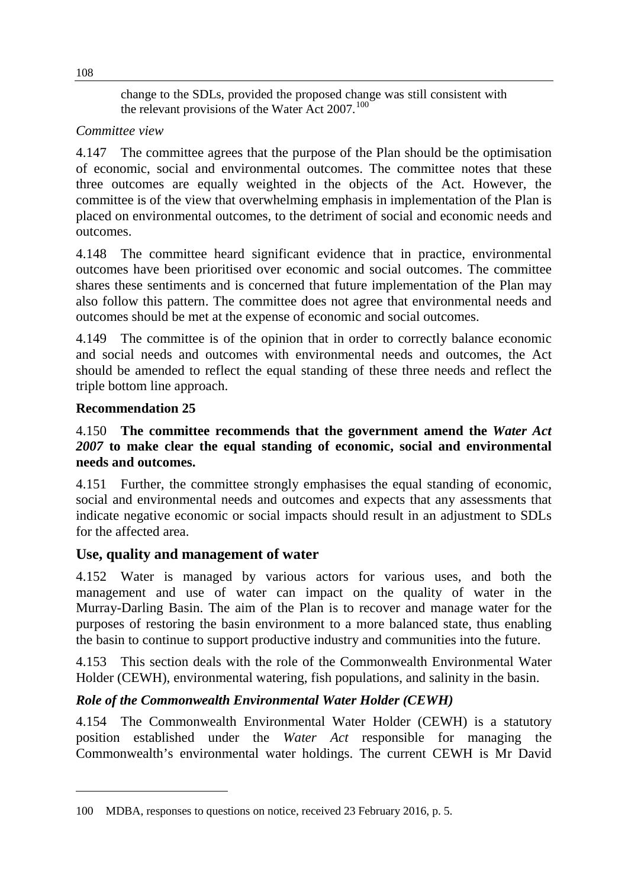change to the SDLs, provided the proposed change was still consistent with the relevant provisions of the Water Act 2007.[100]

*Committee view*

4.147 The committee agrees that the purpose of the Plan should be the optimisation of economic, social and environmental outcomes. The committee notes that these three outcomes are equally weighted in the objects of the Act. However, the committee is of the view that overwhelming emphasis in implementation of the Plan is placed on environmental outcomes, to the detriment of social and economic needs and outcomes.

4.148 The committee heard significant evidence that in practice, environmental outcomes have been prioritised over economic and social outcomes. The committee shares these sentiments and is concerned that future implementation of the Plan may also follow this pattern. The committee does not agree that environmental needs and outcomes should be met at the expense of economic and social outcomes.

4.149 The committee is of the opinion that in order to correctly balance economic and social needs and outcomes with environmental needs and outcomes, the Act should be amended to reflect the equal standing of these three needs and reflect the triple bottom line approach.

**Recommendation 25**

4.150 **The committee recommends that the government amend the *Water Act 2007* to make clear the equal standing of economic, social and environmental needs and outcomes.**

4.151 Further, the committee strongly emphasises the equal standing of economic, social and environmental needs and outcomes and expects that any assessments that indicate negative economic or social impacts should result in an adjustment to SDLs for the affected area.

## Use, quality and management of water

4.152 Water is managed by various actors for various uses, and both the management and use of water can impact on the quality of water in the Murray-Darling Basin. The aim of the Plan is to recover and manage water for the purposes of restoring the basin environment to a more balanced state, thus enabling the basin to continue to support productive industry and communities into the future.

4.153 This section deals with the role of the Commonwealth Environmental Water Holder (CEWH), environmental watering, fish populations, and salinity in the basin.

### *Role of the Commonwealth Environmental Water Holder (CEWH)*

4.154 The Commonwealth Environmental Water Holder (CEWH) is a statutory position established under the *Water Act* responsible for managing the Commonwealth's environmental water holdings. The current CEWH is Mr David

---

100 MDBA, responses to questions on notice, received 23 February 2016, p. 5.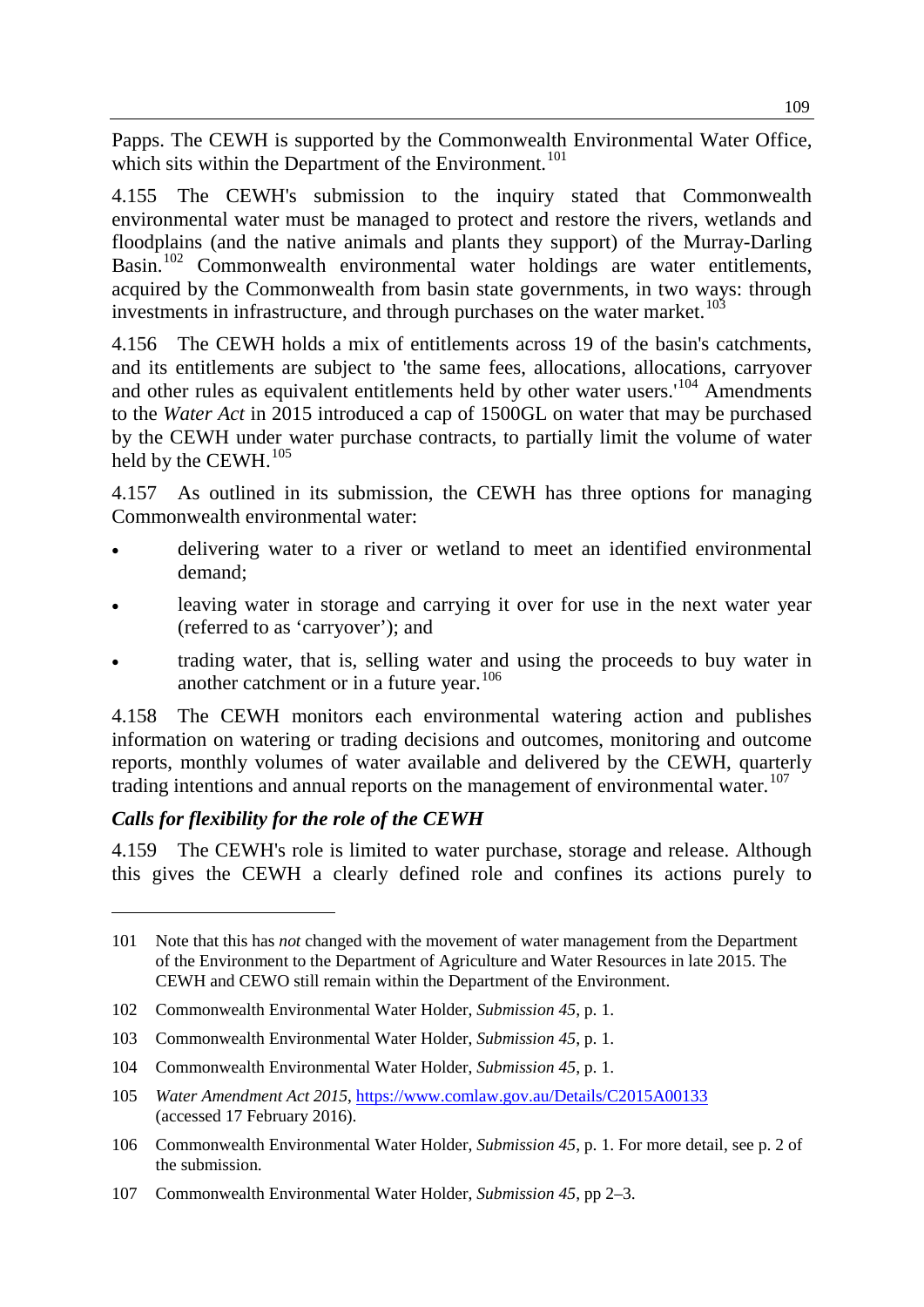Papps. The CEWH is supported by the Commonwealth Environmental Water Office, which sits within the Department of the Environment.[101]

4.155 The CEWH's submission to the inquiry stated that Commonwealth environmental water must be managed to protect and restore the rivers, wetlands and floodplains (and the native animals and plants they support) of the Murray-Darling Basin.[102] Commonwealth environmental water holdings are water entitlements, acquired by the Commonwealth from basin state governments, in two ways: through investments in infrastructure, and through purchases on the water market.[103]

4.156 The CEWH holds a mix of entitlements across 19 of the basin's catchments, and its entitlements are subject to 'the same fees, allocations, allocations, carryover and other rules as equivalent entitlements held by other water users.'[104] Amendments to the *Water Act* in 2015 introduced a cap of 1500GL on water that may be purchased by the CEWH under water purchase contracts, to partially limit the volume of water held by the CEWH.[105]

4.157 As outlined in its submission, the CEWH has three options for managing Commonwealth environmental water:

- delivering water to a river or wetland to meet an identified environmental demand;
- leaving water in storage and carrying it over for use in the next water year (referred to as 'carryover'); and
- trading water, that is, selling water and using the proceeds to buy water in another catchment or in a future year.[106]

4.158 The CEWH monitors each environmental watering action and publishes information on watering or trading decisions and outcomes, monitoring and outcome reports, monthly volumes of water available and delivered by the CEWH, quarterly trading intentions and annual reports on the management of environmental water.[107]

### *Calls for flexibility for the role of the CEWH*

4.159 The CEWH's role is limited to water purchase, storage and release. Although this gives the CEWH a clearly defined role and confines its actions purely to

---

101 Note that this has *not* changed with the movement of water management from the Department of the Environment to the Department of Agriculture and Water Resources in late 2015. The CEWH and CEWO still remain within the Department of the Environment.

102 Commonwealth Environmental Water Holder, *Submission 45*, p. 1.

103 Commonwealth Environmental Water Holder, *Submission 45*, p. 1.

104 Commonwealth Environmental Water Holder, *Submission 45*, p. 1.

105 *Water Amendment Act 2015*, https://www.comlaw.gov.au/Details/C2015A00133 (accessed 17 February 2016).

106 Commonwealth Environmental Water Holder, *Submission 45*, p. 1. For more detail, see p. 2 of the submission.

107 Commonwealth Environmental Water Holder, *Submission 45*, pp 2–3.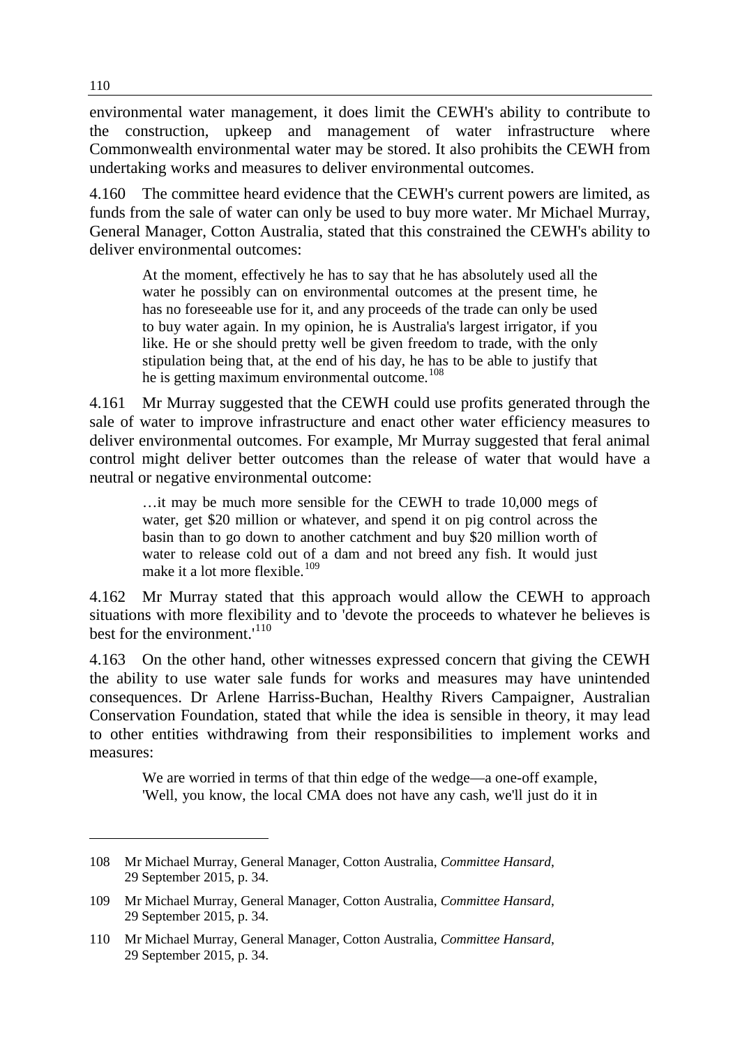environmental water management, it does limit the CEWH's ability to contribute to the construction, upkeep and management of water infrastructure where Commonwealth environmental water may be stored. It also prohibits the CEWH from undertaking works and measures to deliver environmental outcomes.

4.160 The committee heard evidence that the CEWH's current powers are limited, as funds from the sale of water can only be used to buy more water. Mr Michael Murray, General Manager, Cotton Australia, stated that this constrained the CEWH's ability to deliver environmental outcomes:

> At the moment, effectively he has to say that he has absolutely used all the water he possibly can on environmental outcomes at the present time, he has no foreseeable use for it, and any proceeds of the trade can only be used to buy water again. In my opinion, he is Australia's largest irrigator, if you like. He or she should pretty well be given freedom to trade, with the only stipulation being that, at the end of his day, he has to be able to justify that he is getting maximum environmental outcome.[108]

4.161 Mr Murray suggested that the CEWH could use profits generated through the sale of water to improve infrastructure and enact other water efficiency measures to deliver environmental outcomes. For example, Mr Murray suggested that feral animal control might deliver better outcomes than the release of water that would have a neutral or negative environmental outcome:

> …it may be much more sensible for the CEWH to trade 10,000 megs of water, get $20 million or whatever, and spend it on pig control across the basin than to go down to another catchment and buy $20 million worth of water to release cold out of a dam and not breed any fish. It would just make it a lot more flexible.[109]

4.162 Mr Murray stated that this approach would allow the CEWH to approach situations with more flexibility and to 'devote the proceeds to whatever he believes is best for the environment.'[110]

4.163 On the other hand, other witnesses expressed concern that giving the CEWH the ability to use water sale funds for works and measures may have unintended consequences. Dr Arlene Harriss-Buchan, Healthy Rivers Campaigner, Australian Conservation Foundation, stated that while the idea is sensible in theory, it may lead to other entities withdrawing from their responsibilities to implement works and measures:

> We are worried in terms of that thin edge of the wedge—a one-off example, 'Well, you know, the local CMA does not have any cash, we'll just do it in

---

108 Mr Michael Murray, General Manager, Cotton Australia, *Committee Hansard*, 29 September 2015, p. 34.

109 Mr Michael Murray, General Manager, Cotton Australia, *Committee Hansard*, 29 September 2015, p. 34.

110 Mr Michael Murray, General Manager, Cotton Australia, *Committee Hansard*, 29 September 2015, p. 34.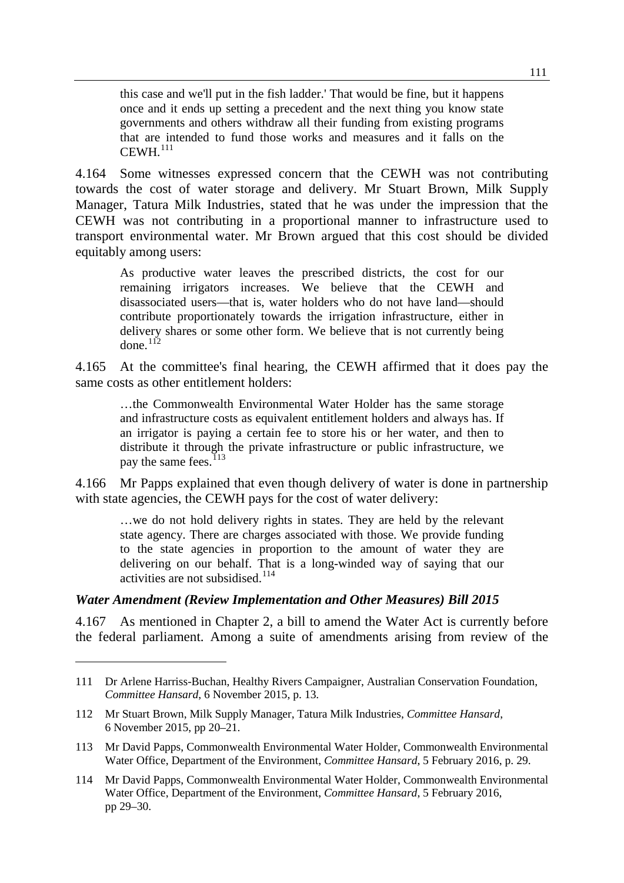> this case and we'll put in the fish ladder.' That would be fine, but it happens once and it ends up setting a precedent and the next thing you know state governments and others withdraw all their funding from existing programs that are intended to fund those works and measures and it falls on the CEWH.[111]

4.164 Some witnesses expressed concern that the CEWH was not contributing towards the cost of water storage and delivery. Mr Stuart Brown, Milk Supply Manager, Tatura Milk Industries, stated that he was under the impression that the CEWH was not contributing in a proportional manner to infrastructure used to transport environmental water. Mr Brown argued that this cost should be divided equitably among users:

> As productive water leaves the prescribed districts, the cost for our remaining irrigators increases. We believe that the CEWH and disassociated users—that is, water holders who do not have land—should contribute proportionately towards the irrigation infrastructure, either in delivery shares or some other form. We believe that is not currently being done.[112]

4.165 At the committee's final hearing, the CEWH affirmed that it does pay the same costs as other entitlement holders:

> …the Commonwealth Environmental Water Holder has the same storage and infrastructure costs as equivalent entitlement holders and always has. If an irrigator is paying a certain fee to store his or her water, and then to distribute it through the private infrastructure or public infrastructure, we pay the same fees.[113]

4.166 Mr Papps explained that even though delivery of water is done in partnership with state agencies, the CEWH pays for the cost of water delivery:

> …we do not hold delivery rights in states. They are held by the relevant state agency. There are charges associated with those. We provide funding to the state agencies in proportion to the amount of water they are delivering on our behalf. That is a long-winded way of saying that our activities are not subsidised.[114]

### *Water Amendment (Review Implementation and Other Measures) Bill 2015*

4.167 As mentioned in Chapter 2, a bill to amend the Water Act is currently before the federal parliament. Among a suite of amendments arising from review of the

---

111 Dr Arlene Harriss-Buchan, Healthy Rivers Campaigner, Australian Conservation Foundation, *Committee Hansard*, 6 November 2015, p. 13.

112 Mr Stuart Brown, Milk Supply Manager, Tatura Milk Industries, *Committee Hansard*, 6 November 2015, pp 20–21.

113 Mr David Papps, Commonwealth Environmental Water Holder, Commonwealth Environmental Water Office, Department of the Environment, *Committee Hansard*, 5 February 2016, p. 29.

114 Mr David Papps, Commonwealth Environmental Water Holder, Commonwealth Environmental Water Office, Department of the Environment, *Committee Hansard*, 5 February 2016, pp 29–30.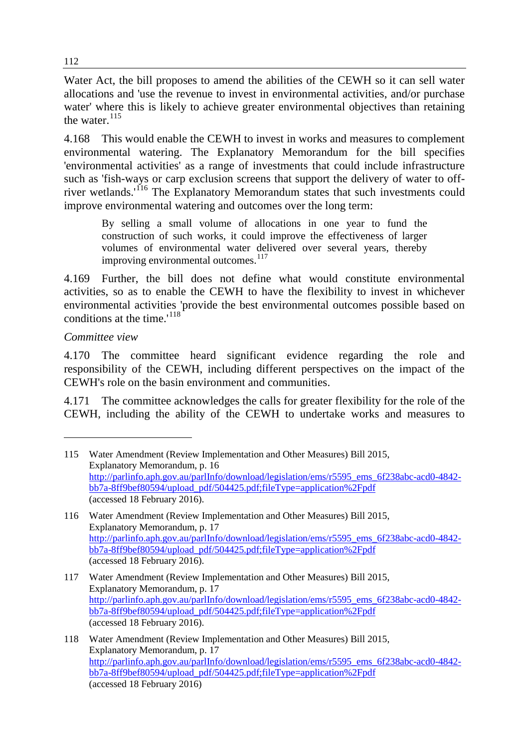Water Act, the bill proposes to amend the abilities of the CEWH so it can sell water allocations and 'use the revenue to invest in environmental activities, and/or purchase water' where this is likely to achieve greater environmental objectives than retaining the water.[115]

4.168 This would enable the CEWH to invest in works and measures to complement environmental watering. The Explanatory Memorandum for the bill specifies 'environmental activities' as a range of investments that could include infrastructure such as 'fish-ways or carp exclusion screens that support the delivery of water to off-river wetlands.'[116] The Explanatory Memorandum states that such investments could improve environmental watering and outcomes over the long term:

> By selling a small volume of allocations in one year to fund the construction of such works, it could improve the effectiveness of larger volumes of environmental water delivered over several years, thereby improving environmental outcomes.[117]

4.169 Further, the bill does not define what would constitute environmental activities, so as to enable the CEWH to have the flexibility to invest in whichever environmental activities 'provide the best environmental outcomes possible based on conditions at the time.'[118]

*Committee view*

4.170 The committee heard significant evidence regarding the role and responsibility of the CEWH, including different perspectives on the impact of the CEWH's role on the basin environment and communities.

4.171 The committee acknowledges the calls for greater flexibility for the role of the CEWH, including the ability of the CEWH to undertake works and measures to

---

115 Water Amendment (Review Implementation and Other Measures) Bill 2015, Explanatory Memorandum, p. 16 http://parlinfo.aph.gov.au/parlInfo/download/legislation/ems/r5595_ems_6f238abc-acd0-4842-bb7a-8ff9bef80594/upload_pdf/504425.pdf;fileType=application%2Fpdf (accessed 18 February 2016).

116 Water Amendment (Review Implementation and Other Measures) Bill 2015, Explanatory Memorandum, p. 17 http://parlinfo.aph.gov.au/parlInfo/download/legislation/ems/r5595_ems_6f238abc-acd0-4842-bb7a-8ff9bef80594/upload_pdf/504425.pdf;fileType=application%2Fpdf (accessed 18 February 2016).

117 Water Amendment (Review Implementation and Other Measures) Bill 2015, Explanatory Memorandum, p. 17 http://parlinfo.aph.gov.au/parlInfo/download/legislation/ems/r5595_ems_6f238abc-acd0-4842-bb7a-8ff9bef80594/upload_pdf/504425.pdf;fileType=application%2Fpdf (accessed 18 February 2016).

118 Water Amendment (Review Implementation and Other Measures) Bill 2015, Explanatory Memorandum, p. 17 http://parlinfo.aph.gov.au/parlInfo/download/legislation/ems/r5595_ems_6f238abc-acd0-4842-bb7a-8ff9bef80594/upload_pdf/504425.pdf;fileType=application%2Fpdf (accessed 18 February 2016)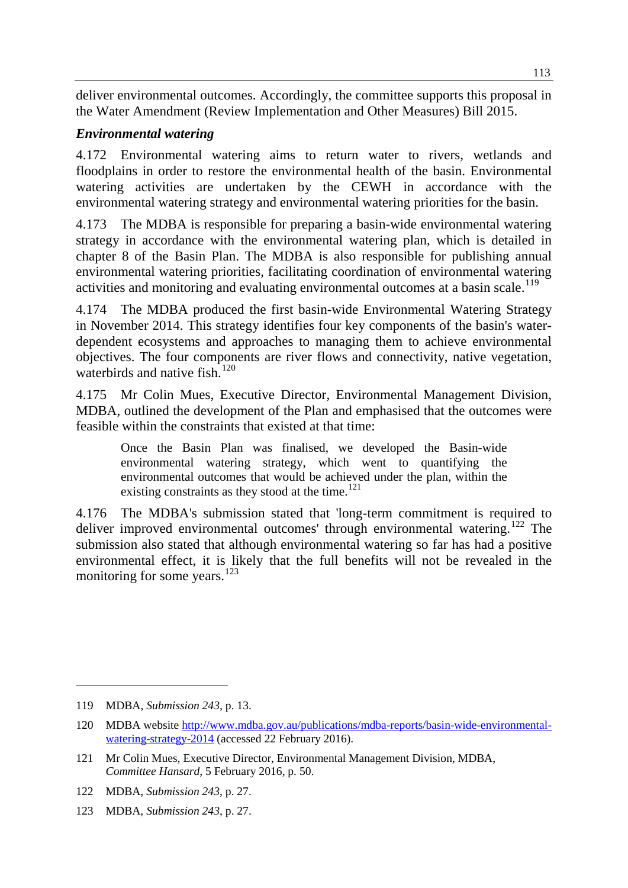deliver environmental outcomes. Accordingly, the committee supports this proposal in the Water Amendment (Review Implementation and Other Measures) Bill 2015.

### *Environmental watering*

4.172 Environmental watering aims to return water to rivers, wetlands and floodplains in order to restore the environmental health of the basin. Environmental watering activities are undertaken by the CEWH in accordance with the environmental watering strategy and environmental watering priorities for the basin.

4.173 The MDBA is responsible for preparing a basin-wide environmental watering strategy in accordance with the environmental watering plan, which is detailed in chapter 8 of the Basin Plan. The MDBA is also responsible for publishing annual environmental watering priorities, facilitating coordination of environmental watering activities and monitoring and evaluating environmental outcomes at a basin scale.[119]

4.174 The MDBA produced the first basin-wide Environmental Watering Strategy in November 2014. This strategy identifies four key components of the basin's water-dependent ecosystems and approaches to managing them to achieve environmental objectives. The four components are river flows and connectivity, native vegetation, waterbirds and native fish.[120]

4.175 Mr Colin Mues, Executive Director, Environmental Management Division, MDBA, outlined the development of the Plan and emphasised that the outcomes were feasible within the constraints that existed at that time:

> Once the Basin Plan was finalised, we developed the Basin-wide environmental watering strategy, which went to quantifying the environmental outcomes that would be achieved under the plan, within the existing constraints as they stood at the time.[121]

4.176 The MDBA's submission stated that 'long-term commitment is required to deliver improved environmental outcomes' through environmental watering.[122] The submission also stated that although environmental watering so far has had a positive environmental effect, it is likely that the full benefits will not be revealed in the monitoring for some years.[123]

---

119 MDBA, *Submission 243*, p. 13.

120 MDBA website http://www.mdba.gov.au/publications/mdba-reports/basin-wide-environmental-watering-strategy-2014 (accessed 22 February 2016).

121 Mr Colin Mues, Executive Director, Environmental Management Division, MDBA, *Committee Hansard*, 5 February 2016, p. 50.

122 MDBA, *Submission 243*, p. 27.

123 MDBA, *Submission 243*, p. 27.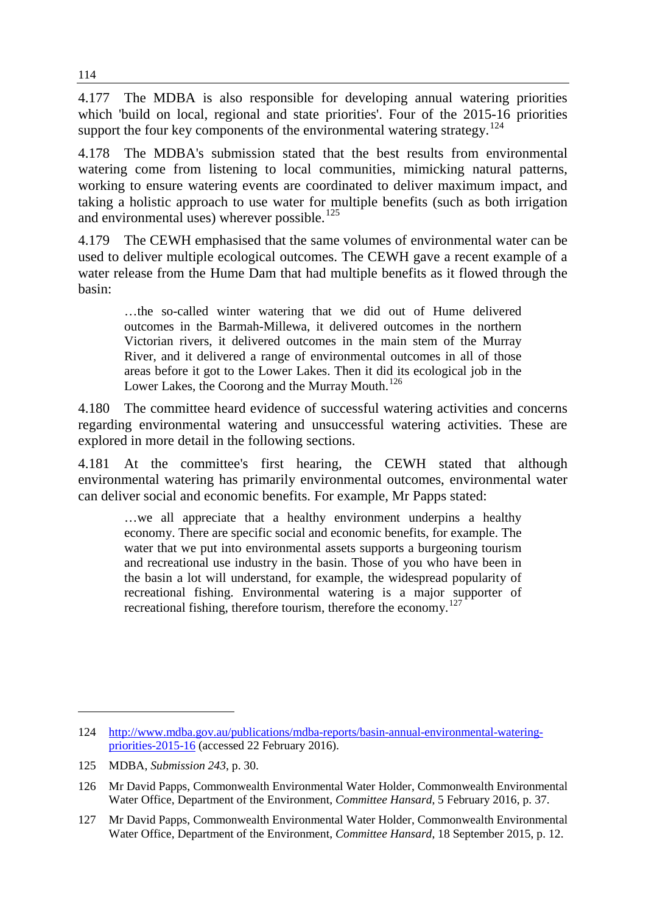4.177 The MDBA is also responsible for developing annual watering priorities which 'build on local, regional and state priorities'. Four of the 2015-16 priorities support the four key components of the environmental watering strategy.[124]

4.178 The MDBA's submission stated that the best results from environmental watering come from listening to local communities, mimicking natural patterns, working to ensure watering events are coordinated to deliver maximum impact, and taking a holistic approach to use water for multiple benefits (such as both irrigation and environmental uses) wherever possible.[125]

4.179 The CEWH emphasised that the same volumes of environmental water can be used to deliver multiple ecological outcomes. The CEWH gave a recent example of a water release from the Hume Dam that had multiple benefits as it flowed through the basin:

> …the so-called winter watering that we did out of Hume delivered outcomes in the Barmah-Millewa, it delivered outcomes in the northern Victorian rivers, it delivered outcomes in the main stem of the Murray River, and it delivered a range of environmental outcomes in all of those areas before it got to the Lower Lakes. Then it did its ecological job in the Lower Lakes, the Coorong and the Murray Mouth.[126]

4.180 The committee heard evidence of successful watering activities and concerns regarding environmental watering and unsuccessful watering activities. These are explored in more detail in the following sections.

4.181 At the committee's first hearing, the CEWH stated that although environmental watering has primarily environmental outcomes, environmental water can deliver social and economic benefits. For example, Mr Papps stated:

> …we all appreciate that a healthy environment underpins a healthy economy. There are specific social and economic benefits, for example. The water that we put into environmental assets supports a burgeoning tourism and recreational use industry in the basin. Those of you who have been in the basin a lot will understand, for example, the widespread popularity of recreational fishing. Environmental watering is a major supporter of recreational fishing, therefore tourism, therefore the economy.[127]

---

124 http://www.mdba.gov.au/publications/mdba-reports/basin-annual-environmental-watering-priorities-2015-16 (accessed 22 February 2016).

125 MDBA, *Submission 243*, p. 30.

126 Mr David Papps, Commonwealth Environmental Water Holder, Commonwealth Environmental Water Office, Department of the Environment, *Committee Hansard*, 5 February 2016, p. 37.

127 Mr David Papps, Commonwealth Environmental Water Holder, Commonwealth Environmental Water Office, Department of the Environment, *Committee Hansard*, 18 September 2015, p. 12.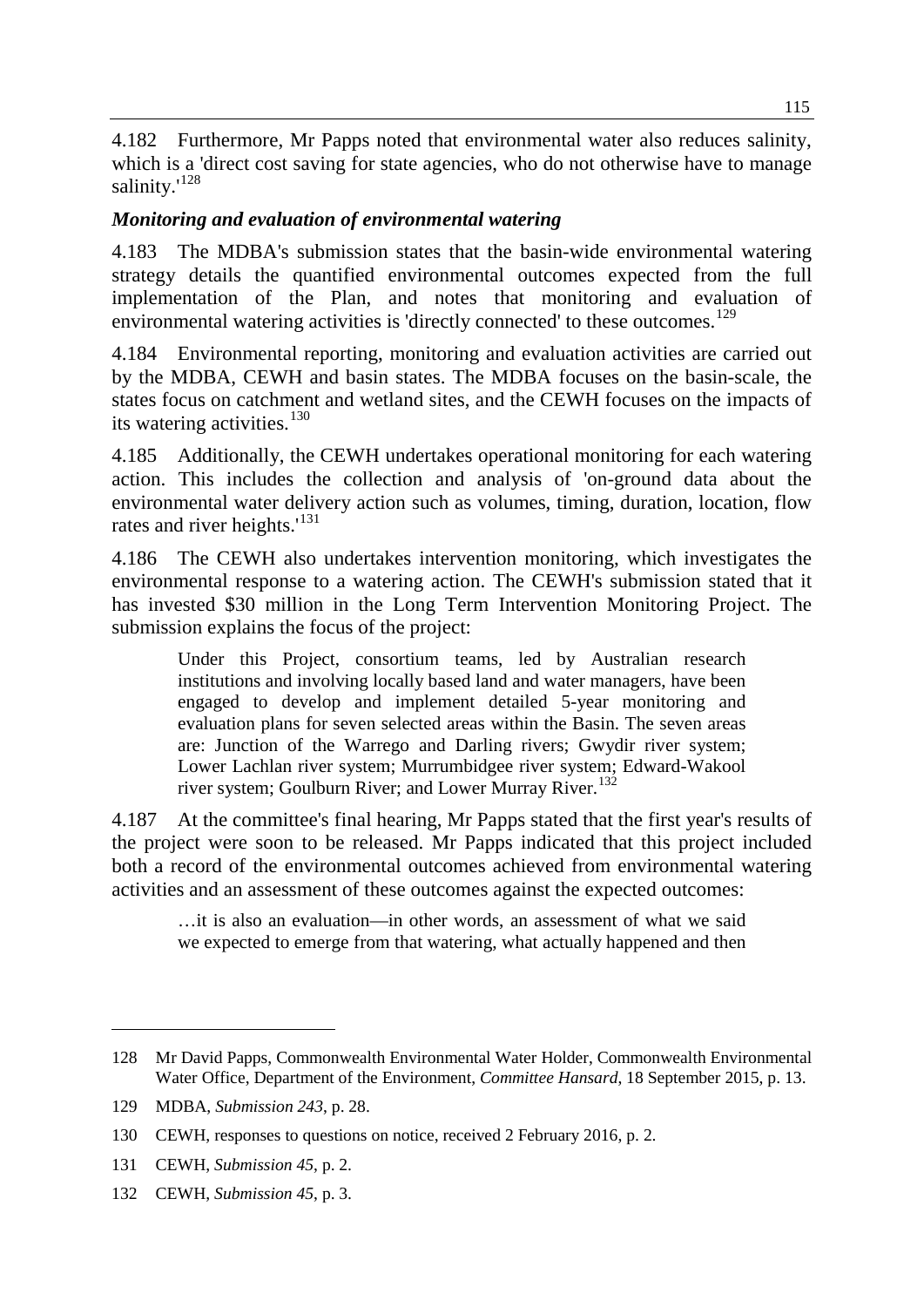4.182 Furthermore, Mr Papps noted that environmental water also reduces salinity, which is a 'direct cost saving for state agencies, who do not otherwise have to manage salinity.'[128]

### *Monitoring and evaluation of environmental watering*

4.183 The MDBA's submission states that the basin-wide environmental watering strategy details the quantified environmental outcomes expected from the full implementation of the Plan, and notes that monitoring and evaluation of environmental watering activities is 'directly connected' to these outcomes.[129]

4.184 Environmental reporting, monitoring and evaluation activities are carried out by the MDBA, CEWH and basin states. The MDBA focuses on the basin-scale, the states focus on catchment and wetland sites, and the CEWH focuses on the impacts of its watering activities.[130]

4.185 Additionally, the CEWH undertakes operational monitoring for each watering action. This includes the collection and analysis of 'on-ground data about the environmental water delivery action such as volumes, timing, duration, location, flow rates and river heights.'[131]

4.186 The CEWH also undertakes intervention monitoring, which investigates the environmental response to a watering action. The CEWH's submission stated that it has invested \$30 million in the Long Term Intervention Monitoring Project. The submission explains the focus of the project:

> Under this Project, consortium teams, led by Australian research institutions and involving locally based land and water managers, have been engaged to develop and implement detailed 5-year monitoring and evaluation plans for seven selected areas within the Basin. The seven areas are: Junction of the Warrego and Darling rivers; Gwydir river system; Lower Lachlan river system; Murrumbidgee river system; Edward-Wakool river system; Goulburn River; and Lower Murray River.[132]

4.187 At the committee's final hearing, Mr Papps stated that the first year's results of the project were soon to be released. Mr Papps indicated that this project included both a record of the environmental outcomes achieved from environmental watering activities and an assessment of these outcomes against the expected outcomes:

> …it is also an evaluation—in other words, an assessment of what we said we expected to emerge from that watering, what actually happened and then

---

128 Mr David Papps, Commonwealth Environmental Water Holder, Commonwealth Environmental Water Office, Department of the Environment, *Committee Hansard*, 18 September 2015, p. 13.

129 MDBA, *Submission 243*, p. 28.

130 CEWH, responses to questions on notice, received 2 February 2016, p. 2.

131 CEWH, *Submission 45*, p. 2.

132 CEWH, *Submission 45*, p. 3.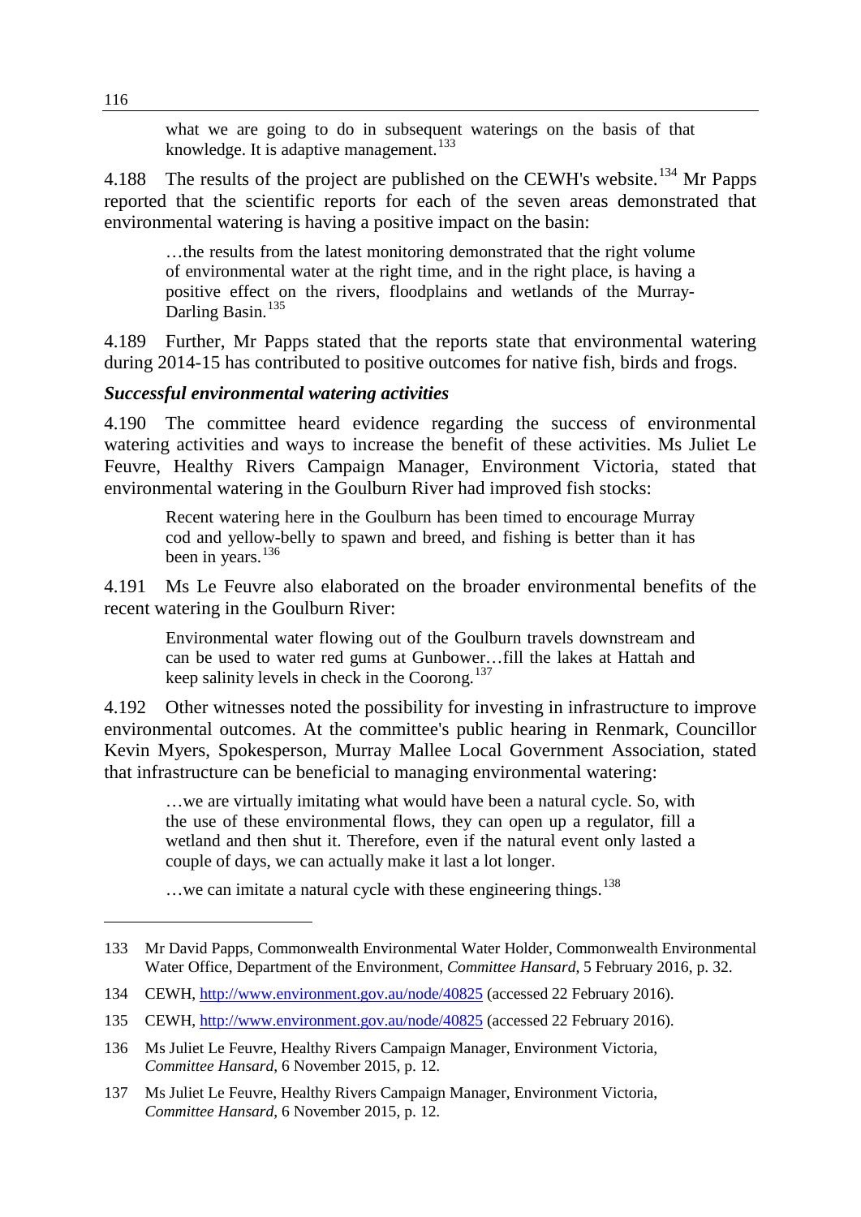> what we are going to do in subsequent waterings on the basis of that knowledge. It is adaptive management.[133]

4.188 The results of the project are published on the CEWH's website.[134] Mr Papps reported that the scientific reports for each of the seven areas demonstrated that environmental watering is having a positive impact on the basin:

> …the results from the latest monitoring demonstrated that the right volume of environmental water at the right time, and in the right place, is having a positive effect on the rivers, floodplains and wetlands of the Murray-Darling Basin.[135]

4.189 Further, Mr Papps stated that the reports state that environmental watering during 2014-15 has contributed to positive outcomes for native fish, birds and frogs.

***Successful environmental watering activities***

4.190 The committee heard evidence regarding the success of environmental watering activities and ways to increase the benefit of these activities. Ms Juliet Le Feuvre, Healthy Rivers Campaign Manager, Environment Victoria, stated that environmental watering in the Goulburn River had improved fish stocks:

> Recent watering here in the Goulburn has been timed to encourage Murray cod and yellow-belly to spawn and breed, and fishing is better than it has been in years.[136]

4.191 Ms Le Feuvre also elaborated on the broader environmental benefits of the recent watering in the Goulburn River:

> Environmental water flowing out of the Goulburn travels downstream and can be used to water red gums at Gunbower…fill the lakes at Hattah and keep salinity levels in check in the Coorong.[137]

4.192 Other witnesses noted the possibility for investing in infrastructure to improve environmental outcomes. At the committee's public hearing in Renmark, Councillor Kevin Myers, Spokesperson, Murray Mallee Local Government Association, stated that infrastructure can be beneficial to managing environmental watering:

> …we are virtually imitating what would have been a natural cycle. So, with the use of these environmental flows, they can open up a regulator, fill a wetland and then shut it. Therefore, even if the natural event only lasted a couple of days, we can actually make it last a lot longer.
>
> …we can imitate a natural cycle with these engineering things.[138]

---

133 Mr David Papps, Commonwealth Environmental Water Holder, Commonwealth Environmental Water Office, Department of the Environment, *Committee Hansard*, 5 February 2016, p. 32.

134 CEWH, http://www.environment.gov.au/node/40825 (accessed 22 February 2016).

135 CEWH, http://www.environment.gov.au/node/40825 (accessed 22 February 2016).

136 Ms Juliet Le Feuvre, Healthy Rivers Campaign Manager, Environment Victoria, *Committee Hansard*, 6 November 2015, p. 12.

137 Ms Juliet Le Feuvre, Healthy Rivers Campaign Manager, Environment Victoria, *Committee Hansard*, 6 November 2015, p. 12.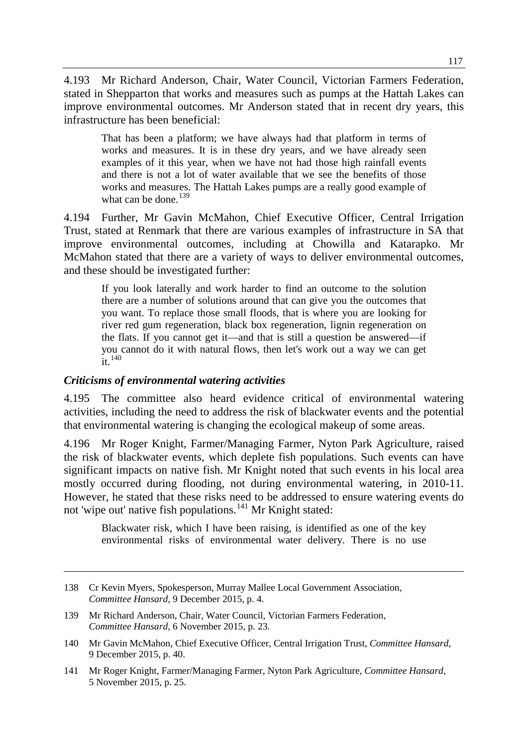4.193 Mr Richard Anderson, Chair, Water Council, Victorian Farmers Federation, stated in Shepparton that works and measures such as pumps at the Hattah Lakes can improve environmental outcomes. Mr Anderson stated that in recent dry years, this infrastructure has been beneficial:

> That has been a platform; we have always had that platform in terms of works and measures. It is in these dry years, and we have already seen examples of it this year, when we have not had those high rainfall events and there is not a lot of water available that we see the benefits of those works and measures. The Hattah Lakes pumps are a really good example of what can be done.[139]

4.194 Further, Mr Gavin McMahon, Chief Executive Officer, Central Irrigation Trust, stated at Renmark that there are various examples of infrastructure in SA that improve environmental outcomes, including at Chowilla and Katarapko. Mr McMahon stated that there are a variety of ways to deliver environmental outcomes, and these should be investigated further:

> If you look laterally and work harder to find an outcome to the solution there are a number of solutions around that can give you the outcomes that you want. To replace those small floods, that is where you are looking for river red gum regeneration, black box regeneration, lignin regeneration on the flats. If you cannot get it—and that is still a question be answered—if you cannot do it with natural flows, then let's work out a way we can get it.[140]

### *Criticisms of environmental watering activities*

4.195 The committee also heard evidence critical of environmental watering activities, including the need to address the risk of blackwater events and the potential that environmental watering is changing the ecological makeup of some areas.

4.196 Mr Roger Knight, Farmer/Managing Farmer, Nyton Park Agriculture, raised the risk of blackwater events, which deplete fish populations. Such events can have significant impacts on native fish. Mr Knight noted that such events in his local area mostly occurred during flooding, not during environmental watering, in 2010-11. However, he stated that these risks need to be addressed to ensure watering events do not 'wipe out' native fish populations.[141] Mr Knight stated:

> Blackwater risk, which I have been raising, is identified as one of the key environmental risks of environmental water delivery. There is no use

---

138 Cr Kevin Myers, Spokesperson, Murray Mallee Local Government Association, *Committee Hansard*, 9 December 2015, p. 4.

139 Mr Richard Anderson, Chair, Water Council, Victorian Farmers Federation, *Committee Hansard*, 6 November 2015, p. 23.

140 Mr Gavin McMahon, Chief Executive Officer, Central Irrigation Trust, *Committee Hansard*, 9 December 2015, p. 40.

141 Mr Roger Knight, Farmer/Managing Farmer, Nyton Park Agriculture, *Committee Hansard*, 5 November 2015, p. 25.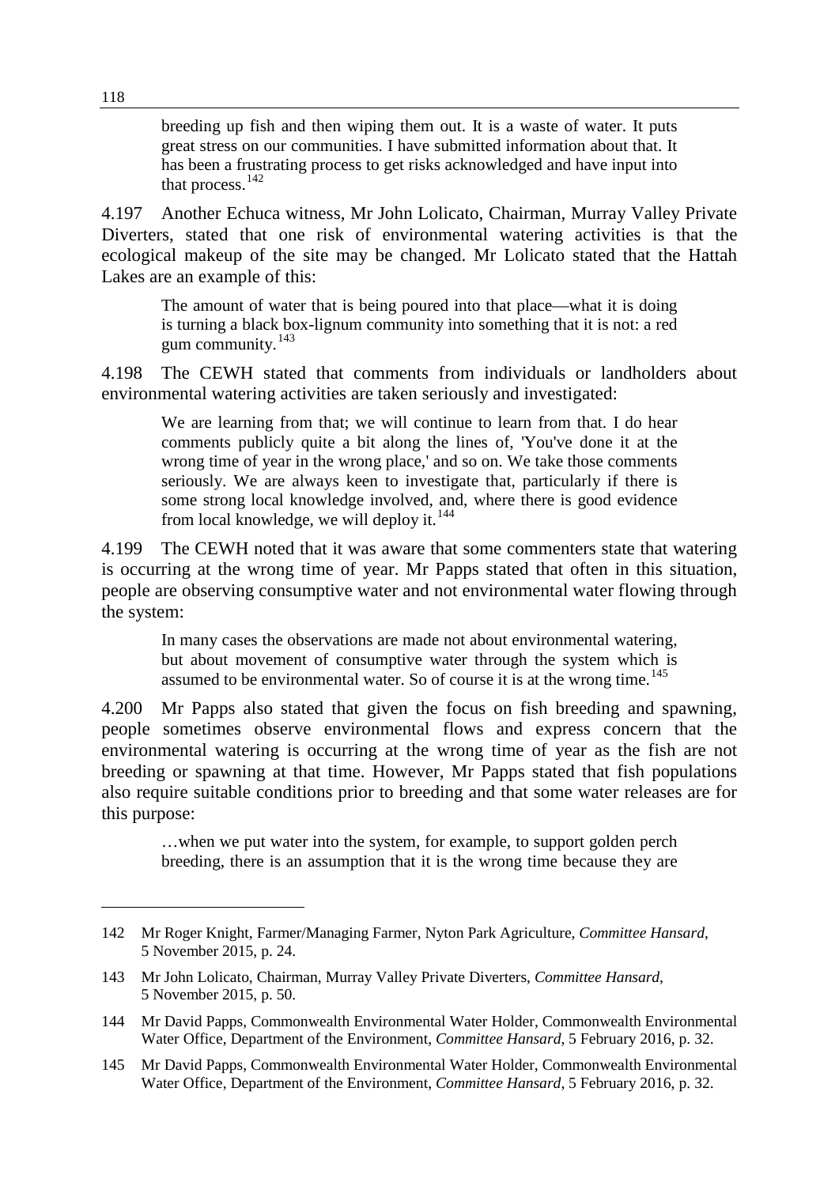> breeding up fish and then wiping them out. It is a waste of water. It puts great stress on our communities. I have submitted information about that. It has been a frustrating process to get risks acknowledged and have input into that process.[142]

4.197 Another Echuca witness, Mr John Lolicato, Chairman, Murray Valley Private Diverters, stated that one risk of environmental watering activities is that the ecological makeup of the site may be changed. Mr Lolicato stated that the Hattah Lakes are an example of this:

> The amount of water that is being poured into that place—what it is doing is turning a black box-lignum community into something that it is not: a red gum community.[143]

4.198 The CEWH stated that comments from individuals or landholders about environmental watering activities are taken seriously and investigated:

> We are learning from that; we will continue to learn from that. I do hear comments publicly quite a bit along the lines of, 'You've done it at the wrong time of year in the wrong place,' and so on. We take those comments seriously. We are always keen to investigate that, particularly if there is some strong local knowledge involved, and, where there is good evidence from local knowledge, we will deploy it.[144]

4.199 The CEWH noted that it was aware that some commenters state that watering is occurring at the wrong time of year. Mr Papps stated that often in this situation, people are observing consumptive water and not environmental water flowing through the system:

> In many cases the observations are made not about environmental watering, but about movement of consumptive water through the system which is assumed to be environmental water. So of course it is at the wrong time.[145]

4.200 Mr Papps also stated that given the focus on fish breeding and spawning, people sometimes observe environmental flows and express concern that the environmental watering is occurring at the wrong time of year as the fish are not breeding or spawning at that time. However, Mr Papps stated that fish populations also require suitable conditions prior to breeding and that some water releases are for this purpose:

> …when we put water into the system, for example, to support golden perch breeding, there is an assumption that it is the wrong time because they are

---

142 Mr Roger Knight, Farmer/Managing Farmer, Nyton Park Agriculture, *Committee Hansard*, 5 November 2015, p. 24.

143 Mr John Lolicato, Chairman, Murray Valley Private Diverters, *Committee Hansard*, 5 November 2015, p. 50.

144 Mr David Papps, Commonwealth Environmental Water Holder, Commonwealth Environmental Water Office, Department of the Environment, *Committee Hansard*, 5 February 2016, p. 32.

145 Mr David Papps, Commonwealth Environmental Water Holder, Commonwealth Environmental Water Office, Department of the Environment, *Committee Hansard*, 5 February 2016, p. 32.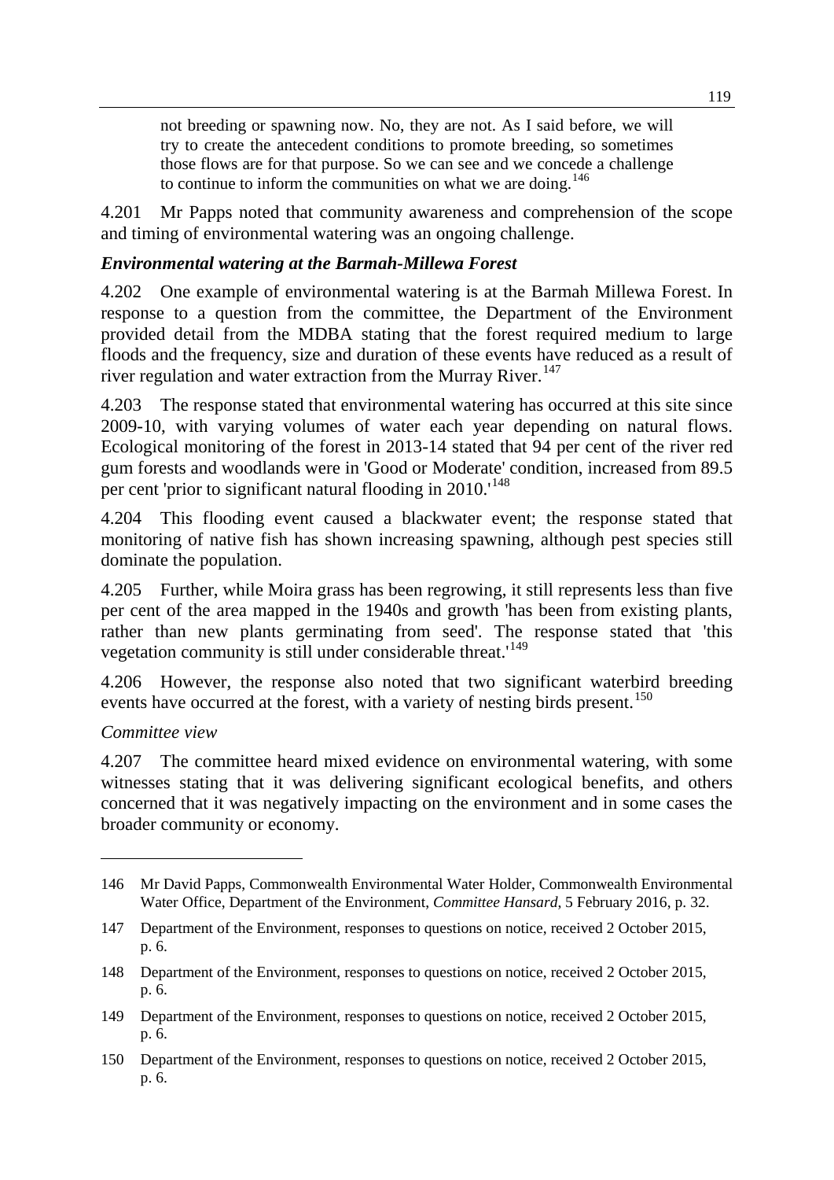> not breeding or spawning now. No, they are not. As I said before, we will try to create the antecedent conditions to promote breeding, so sometimes those flows are for that purpose. So we can see and we concede a challenge to continue to inform the communities on what we are doing.[146]

4.201 Mr Papps noted that community awareness and comprehension of the scope and timing of environmental watering was an ongoing challenge.

### *Environmental watering at the Barmah-Millewa Forest*

4.202 One example of environmental watering is at the Barmah Millewa Forest. In response to a question from the committee, the Department of the Environment provided detail from the MDBA stating that the forest required medium to large floods and the frequency, size and duration of these events have reduced as a result of river regulation and water extraction from the Murray River.[147]

4.203 The response stated that environmental watering has occurred at this site since 2009-10, with varying volumes of water each year depending on natural flows. Ecological monitoring of the forest in 2013-14 stated that 94 per cent of the river red gum forests and woodlands were in 'Good or Moderate' condition, increased from 89.5 per cent 'prior to significant natural flooding in 2010.'[148]

4.204 This flooding event caused a blackwater event; the response stated that monitoring of native fish has shown increasing spawning, although pest species still dominate the population.

4.205 Further, while Moira grass has been regrowing, it still represents less than five per cent of the area mapped in the 1940s and growth 'has been from existing plants, rather than new plants germinating from seed'. The response stated that 'this vegetation community is still under considerable threat.'[149]

4.206 However, the response also noted that two significant waterbird breeding events have occurred at the forest, with a variety of nesting birds present.[150]

*Committee view*

4.207 The committee heard mixed evidence on environmental watering, with some witnesses stating that it was delivering significant ecological benefits, and others concerned that it was negatively impacting on the environment and in some cases the broader community or economy.

---

146 Mr David Papps, Commonwealth Environmental Water Holder, Commonwealth Environmental Water Office, Department of the Environment, *Committee Hansard*, 5 February 2016, p. 32.

147 Department of the Environment, responses to questions on notice, received 2 October 2015, p. 6.

148 Department of the Environment, responses to questions on notice, received 2 October 2015, p. 6.

149 Department of the Environment, responses to questions on notice, received 2 October 2015, p. 6.

150 Department of the Environment, responses to questions on notice, received 2 October 2015, p. 6.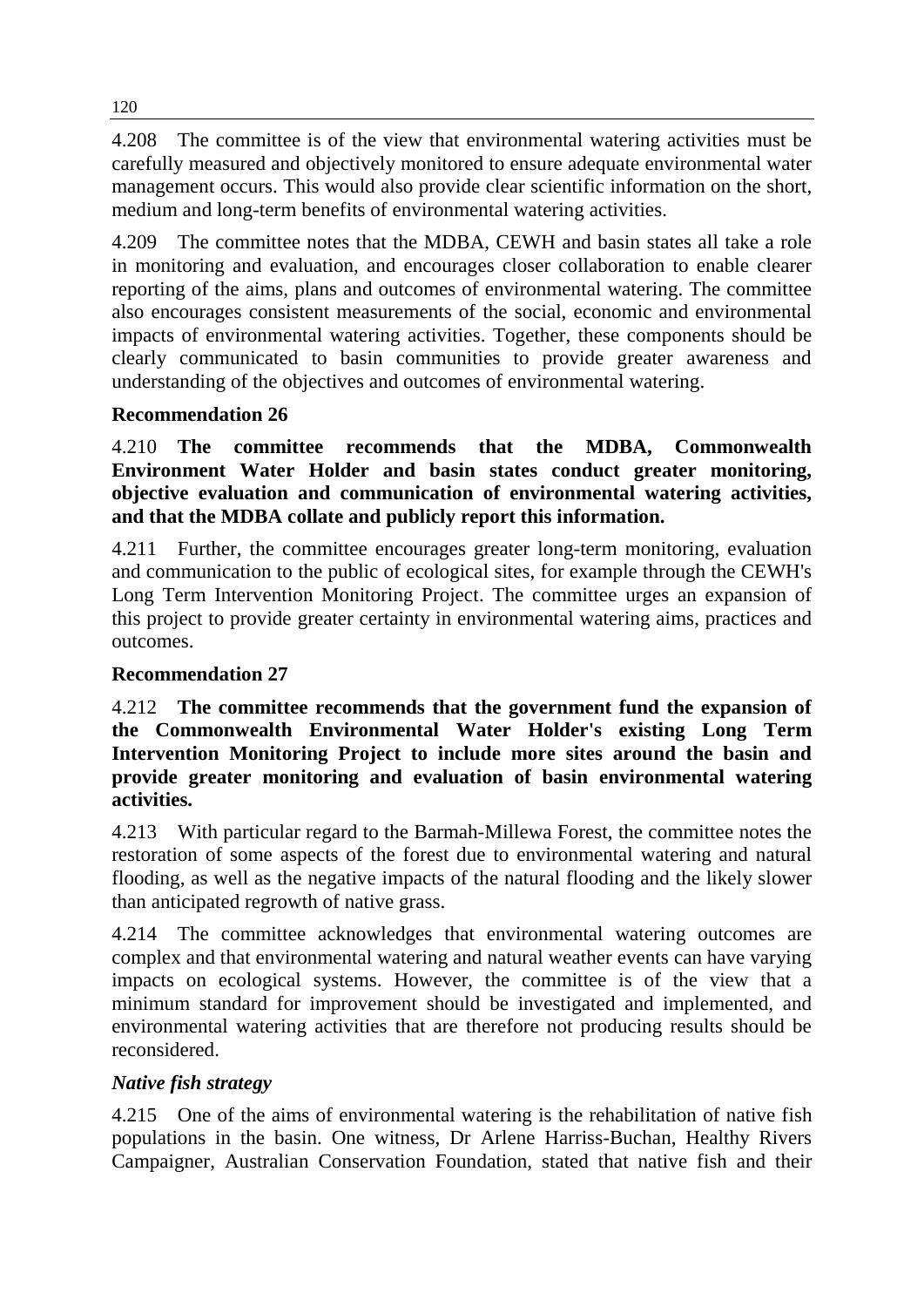4.208 The committee is of the view that environmental watering activities must be carefully measured and objectively monitored to ensure adequate environmental water management occurs. This would also provide clear scientific information on the short, medium and long-term benefits of environmental watering activities.

4.209 The committee notes that the MDBA, CEWH and basin states all take a role in monitoring and evaluation, and encourages closer collaboration to enable clearer reporting of the aims, plans and outcomes of environmental watering. The committee also encourages consistent measurements of the social, economic and environmental impacts of environmental watering activities. Together, these components should be clearly communicated to basin communities to provide greater awareness and understanding of the objectives and outcomes of environmental watering.

**Recommendation 26**

4.210 **The committee recommends that the MDBA, Commonwealth Environment Water Holder and basin states conduct greater monitoring, objective evaluation and communication of environmental watering activities, and that the MDBA collate and publicly report this information.**

4.211 Further, the committee encourages greater long-term monitoring, evaluation and communication to the public of ecological sites, for example through the CEWH's Long Term Intervention Monitoring Project. The committee urges an expansion of this project to provide greater certainty in environmental watering aims, practices and outcomes.

**Recommendation 27**

4.212 **The committee recommends that the government fund the expansion of the Commonwealth Environmental Water Holder's existing Long Term Intervention Monitoring Project to include more sites around the basin and provide greater monitoring and evaluation of basin environmental watering activities.**

4.213 With particular regard to the Barmah-Millewa Forest, the committee notes the restoration of some aspects of the forest due to environmental watering and natural flooding, as well as the negative impacts of the natural flooding and the likely slower than anticipated regrowth of native grass.

4.214 The committee acknowledges that environmental watering outcomes are complex and that environmental watering and natural weather events can have varying impacts on ecological systems. However, the committee is of the view that a minimum standard for improvement should be investigated and implemented, and environmental watering activities that are therefore not producing results should be reconsidered.

### *Native fish strategy*

4.215 One of the aims of environmental watering is the rehabilitation of native fish populations in the basin. One witness, Dr Arlene Harriss-Buchan, Healthy Rivers Campaigner, Australian Conservation Foundation, stated that native fish and their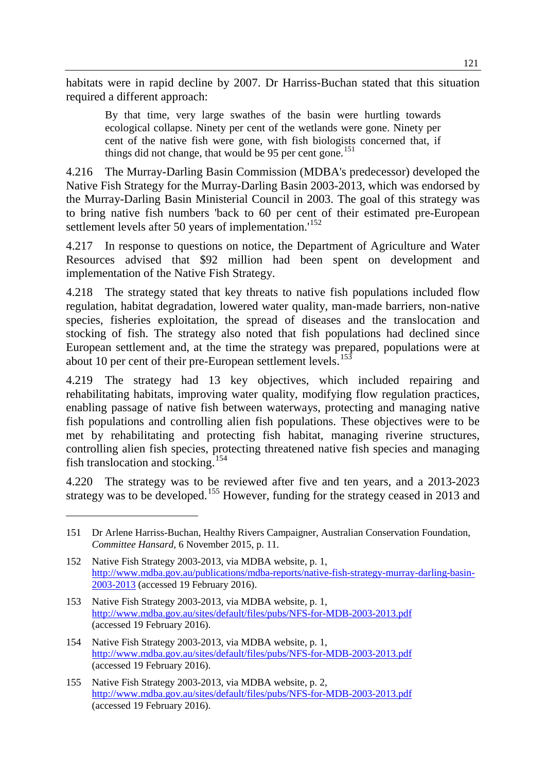habitats were in rapid decline by 2007. Dr Harriss-Buchan stated that this situation required a different approach:

> By that time, very large swathes of the basin were hurtling towards ecological collapse. Ninety per cent of the wetlands were gone. Ninety per cent of the native fish were gone, with fish biologists concerned that, if things did not change, that would be 95 per cent gone.[151]

4.216 The Murray-Darling Basin Commission (MDBA's predecessor) developed the Native Fish Strategy for the Murray-Darling Basin 2003-2013, which was endorsed by the Murray-Darling Basin Ministerial Council in 2003. The goal of this strategy was to bring native fish numbers 'back to 60 per cent of their estimated pre-European settlement levels after 50 years of implementation.'[152]

4.217 In response to questions on notice, the Department of Agriculture and Water Resources advised that $92 million had been spent on development and implementation of the Native Fish Strategy.

4.218 The strategy stated that key threats to native fish populations included flow regulation, habitat degradation, lowered water quality, man-made barriers, non-native species, fisheries exploitation, the spread of diseases and the translocation and stocking of fish. The strategy also noted that fish populations had declined since European settlement and, at the time the strategy was prepared, populations were at about 10 per cent of their pre-European settlement levels.[153]

4.219 The strategy had 13 key objectives, which included repairing and rehabilitating habitats, improving water quality, modifying flow regulation practices, enabling passage of native fish between waterways, protecting and managing native fish populations and controlling alien fish populations. These objectives were to be met by rehabilitating and protecting fish habitat, managing riverine structures, controlling alien fish species, protecting threatened native fish species and managing fish translocation and stocking.[154]

4.220 The strategy was to be reviewed after five and ten years, and a 2013-2023 strategy was to be developed.[155] However, funding for the strategy ceased in 2013 and

---

151 Dr Arlene Harriss-Buchan, Healthy Rivers Campaigner, Australian Conservation Foundation, *Committee Hansard*, 6 November 2015, p. 11.

152 Native Fish Strategy 2003-2013, via MDBA website, p. 1, http://www.mdba.gov.au/publications/mdba-reports/native-fish-strategy-murray-darling-basin-2003-2013 (accessed 19 February 2016).

153 Native Fish Strategy 2003-2013, via MDBA website, p. 1, http://www.mdba.gov.au/sites/default/files/pubs/NFS-for-MDB-2003-2013.pdf (accessed 19 February 2016).

154 Native Fish Strategy 2003-2013, via MDBA website, p. 1, http://www.mdba.gov.au/sites/default/files/pubs/NFS-for-MDB-2003-2013.pdf (accessed 19 February 2016).

155 Native Fish Strategy 2003-2013, via MDBA website, p. 2, http://www.mdba.gov.au/sites/default/files/pubs/NFS-for-MDB-2003-2013.pdf (accessed 19 February 2016).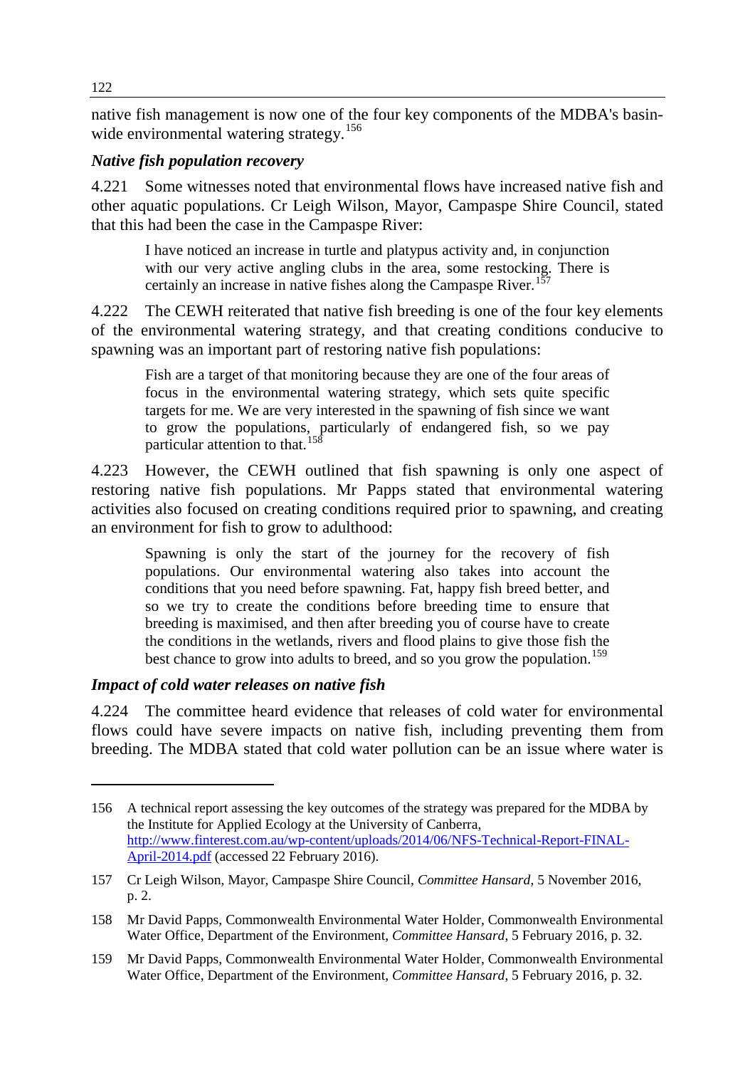native fish management is now one of the four key components of the MDBA's basin-wide environmental watering strategy.[156]

### *Native fish population recovery*

4.221 Some witnesses noted that environmental flows have increased native fish and other aquatic populations. Cr Leigh Wilson, Mayor, Campaspe Shire Council, stated that this had been the case in the Campaspe River:

> I have noticed an increase in turtle and platypus activity and, in conjunction with our very active angling clubs in the area, some restocking. There is certainly an increase in native fishes along the Campaspe River.[157]

4.222 The CEWH reiterated that native fish breeding is one of the four key elements of the environmental watering strategy, and that creating conditions conducive to spawning was an important part of restoring native fish populations:

> Fish are a target of that monitoring because they are one of the four areas of focus in the environmental watering strategy, which sets quite specific targets for me. We are very interested in the spawning of fish since we want to grow the populations, particularly of endangered fish, so we pay particular attention to that.[158]

4.223 However, the CEWH outlined that fish spawning is only one aspect of restoring native fish populations. Mr Papps stated that environmental watering activities also focused on creating conditions required prior to spawning, and creating an environment for fish to grow to adulthood:

> Spawning is only the start of the journey for the recovery of fish populations. Our environmental watering also takes into account the conditions that you need before spawning. Fat, happy fish breed better, and so we try to create the conditions before breeding time to ensure that breeding is maximised, and then after breeding you of course have to create the conditions in the wetlands, rivers and flood plains to give those fish the best chance to grow into adults to breed, and so you grow the population.[159]

### *Impact of cold water releases on native fish*

4.224 The committee heard evidence that releases of cold water for environmental flows could have severe impacts on native fish, including preventing them from breeding. The MDBA stated that cold water pollution can be an issue where water is

---

156 A technical report assessing the key outcomes of the strategy was prepared for the MDBA by the Institute for Applied Ecology at the University of Canberra, [http://www.finterest.com.au/wp-content/uploads/2014/06/NFS-Technical-Report-FINAL-April-2014.pdf](http://www.finterest.com.au/wp-content/uploads/2014/06/NFS-Technical-Report-FINAL-April-2014.pdf) (accessed 22 February 2016).

157 Cr Leigh Wilson, Mayor, Campaspe Shire Council, *Committee Hansard*, 5 November 2016, p. 2.

158 Mr David Papps, Commonwealth Environmental Water Holder, Commonwealth Environmental Water Office, Department of the Environment, *Committee Hansard*, 5 February 2016, p. 32.

159 Mr David Papps, Commonwealth Environmental Water Holder, Commonwealth Environmental Water Office, Department of the Environment, *Committee Hansard*, 5 February 2016, p. 32.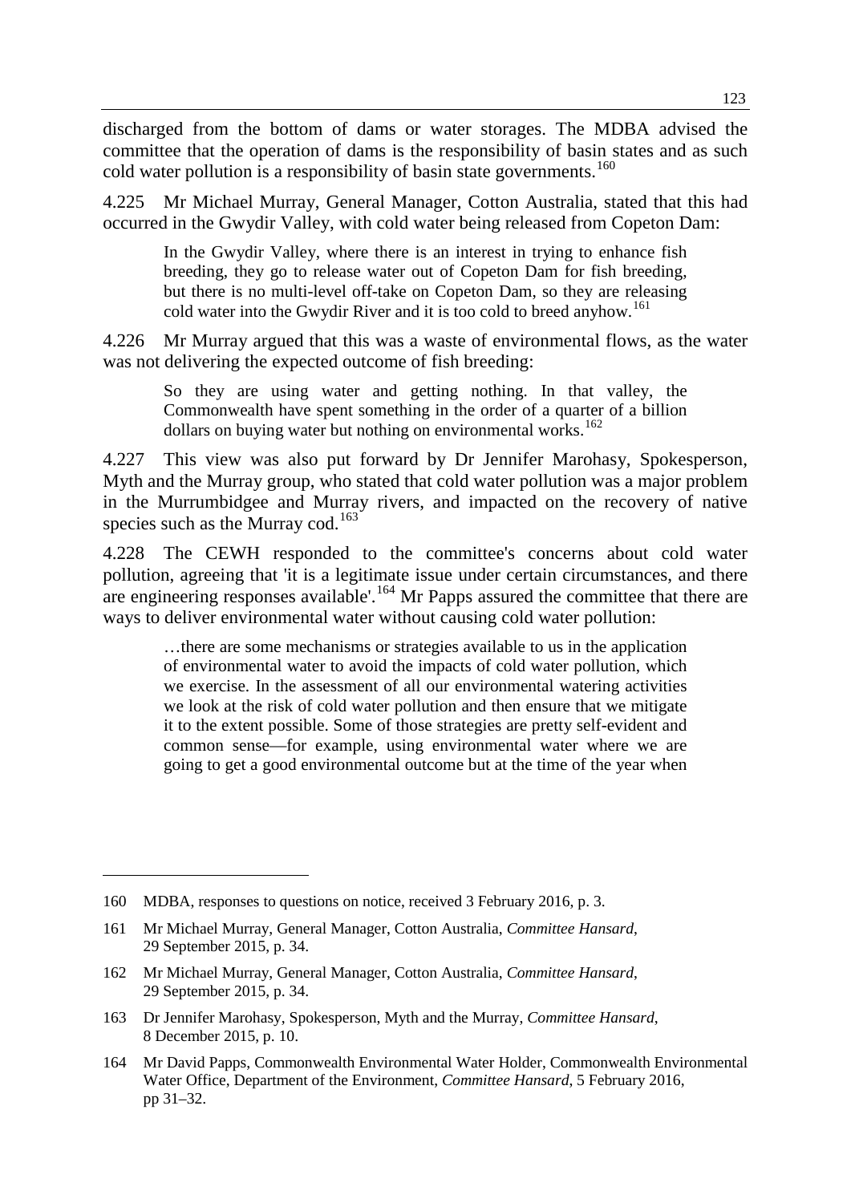discharged from the bottom of dams or water storages. The MDBA advised the committee that the operation of dams is the responsibility of basin states and as such cold water pollution is a responsibility of basin state governments.[160]

4.225 Mr Michael Murray, General Manager, Cotton Australia, stated that this had occurred in the Gwydir Valley, with cold water being released from Copeton Dam:

> In the Gwydir Valley, where there is an interest in trying to enhance fish breeding, they go to release water out of Copeton Dam for fish breeding, but there is no multi-level off-take on Copeton Dam, so they are releasing cold water into the Gwydir River and it is too cold to breed anyhow.[161]

4.226 Mr Murray argued that this was a waste of environmental flows, as the water was not delivering the expected outcome of fish breeding:

> So they are using water and getting nothing. In that valley, the Commonwealth have spent something in the order of a quarter of a billion dollars on buying water but nothing on environmental works.[162]

4.227 This view was also put forward by Dr Jennifer Marohasy, Spokesperson, Myth and the Murray group, who stated that cold water pollution was a major problem in the Murrumbidgee and Murray rivers, and impacted on the recovery of native species such as the Murray cod.[163]

4.228 The CEWH responded to the committee's concerns about cold water pollution, agreeing that 'it is a legitimate issue under certain circumstances, and there are engineering responses available'.[164] Mr Papps assured the committee that there are ways to deliver environmental water without causing cold water pollution:

> …there are some mechanisms or strategies available to us in the application of environmental water to avoid the impacts of cold water pollution, which we exercise. In the assessment of all our environmental watering activities we look at the risk of cold water pollution and then ensure that we mitigate it to the extent possible. Some of those strategies are pretty self-evident and common sense—for example, using environmental water where we are going to get a good environmental outcome but at the time of the year when

---

160 MDBA, responses to questions on notice, received 3 February 2016, p. 3.

161 Mr Michael Murray, General Manager, Cotton Australia, *Committee Hansard*, 29 September 2015, p. 34.

162 Mr Michael Murray, General Manager, Cotton Australia, *Committee Hansard*, 29 September 2015, p. 34.

163 Dr Jennifer Marohasy, Spokesperson, Myth and the Murray, *Committee Hansard*, 8 December 2015, p. 10.

164 Mr David Papps, Commonwealth Environmental Water Holder, Commonwealth Environmental Water Office, Department of the Environment, *Committee Hansard*, 5 February 2016, pp 31–32.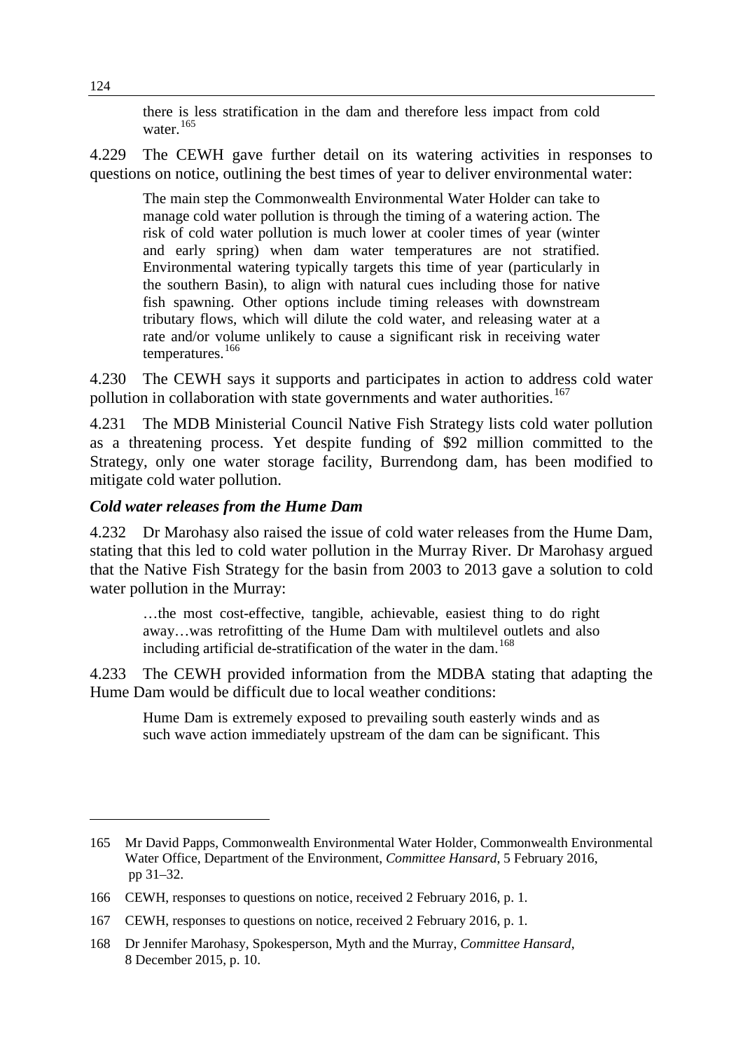> there is less stratification in the dam and therefore less impact from cold water.[165]

4.229 The CEWH gave further detail on its watering activities in responses to questions on notice, outlining the best times of year to deliver environmental water:

> The main step the Commonwealth Environmental Water Holder can take to manage cold water pollution is through the timing of a watering action. The risk of cold water pollution is much lower at cooler times of year (winter and early spring) when dam water temperatures are not stratified. Environmental watering typically targets this time of year (particularly in the southern Basin), to align with natural cues including those for native fish spawning. Other options include timing releases with downstream tributary flows, which will dilute the cold water, and releasing water at a rate and/or volume unlikely to cause a significant risk in receiving water temperatures.[166]

4.230 The CEWH says it supports and participates in action to address cold water pollution in collaboration with state governments and water authorities.[167]

4.231 The MDB Ministerial Council Native Fish Strategy lists cold water pollution as a threatening process. Yet despite funding of $92 million committed to the Strategy, only one water storage facility, Burrendong dam, has been modified to mitigate cold water pollution.

### *Cold water releases from the Hume Dam*

4.232 Dr Marohasy also raised the issue of cold water releases from the Hume Dam, stating that this led to cold water pollution in the Murray River. Dr Marohasy argued that the Native Fish Strategy for the basin from 2003 to 2013 gave a solution to cold water pollution in the Murray:

> …the most cost-effective, tangible, achievable, easiest thing to do right away…was retrofitting of the Hume Dam with multilevel outlets and also including artificial de-stratification of the water in the dam.[168]

4.233 The CEWH provided information from the MDBA stating that adapting the Hume Dam would be difficult due to local weather conditions:

> Hume Dam is extremely exposed to prevailing south easterly winds and as such wave action immediately upstream of the dam can be significant. This

---

165 Mr David Papps, Commonwealth Environmental Water Holder, Commonwealth Environmental Water Office, Department of the Environment, *Committee Hansard*, 5 February 2016, pp 31–32.

166 CEWH, responses to questions on notice, received 2 February 2016, p. 1.

167 CEWH, responses to questions on notice, received 2 February 2016, p. 1.

168 Dr Jennifer Marohasy, Spokesperson, Myth and the Murray, *Committee Hansard*, 8 December 2015, p. 10.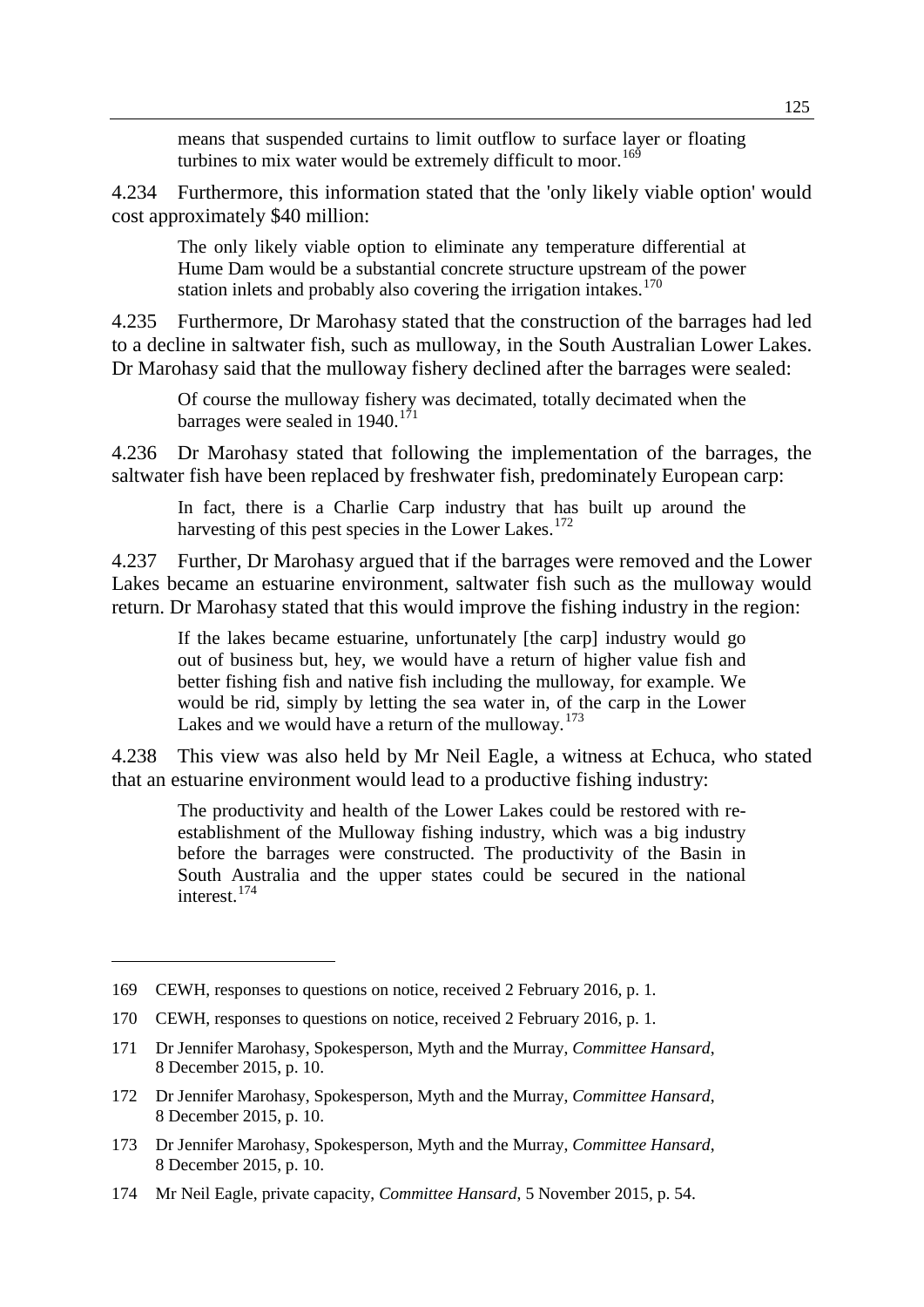> means that suspended curtains to limit outflow to surface layer or floating turbines to mix water would be extremely difficult to moor.[169]

4.234 Furthermore, this information stated that the 'only likely viable option' would cost approximately $40 million:

> The only likely viable option to eliminate any temperature differential at Hume Dam would be a substantial concrete structure upstream of the power station inlets and probably also covering the irrigation intakes.[170]

4.235 Furthermore, Dr Marohasy stated that the construction of the barrages had led to a decline in saltwater fish, such as mulloway, in the South Australian Lower Lakes. Dr Marohasy said that the mulloway fishery declined after the barrages were sealed:

> Of course the mulloway fishery was decimated, totally decimated when the barrages were sealed in 1940.[171]

4.236 Dr Marohasy stated that following the implementation of the barrages, the saltwater fish have been replaced by freshwater fish, predominately European carp:

> In fact, there is a Charlie Carp industry that has built up around the harvesting of this pest species in the Lower Lakes.[172]

4.237 Further, Dr Marohasy argued that if the barrages were removed and the Lower Lakes became an estuarine environment, saltwater fish such as the mulloway would return. Dr Marohasy stated that this would improve the fishing industry in the region:

> If the lakes became estuarine, unfortunately [the carp] industry would go out of business but, hey, we would have a return of higher value fish and better fishing fish and native fish including the mulloway, for example. We would be rid, simply by letting the sea water in, of the carp in the Lower Lakes and we would have a return of the mulloway.[173]

4.238 This view was also held by Mr Neil Eagle, a witness at Echuca, who stated that an estuarine environment would lead to a productive fishing industry:

> The productivity and health of the Lower Lakes could be restored with re-establishment of the Mulloway fishing industry, which was a big industry before the barrages were constructed. The productivity of the Basin in South Australia and the upper states could be secured in the national interest.[174]

---

169 CEWH, responses to questions on notice, received 2 February 2016, p. 1.

170 CEWH, responses to questions on notice, received 2 February 2016, p. 1.

171 Dr Jennifer Marohasy, Spokesperson, Myth and the Murray, *Committee Hansard*, 8 December 2015, p. 10.

172 Dr Jennifer Marohasy, Spokesperson, Myth and the Murray, *Committee Hansard*, 8 December 2015, p. 10.

173 Dr Jennifer Marohasy, Spokesperson, Myth and the Murray, *Committee Hansard*, 8 December 2015, p. 10.

174 Mr Neil Eagle, private capacity, *Committee Hansard*, 5 November 2015, p. 54.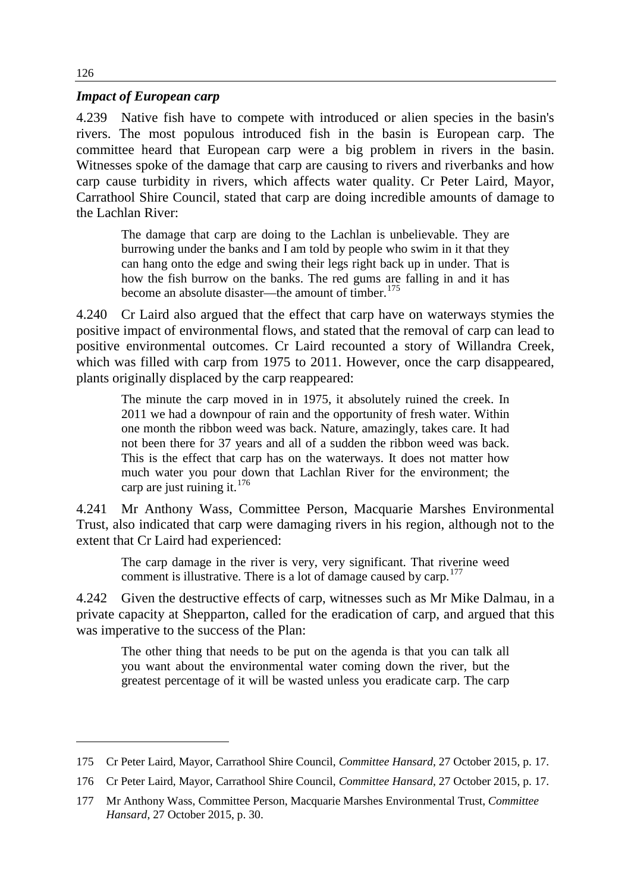### *Impact of European carp*

4.239 Native fish have to compete with introduced or alien species in the basin's rivers. The most populous introduced fish in the basin is European carp. The committee heard that European carp were a big problem in rivers in the basin. Witnesses spoke of the damage that carp are causing to rivers and riverbanks and how carp cause turbidity in rivers, which affects water quality. Cr Peter Laird, Mayor, Carrathool Shire Council, stated that carp are doing incredible amounts of damage to the Lachlan River:

> The damage that carp are doing to the Lachlan is unbelievable. They are burrowing under the banks and I am told by people who swim in it that they can hang onto the edge and swing their legs right back up in under. That is how the fish burrow on the banks. The red gums are falling in and it has become an absolute disaster—the amount of timber.[175]

4.240 Cr Laird also argued that the effect that carp have on waterways stymies the positive impact of environmental flows, and stated that the removal of carp can lead to positive environmental outcomes. Cr Laird recounted a story of Willandra Creek, which was filled with carp from 1975 to 2011. However, once the carp disappeared, plants originally displaced by the carp reappeared:

> The minute the carp moved in in 1975, it absolutely ruined the creek. In 2011 we had a downpour of rain and the opportunity of fresh water. Within one month the ribbon weed was back. Nature, amazingly, takes care. It had not been there for 37 years and all of a sudden the ribbon weed was back. This is the effect that carp has on the waterways. It does not matter how much water you pour down that Lachlan River for the environment; the carp are just ruining it.[176]

4.241 Mr Anthony Wass, Committee Person, Macquarie Marshes Environmental Trust, also indicated that carp were damaging rivers in his region, although not to the extent that Cr Laird had experienced:

> The carp damage in the river is very, very significant. That riverine weed comment is illustrative. There is a lot of damage caused by carp.[177]

4.242 Given the destructive effects of carp, witnesses such as Mr Mike Dalmau, in a private capacity at Shepparton, called for the eradication of carp, and argued that this was imperative to the success of the Plan:

> The other thing that needs to be put on the agenda is that you can talk all you want about the environmental water coming down the river, but the greatest percentage of it will be wasted unless you eradicate carp. The carp

---

175 Cr Peter Laird, Mayor, Carrathool Shire Council, *Committee Hansard*, 27 October 2015, p. 17.

176 Cr Peter Laird, Mayor, Carrathool Shire Council, *Committee Hansard*, 27 October 2015, p. 17.

177 Mr Anthony Wass, Committee Person, Macquarie Marshes Environmental Trust, *Committee Hansard*, 27 October 2015, p. 30.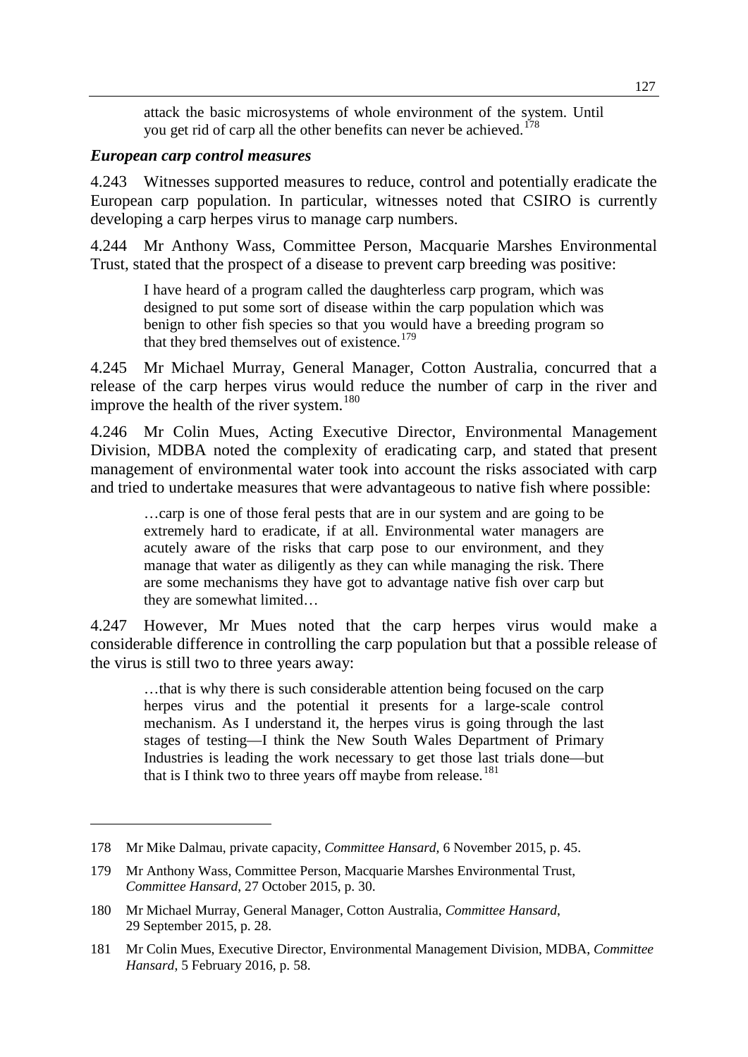> attack the basic microsystems of whole environment of the system. Until you get rid of carp all the other benefits can never be achieved.[178]

### *European carp control measures*

4.243 Witnesses supported measures to reduce, control and potentially eradicate the European carp population. In particular, witnesses noted that CSIRO is currently developing a carp herpes virus to manage carp numbers.

4.244 Mr Anthony Wass, Committee Person, Macquarie Marshes Environmental Trust, stated that the prospect of a disease to prevent carp breeding was positive:

> I have heard of a program called the daughterless carp program, which was designed to put some sort of disease within the carp population which was benign to other fish species so that you would have a breeding program so that they bred themselves out of existence.[179]

4.245 Mr Michael Murray, General Manager, Cotton Australia, concurred that a release of the carp herpes virus would reduce the number of carp in the river and improve the health of the river system.[180]

4.246 Mr Colin Mues, Acting Executive Director, Environmental Management Division, MDBA noted the complexity of eradicating carp, and stated that present management of environmental water took into account the risks associated with carp and tried to undertake measures that were advantageous to native fish where possible:

> …carp is one of those feral pests that are in our system and are going to be extremely hard to eradicate, if at all. Environmental water managers are acutely aware of the risks that carp pose to our environment, and they manage that water as diligently as they can while managing the risk. There are some mechanisms they have got to advantage native fish over carp but they are somewhat limited…

4.247 However, Mr Mues noted that the carp herpes virus would make a considerable difference in controlling the carp population but that a possible release of the virus is still two to three years away:

> …that is why there is such considerable attention being focused on the carp herpes virus and the potential it presents for a large-scale control mechanism. As I understand it, the herpes virus is going through the last stages of testing—I think the New South Wales Department of Primary Industries is leading the work necessary to get those last trials done—but that is I think two to three years off maybe from release.[181]

---

178 Mr Mike Dalmau, private capacity, *Committee Hansard,* 6 November 2015, p. 45.

179 Mr Anthony Wass, Committee Person, Macquarie Marshes Environmental Trust, *Committee Hansard*, 27 October 2015, p. 30.

180 Mr Michael Murray, General Manager, Cotton Australia, *Committee Hansard*, 29 September 2015, p. 28.

181 Mr Colin Mues, Executive Director, Environmental Management Division, MDBA, *Committee Hansard*, 5 February 2016, p. 58.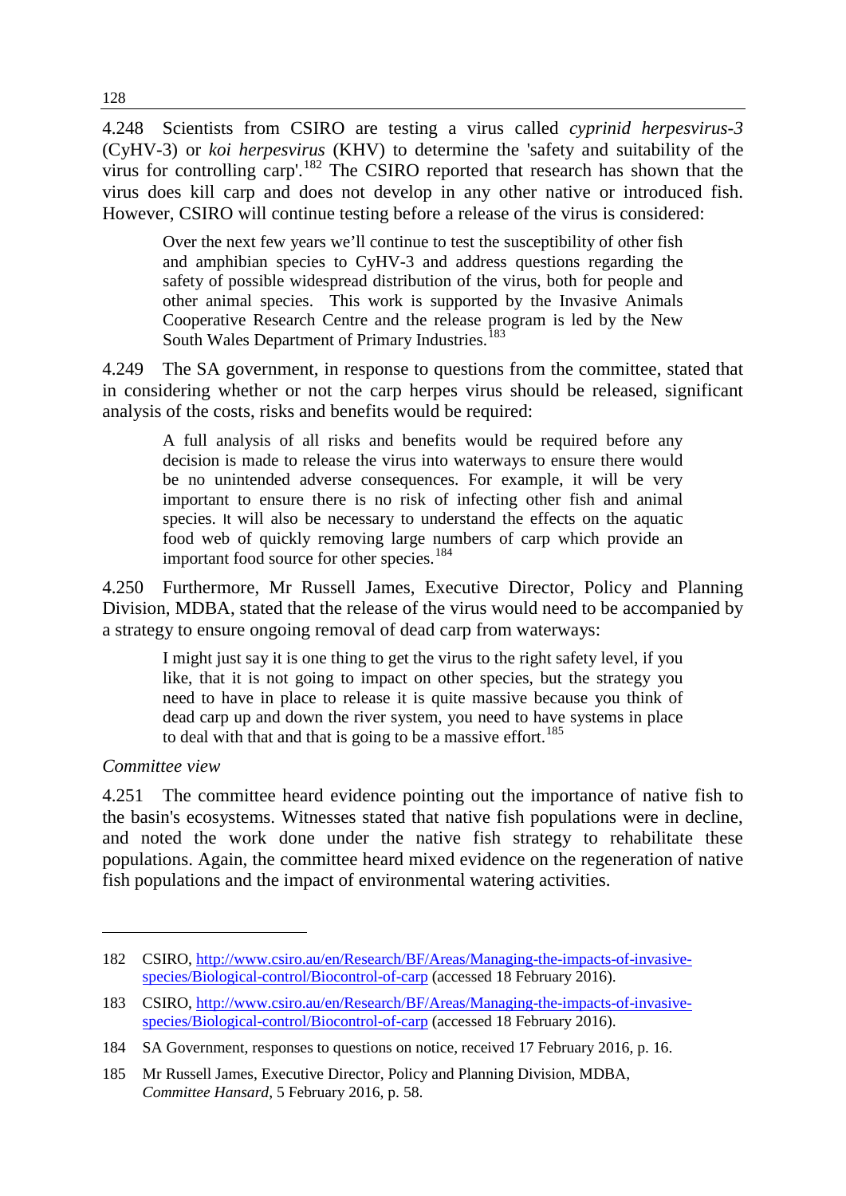4.248 Scientists from CSIRO are testing a virus called *cyprinid herpesvirus-3* (CyHV-3) or *koi herpesvirus* (KHV) to determine the 'safety and suitability of the virus for controlling carp'.[182] The CSIRO reported that research has shown that the virus does kill carp and does not develop in any other native or introduced fish. However, CSIRO will continue testing before a release of the virus is considered:

> Over the next few years we'll continue to test the susceptibility of other fish and amphibian species to CyHV-3 and address questions regarding the safety of possible widespread distribution of the virus, both for people and other animal species. This work is supported by the Invasive Animals Cooperative Research Centre and the release program is led by the New South Wales Department of Primary Industries.[183]

4.249 The SA government, in response to questions from the committee, stated that in considering whether or not the carp herpes virus should be released, significant analysis of the costs, risks and benefits would be required:

> A full analysis of all risks and benefits would be required before any decision is made to release the virus into waterways to ensure there would be no unintended adverse consequences. For example, it will be very important to ensure there is no risk of infecting other fish and animal species. It will also be necessary to understand the effects on the aquatic food web of quickly removing large numbers of carp which provide an important food source for other species.[184]

4.250 Furthermore, Mr Russell James, Executive Director, Policy and Planning Division, MDBA, stated that the release of the virus would need to be accompanied by a strategy to ensure ongoing removal of dead carp from waterways:

> I might just say it is one thing to get the virus to the right safety level, if you like, that it is not going to impact on other species, but the strategy you need to have in place to release it is quite massive because you think of dead carp up and down the river system, you need to have systems in place to deal with that and that is going to be a massive effort.[185]

*Committee view*

4.251 The committee heard evidence pointing out the importance of native fish to the basin's ecosystems. Witnesses stated that native fish populations were in decline, and noted the work done under the native fish strategy to rehabilitate these populations. Again, the committee heard mixed evidence on the regeneration of native fish populations and the impact of environmental watering activities.

---

182 CSIRO, http://www.csiro.au/en/Research/BF/Areas/Managing-the-impacts-of-invasive-species/Biological-control/Biocontrol-of-carp (accessed 18 February 2016).

183 CSIRO, http://www.csiro.au/en/Research/BF/Areas/Managing-the-impacts-of-invasive-species/Biological-control/Biocontrol-of-carp (accessed 18 February 2016).

184 SA Government, responses to questions on notice, received 17 February 2016, p. 16.

185 Mr Russell James, Executive Director, Policy and Planning Division, MDBA, *Committee Hansard*, 5 February 2016, p. 58.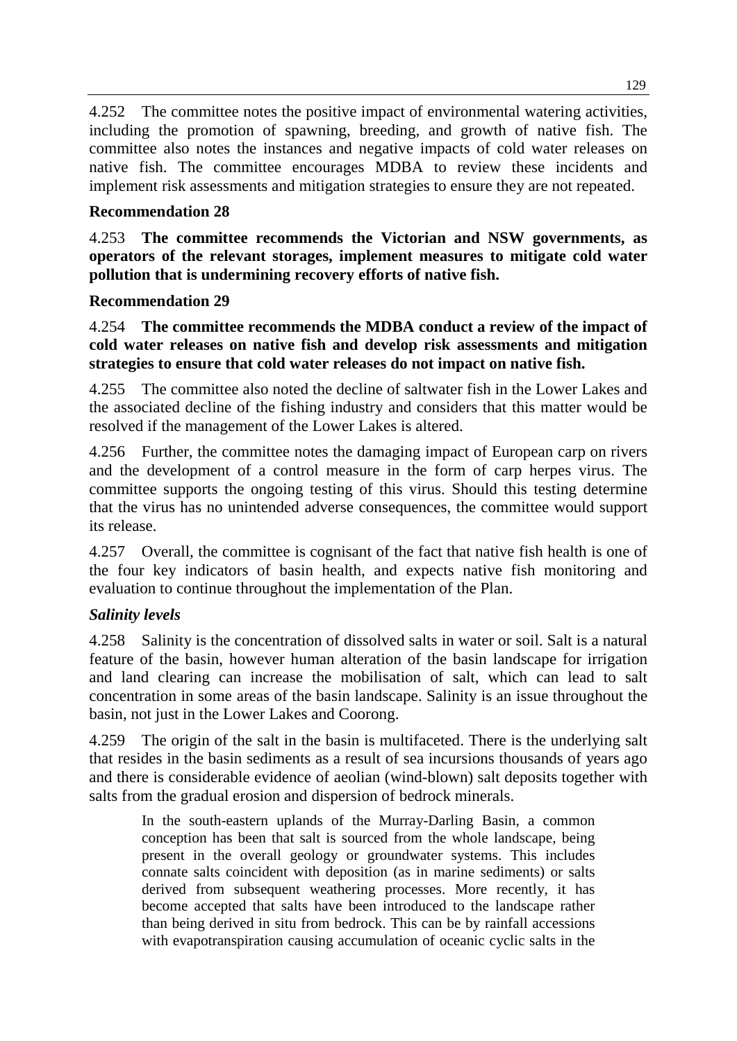4.252 The committee notes the positive impact of environmental watering activities, including the promotion of spawning, breeding, and growth of native fish. The committee also notes the instances and negative impacts of cold water releases on native fish. The committee encourages MDBA to review these incidents and implement risk assessments and mitigation strategies to ensure they are not repeated.

**Recommendation 28**

4.253 **The committee recommends the Victorian and NSW governments, as operators of the relevant storages, implement measures to mitigate cold water pollution that is undermining recovery efforts of native fish.**

**Recommendation 29**

4.254 **The committee recommends the MDBA conduct a review of the impact of cold water releases on native fish and develop risk assessments and mitigation strategies to ensure that cold water releases do not impact on native fish.**

4.255 The committee also noted the decline of saltwater fish in the Lower Lakes and the associated decline of the fishing industry and considers that this matter would be resolved if the management of the Lower Lakes is altered.

4.256 Further, the committee notes the damaging impact of European carp on rivers and the development of a control measure in the form of carp herpes virus. The committee supports the ongoing testing of this virus. Should this testing determine that the virus has no unintended adverse consequences, the committee would support its release.

4.257 Overall, the committee is cognisant of the fact that native fish health is one of the four key indicators of basin health, and expects native fish monitoring and evaluation to continue throughout the implementation of the Plan.

### *Salinity levels*

4.258 Salinity is the concentration of dissolved salts in water or soil. Salt is a natural feature of the basin, however human alteration of the basin landscape for irrigation and land clearing can increase the mobilisation of salt, which can lead to salt concentration in some areas of the basin landscape. Salinity is an issue throughout the basin, not just in the Lower Lakes and Coorong.

4.259 The origin of the salt in the basin is multifaceted. There is the underlying salt that resides in the basin sediments as a result of sea incursions thousands of years ago and there is considerable evidence of aeolian (wind-blown) salt deposits together with salts from the gradual erosion and dispersion of bedrock minerals.

> In the south-eastern uplands of the Murray-Darling Basin, a common conception has been that salt is sourced from the whole landscape, being present in the overall geology or groundwater systems. This includes connate salts coincident with deposition (as in marine sediments) or salts derived from subsequent weathering processes. More recently, it has become accepted that salts have been introduced to the landscape rather than being derived in situ from bedrock. This can be by rainfall accessions with evapotranspiration causing accumulation of oceanic cyclic salts in the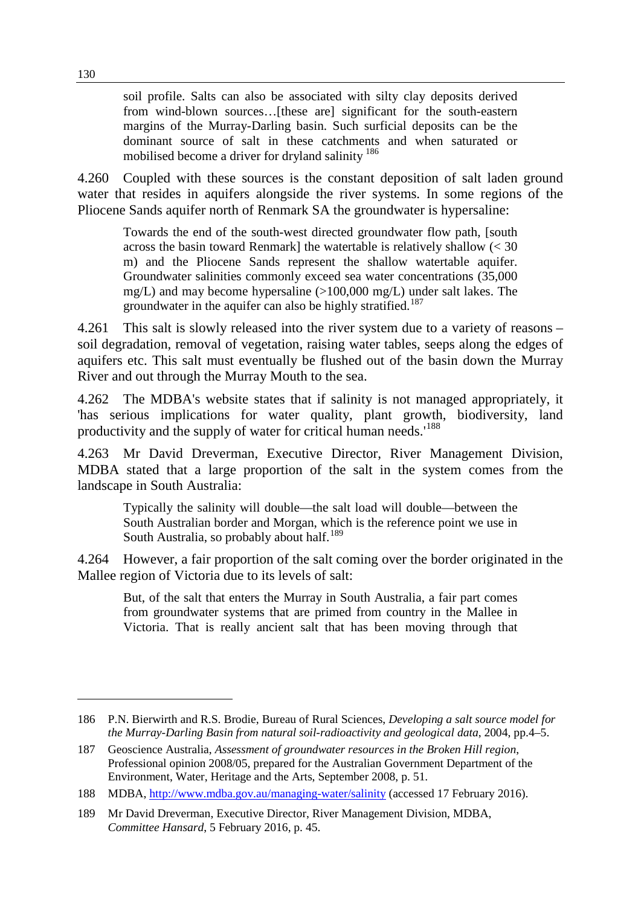> soil profile. Salts can also be associated with silty clay deposits derived from wind-blown sources…[these are] significant for the south-eastern margins of the Murray-Darling basin. Such surficial deposits can be the dominant source of salt in these catchments and when saturated or mobilised become a driver for dryland salinity [186]

4.260 Coupled with these sources is the constant deposition of salt laden ground water that resides in aquifers alongside the river systems. In some regions of the Pliocene Sands aquifer north of Renmark SA the groundwater is hypersaline:

> Towards the end of the south-west directed groundwater flow path, [south across the basin toward Renmark] the watertable is relatively shallow (< 30 m) and the Pliocene Sands represent the shallow watertable aquifer. Groundwater salinities commonly exceed sea water concentrations (35,000 mg/L) and may become hypersaline (>100,000 mg/L) under salt lakes. The groundwater in the aquifer can also be highly stratified.[187]

4.261 This salt is slowly released into the river system due to a variety of reasons – soil degradation, removal of vegetation, raising water tables, seeps along the edges of aquifers etc. This salt must eventually be flushed out of the basin down the Murray River and out through the Murray Mouth to the sea.

4.262 The MDBA's website states that if salinity is not managed appropriately, it 'has serious implications for water quality, plant growth, biodiversity, land productivity and the supply of water for critical human needs.'[188]

4.263 Mr David Dreverman, Executive Director, River Management Division, MDBA stated that a large proportion of the salt in the system comes from the landscape in South Australia:

> Typically the salinity will double—the salt load will double—between the South Australian border and Morgan, which is the reference point we use in South Australia, so probably about half.[189]

4.264 However, a fair proportion of the salt coming over the border originated in the Mallee region of Victoria due to its levels of salt:

> But, of the salt that enters the Murray in South Australia, a fair part comes from groundwater systems that are primed from country in the Mallee in Victoria. That is really ancient salt that has been moving through that

---

186 P.N. Bierwirth and R.S. Brodie, Bureau of Rural Sciences, *Developing a salt source model for the Murray-Darling Basin from natural soil-radioactivity and geological data*, 2004, pp.4–5.

187 Geoscience Australia, *Assessment of groundwater resources in the Broken Hill region*, Professional opinion 2008/05, prepared for the Australian Government Department of the Environment, Water, Heritage and the Arts, September 2008, p. 51.

188 MDBA, http://www.mdba.gov.au/managing-water/salinity (accessed 17 February 2016).

189 Mr David Dreverman, Executive Director, River Management Division, MDBA, *Committee Hansard*, 5 February 2016, p. 45.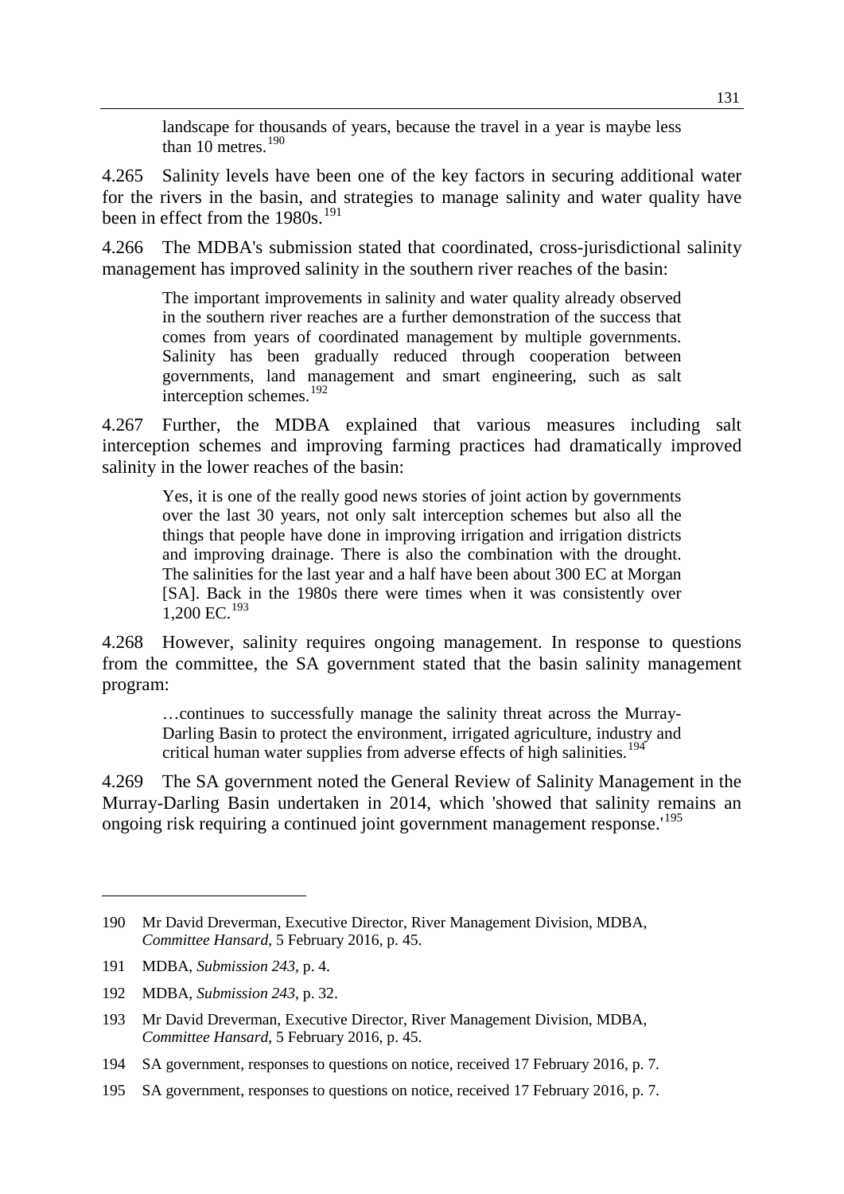> landscape for thousands of years, because the travel in a year is maybe less than 10 metres.[190]

4.265 Salinity levels have been one of the key factors in securing additional water for the rivers in the basin, and strategies to manage salinity and water quality have been in effect from the 1980s.[191]

4.266 The MDBA's submission stated that coordinated, cross-jurisdictional salinity management has improved salinity in the southern river reaches of the basin:

> The important improvements in salinity and water quality already observed in the southern river reaches are a further demonstration of the success that comes from years of coordinated management by multiple governments. Salinity has been gradually reduced through cooperation between governments, land management and smart engineering, such as salt interception schemes.[192]

4.267 Further, the MDBA explained that various measures including salt interception schemes and improving farming practices had dramatically improved salinity in the lower reaches of the basin:

> Yes, it is one of the really good news stories of joint action by governments over the last 30 years, not only salt interception schemes but also all the things that people have done in improving irrigation and irrigation districts and improving drainage. There is also the combination with the drought. The salinities for the last year and a half have been about 300 EC at Morgan [SA]. Back in the 1980s there were times when it was consistently over 1,200 EC.[193]

4.268 However, salinity requires ongoing management. In response to questions from the committee, the SA government stated that the basin salinity management program:

> …continues to successfully manage the salinity threat across the Murray-Darling Basin to protect the environment, irrigated agriculture, industry and critical human water supplies from adverse effects of high salinities.[194]

4.269 The SA government noted the General Review of Salinity Management in the Murray-Darling Basin undertaken in 2014, which 'showed that salinity remains an ongoing risk requiring a continued joint government management response.'[195]

---

190 Mr David Dreverman, Executive Director, River Management Division, MDBA, *Committee Hansard*, 5 February 2016, p. 45.

191 MDBA, *Submission 243*, p. 4.

192 MDBA, *Submission 243*, p. 32.

193 Mr David Dreverman, Executive Director, River Management Division, MDBA, *Committee Hansard*, 5 February 2016, p. 45.

194 SA government, responses to questions on notice, received 17 February 2016, p. 7.

195 SA government, responses to questions on notice, received 17 February 2016, p. 7.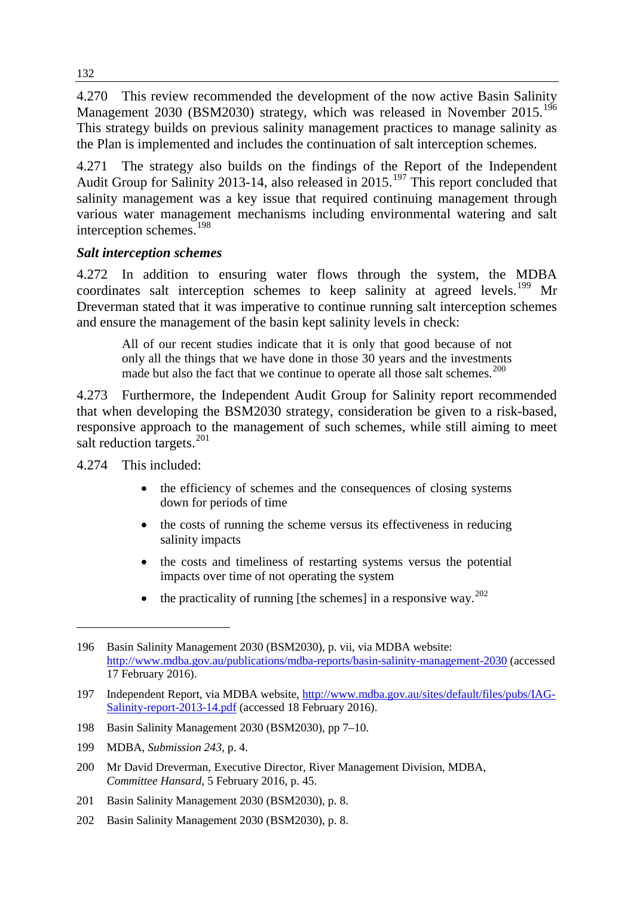4.270 This review recommended the development of the now active Basin Salinity Management 2030 (BSM2030) strategy, which was released in November 2015.[196] This strategy builds on previous salinity management practices to manage salinity as the Plan is implemented and includes the continuation of salt interception schemes.

4.271 The strategy also builds on the findings of the Report of the Independent Audit Group for Salinity 2013-14, also released in 2015.[197] This report concluded that salinity management was a key issue that required continuing management through various water management mechanisms including environmental watering and salt interception schemes.[198]

### *Salt interception schemes*

4.272 In addition to ensuring water flows through the system, the MDBA coordinates salt interception schemes to keep salinity at agreed levels.[199] Mr Dreverman stated that it was imperative to continue running salt interception schemes and ensure the management of the basin kept salinity levels in check:

> All of our recent studies indicate that it is only that good because of not only all the things that we have done in those 30 years and the investments made but also the fact that we continue to operate all those salt schemes.[200]

4.273 Furthermore, the Independent Audit Group for Salinity report recommended that when developing the BSM2030 strategy, consideration be given to a risk-based, responsive approach to the management of such schemes, while still aiming to meet salt reduction targets.[201]

4.274 This included:

- the efficiency of schemes and the consequences of closing systems down for periods of time
- the costs of running the scheme versus its effectiveness in reducing salinity impacts
- the costs and timeliness of restarting systems versus the potential impacts over time of not operating the system
- the practicality of running [the schemes] in a responsive way.[202]

---

196 Basin Salinity Management 2030 (BSM2030), p. vii, via MDBA website: http://www.mdba.gov.au/publications/mdba-reports/basin-salinity-management-2030 (accessed 17 February 2016).

197 Independent Report, via MDBA website, http://www.mdba.gov.au/sites/default/files/pubs/IAG-Salinity-report-2013-14.pdf (accessed 18 February 2016).

198 Basin Salinity Management 2030 (BSM2030), pp 7–10.

199 MDBA, *Submission 243*, p. 4.

200 Mr David Dreverman, Executive Director, River Management Division, MDBA, *Committee Hansard*, 5 February 2016, p. 45.

201 Basin Salinity Management 2030 (BSM2030), p. 8.

202 Basin Salinity Management 2030 (BSM2030), p. 8.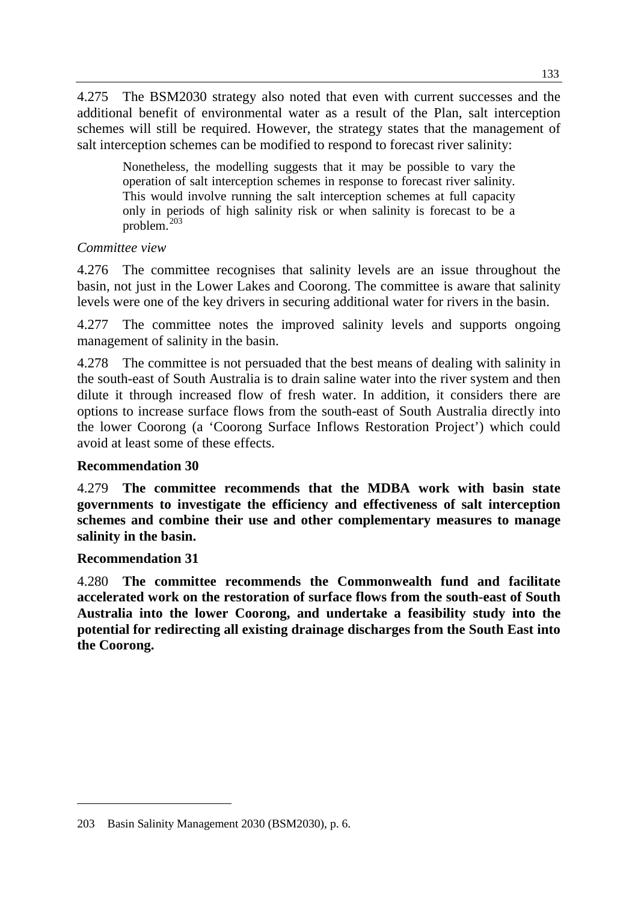4.275 The BSM2030 strategy also noted that even with current successes and the additional benefit of environmental water as a result of the Plan, salt interception schemes will still be required. However, the strategy states that the management of salt interception schemes can be modified to respond to forecast river salinity:

> Nonetheless, the modelling suggests that it may be possible to vary the operation of salt interception schemes in response to forecast river salinity. This would involve running the salt interception schemes at full capacity only in periods of high salinity risk or when salinity is forecast to be a problem.[203]

*Committee view*

4.276 The committee recognises that salinity levels are an issue throughout the basin, not just in the Lower Lakes and Coorong. The committee is aware that salinity levels were one of the key drivers in securing additional water for rivers in the basin.

4.277 The committee notes the improved salinity levels and supports ongoing management of salinity in the basin.

4.278 The committee is not persuaded that the best means of dealing with salinity in the south-east of South Australia is to drain saline water into the river system and then dilute it through increased flow of fresh water. In addition, it considers there are options to increase surface flows from the south-east of South Australia directly into the lower Coorong (a 'Coorong Surface Inflows Restoration Project') which could avoid at least some of these effects.

**Recommendation 30**

4.279 **The committee recommends that the MDBA work with basin state governments to investigate the efficiency and effectiveness of salt interception schemes and combine their use and other complementary measures to manage salinity in the basin.**

**Recommendation 31**

4.280 **The committee recommends the Commonwealth fund and facilitate accelerated work on the restoration of surface flows from the south-east of South Australia into the lower Coorong, and undertake a feasibility study into the potential for redirecting all existing drainage discharges from the South East into the Coorong.**

---

203 Basin Salinity Management 2030 (BSM2030), p. 6.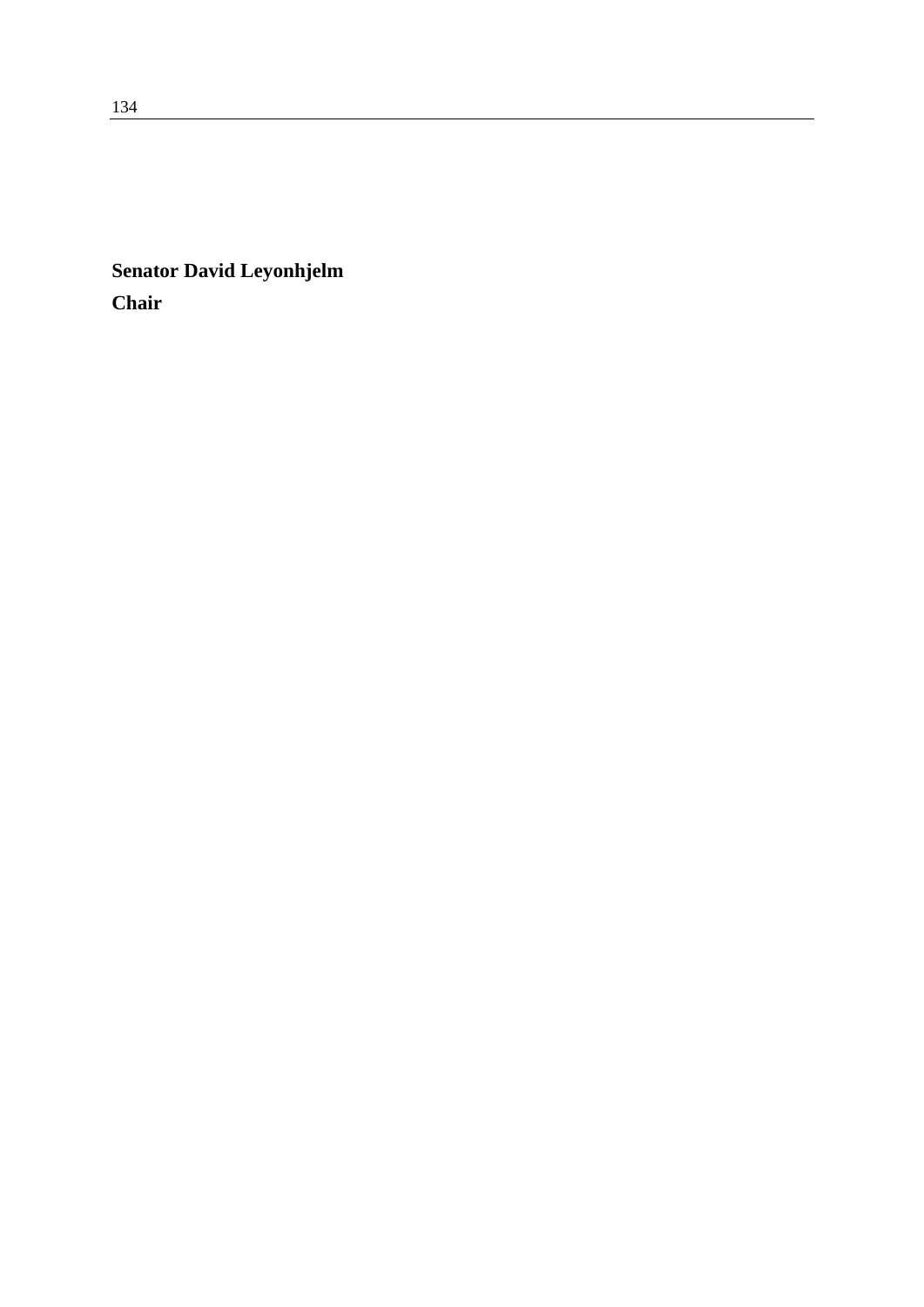**Senator David Leyonhjelm**

**Chair**